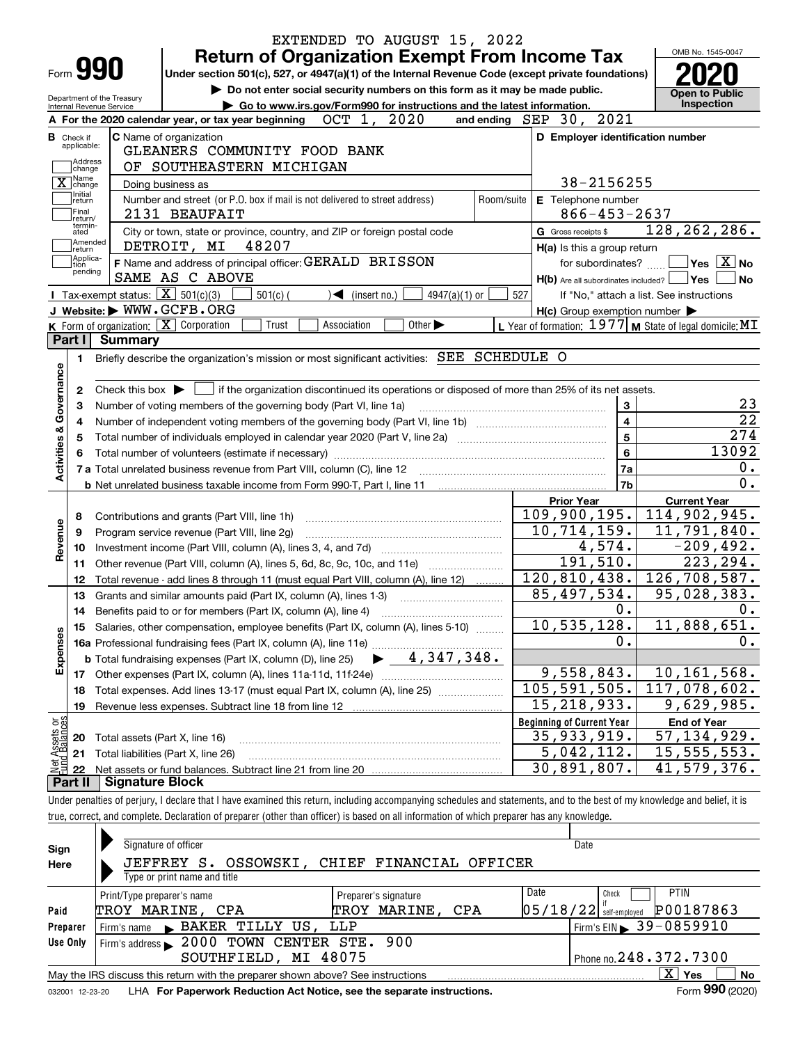EXTENDED TO AUGUST 15, 2022

# Form 990 — Return of Organization Exempt From Income Tax (2020)

Under section 501(c), 527, or 4947(a)(1) of the Internal Revenue Code (except private foundations)

▶ Do not enter social security numbers on this form as it may be made public.

▶ Go to www.irs.gov/Form990 for instructions and the latest information.

Department of the Treasury
Internal Revenue Service

OMB No. 1545-0047 | **Open to Public Inspection**

**A** For the 2020 calendar year, or tax year beginning OCT 1, 2020 and ending SEP 30, 2021

**B** Check if applicable:
- Address change
- [X] Name change
- Initial return
- Final return/terminated
- Amended return
- Application pending

**C** Name of organization: GLEANERS COMMUNITY FOOD BANK OF SOUTHEASTERN MICHIGAN

Doing business as

Number and street (or P.O. box if mail is not delivered to street address): 2131 BEAUFAIT | Room/suite

City or town, state or province, country, and ZIP or foreign postal code: DETROIT, MI 48207

**D** Employer identification number: 38-2156255

**E** Telephone number: 866-453-2637

**G** Gross receipts $ 128,262,286.

**F** Name and address of principal officer: GERALD BRISSON, SAME AS C ABOVE

**H(a)** Is this a group return for subordinates? Yes [ ] No [X]

**H(b)** Are all subordinates included? Yes [ ] No [ ]
If "No," attach a list. See instructions

**H(c)** Group exemption number ▶

**I** Tax-exempt status: [X] 501(c)(3) [ ] 501(c) ( ) ◀ (insert no.) [ ] 4947(a)(1) or [ ] 527

**J** Website: ▶ WWW.GCFB.ORG

**K** Form of organization: [X] Corporation [ ] Trust [ ] Association [ ] Other ▶

**L** Year of formation: 1977 **M** State of legal domicile: MI

## Part I Summary

**Activities & Governance**

1. Briefly describe the organization's mission or most significant activities: SEE SCHEDULE O
2. Check this box ▶ [ ] if the organization discontinued its operations or disposed of more than 25% of its net assets.

| | | | |
|---|---|---|---|
| 3 | Number of voting members of the governing body (Part VI, line 1a) | 3 | 23 |
| 4 | Number of independent voting members of the governing body (Part VI, line 1b) | 4 | 22 |
| 5 | Total number of individuals employed in calendar year 2020 (Part V, line 2a) | 5 | 274 |
| 6 | Total number of volunteers (estimate if necessary) | 6 | 13092 |
| 7a | Total unrelated business revenue from Part VIII, column (C), line 12 | 7a | 0. |
| b | Net unrelated business taxable income from Form 990-T, Part I, line 11 | 7b | 0. |

| | | Prior Year | Current Year |
|---|---|---|---|
| **Revenue** | | | |
| 8 | Contributions and grants (Part VIII, line 1h) | 109,900,195. | 114,902,945. |
| 9 | Program service revenue (Part VIII, line 2g) | 10,714,159. | 11,791,840. |
| 10 | Investment income (Part VIII, column (A), lines 3, 4, and 7d) | 4,574. | -209,492. |
| 11 | Other revenue (Part VIII, column (A), lines 5, 6d, 8c, 9c, 10c, and 11e) | 191,510. | 223,294. |
| 12 | Total revenue - add lines 8 through 11 (must equal Part VIII, column (A), line 12) | 120,810,438. | 126,708,587. |
| **Expenses** | | | |
| 13 | Grants and similar amounts paid (Part IX, column (A), lines 1-3) | 85,497,534. | 95,028,383. |
| 14 | Benefits paid to or for members (Part IX, column (A), line 4) | 0. | 0. |
| 15 | Salaries, other compensation, employee benefits (Part IX, column (A), lines 5-10) | 10,535,128. | 11,888,651. |
| 16a | Professional fundraising fees (Part IX, column (A), line 11e) | 0. | 0. |
| b | Total fundraising expenses (Part IX, column (D), line 25) ▶ 4,347,348. | | |
| 17 | Other expenses (Part IX, column (A), lines 11a-11d, 11f-24e) | 9,558,843. | 10,161,568. |
| 18 | Total expenses. Add lines 13-17 (must equal Part IX, column (A), line 25) | 105,591,505. | 117,078,602. |
| 19 | Revenue less expenses. Subtract line 18 from line 12 | 15,218,933. | 9,629,985. |
| **Net Assets or Fund Balances** | | **Beginning of Current Year** | **End of Year** |
| 20 | Total assets (Part X, line 16) | 35,933,919. | 57,134,929. |
| 21 | Total liabilities (Part X, line 26) | 5,042,112. | 15,555,553. |
| 22 | Net assets or fund balances. Subtract line 21 from line 20 | 30,891,807. | 41,579,376. |

## Part II Signature Block

Under penalties of perjury, I declare that I have examined this return, including accompanying schedules and statements, and to the best of my knowledge and belief, it is true, correct, and complete. Declaration of preparer (other than officer) is based on all information of which preparer has any knowledge.

**Sign Here**

Signature of officer | Date

JEFFREY S. OSSOWSKI, CHIEF FINANCIAL OFFICER
Type or print name and title

**Paid Preparer Use Only**

| Print/Type preparer's name | Preparer's signature | Date | Check if self-employed | PTIN |
|---|---|---|---|---|
| TROY MARINE, CPA | TROY MARINE, CPA | 05/18/22 | | P00187863 |

Firm's name ▶ BAKER TILLY US, LLP | Firm's EIN ▶ 39-0859910

Firm's address ▶ 2000 TOWN CENTER STE. 900, SOUTHFIELD, MI 48075 | Phone no. 248.372.7300

May the IRS discuss this return with the preparer shown above? See instructions [X] Yes [ ] No

032001 12-23-20 LHA For Paperwork Reduction Act Notice, see the separate instructions. Form **990** (2020)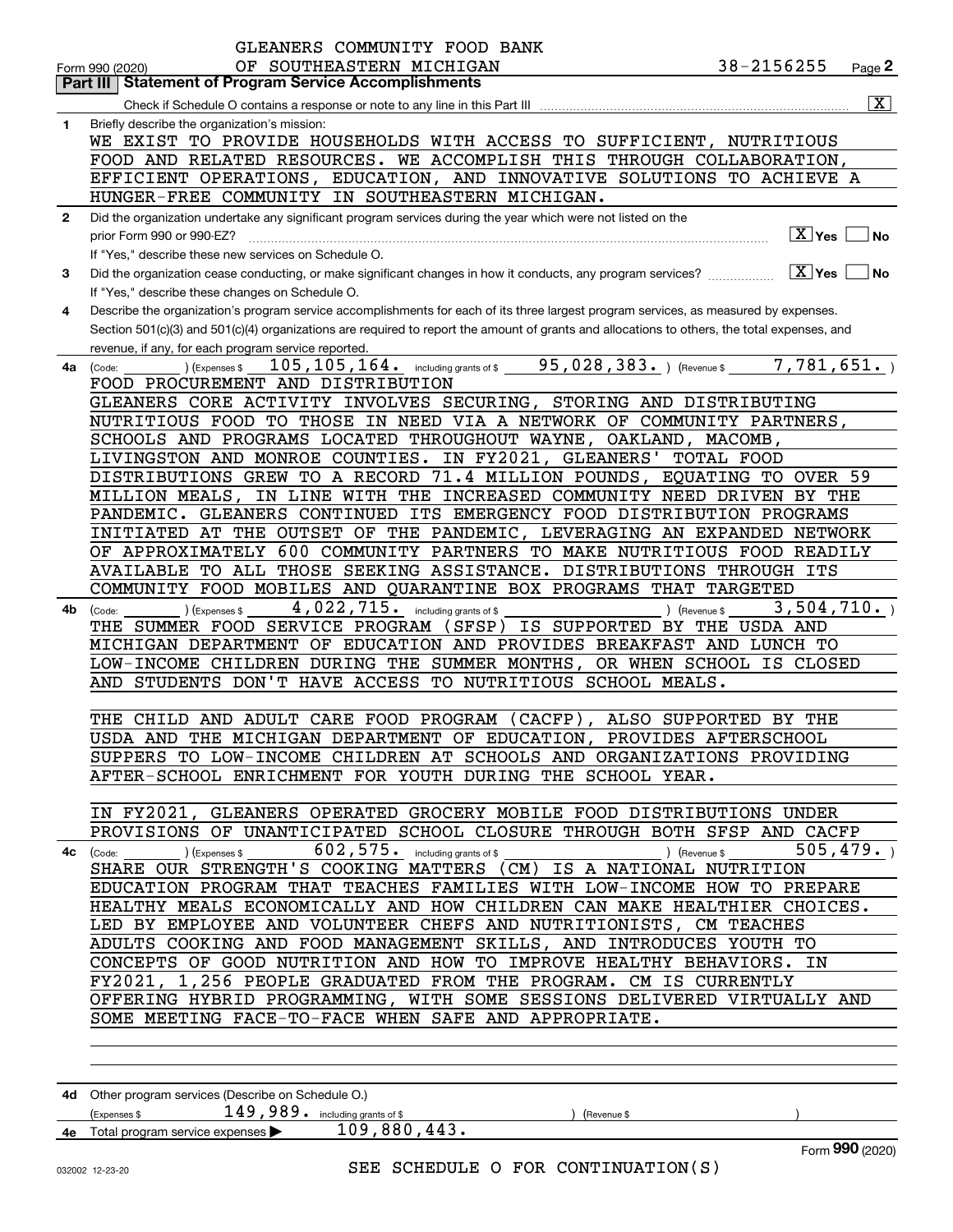GLEANERS COMMUNITY FOOD BANK OF SOUTHEASTERN MICHIGAN 38-2156255

Form 990 (2020) Page 2

**Part III | Statement of Program Service Accomplishments**

Check if Schedule O contains a response or note to any line in this Part III ☒

**1** Briefly describe the organization's mission:

WE EXIST TO PROVIDE HOUSEHOLDS WITH ACCESS TO SUFFICIENT, NUTRITIOUS FOOD AND RELATED RESOURCES. WE ACCOMPLISH THIS THROUGH COLLABORATION, EFFICIENT OPERATIONS, EDUCATION, AND INNOVATIVE SOLUTIONS TO ACHIEVE A HUNGER-FREE COMMUNITY IN SOUTHEASTERN MICHIGAN.

**2** Did the organization undertake any significant program services during the year which were not listed on the prior Form 990 or 990-EZ? ☒ Yes ☐ No

If "Yes," describe these new services on Schedule O.

**3** Did the organization cease conducting, or make significant changes in how it conducts, any program services? ☒ Yes ☐ No

If "Yes," describe these changes on Schedule O.

**4** Describe the organization's program service accomplishments for each of its three largest program services, as measured by expenses. Section 501(c)(3) and 501(c)(4) organizations are required to report the amount of grants and allocations to others, the total expenses, and revenue, if any, for each program service reported.

**4a** (Code: ) (Expenses $ 105,105,164. including grants of $ 95,028,383. ) (Revenue $ 7,781,651. )

FOOD PROCUREMENT AND DISTRIBUTION

GLEANERS CORE ACTIVITY INVOLVES SECURING, STORING AND DISTRIBUTING NUTRITIOUS FOOD TO THOSE IN NEED VIA A NETWORK OF COMMUNITY PARTNERS, SCHOOLS AND PROGRAMS LOCATED THROUGHOUT WAYNE, OAKLAND, MACOMB, LIVINGSTON AND MONROE COUNTIES. IN FY2021, GLEANERS' TOTAL FOOD DISTRIBUTIONS GREW TO A RECORD 71.4 MILLION POUNDS, EQUATING TO OVER 59 MILLION MEALS, IN LINE WITH THE INCREASED COMMUNITY NEED DRIVEN BY THE PANDEMIC. GLEANERS CONTINUED ITS EMERGENCY FOOD DISTRIBUTION PROGRAMS INITIATED AT THE OUTSET OF THE PANDEMIC, LEVERAGING AN EXPANDED NETWORK OF APPROXIMATELY 600 COMMUNITY PARTNERS TO MAKE NUTRITIOUS FOOD READILY AVAILABLE TO ALL THOSE SEEKING ASSISTANCE. DISTRIBUTIONS THROUGH ITS COMMUNITY FOOD MOBILES AND QUARANTINE BOX PROGRAMS THAT TARGETED

**4b** (Code: ) (Expenses $ 4,022,715. including grants of $ ) (Revenue $ 3,504,710. )

THE SUMMER FOOD SERVICE PROGRAM (SFSP) IS SUPPORTED BY THE USDA AND MICHIGAN DEPARTMENT OF EDUCATION AND PROVIDES BREAKFAST AND LUNCH TO LOW-INCOME CHILDREN DURING THE SUMMER MONTHS, OR WHEN SCHOOL IS CLOSED AND STUDENTS DON'T HAVE ACCESS TO NUTRITIOUS SCHOOL MEALS.

THE CHILD AND ADULT CARE FOOD PROGRAM (CACFP), ALSO SUPPORTED BY THE USDA AND THE MICHIGAN DEPARTMENT OF EDUCATION, PROVIDES AFTERSCHOOL SUPPERS TO LOW-INCOME CHILDREN AT SCHOOLS AND ORGANIZATIONS PROVIDING AFTER-SCHOOL ENRICHMENT FOR YOUTH DURING THE SCHOOL YEAR.

IN FY2021, GLEANERS OPERATED GROCERY MOBILE FOOD DISTRIBUTIONS UNDER PROVISIONS OF UNANTICIPATED SCHOOL CLOSURE THROUGH BOTH SFSP AND CACFP

**4c** (Code: ) (Expenses $ 602,575. including grants of $ ) (Revenue $ 505,479. )

SHARE OUR STRENGTH'S COOKING MATTERS (CM) IS A NATIONAL NUTRITION EDUCATION PROGRAM THAT TEACHES FAMILIES WITH LOW-INCOME HOW TO PREPARE HEALTHY MEALS ECONOMICALLY AND HOW CHILDREN CAN MAKE HEALTHIER CHOICES. LED BY EMPLOYEE AND VOLUNTEER CHEFS AND NUTRITIONISTS, CM TEACHES ADULTS COOKING AND FOOD MANAGEMENT SKILLS, AND INTRODUCES YOUTH TO CONCEPTS OF GOOD NUTRITION AND HOW TO IMPROVE HEALTHY BEHAVIORS. IN FY2021, 1,256 PEOPLE GRADUATED FROM THE PROGRAM. CM IS CURRENTLY OFFERING HYBRID PROGRAMMING, WITH SOME SESSIONS DELIVERED VIRTUALLY AND SOME MEETING FACE-TO-FACE WHEN SAFE AND APPROPRIATE.

**4d** Other program services (Describe on Schedule O.)

(Expenses $ 149,989. including grants of $ ) (Revenue $ )

**4e** Total program service expenses ▶ 109,880,443.

Form **990** (2020)

SEE SCHEDULE O FOR CONTINUATION(S)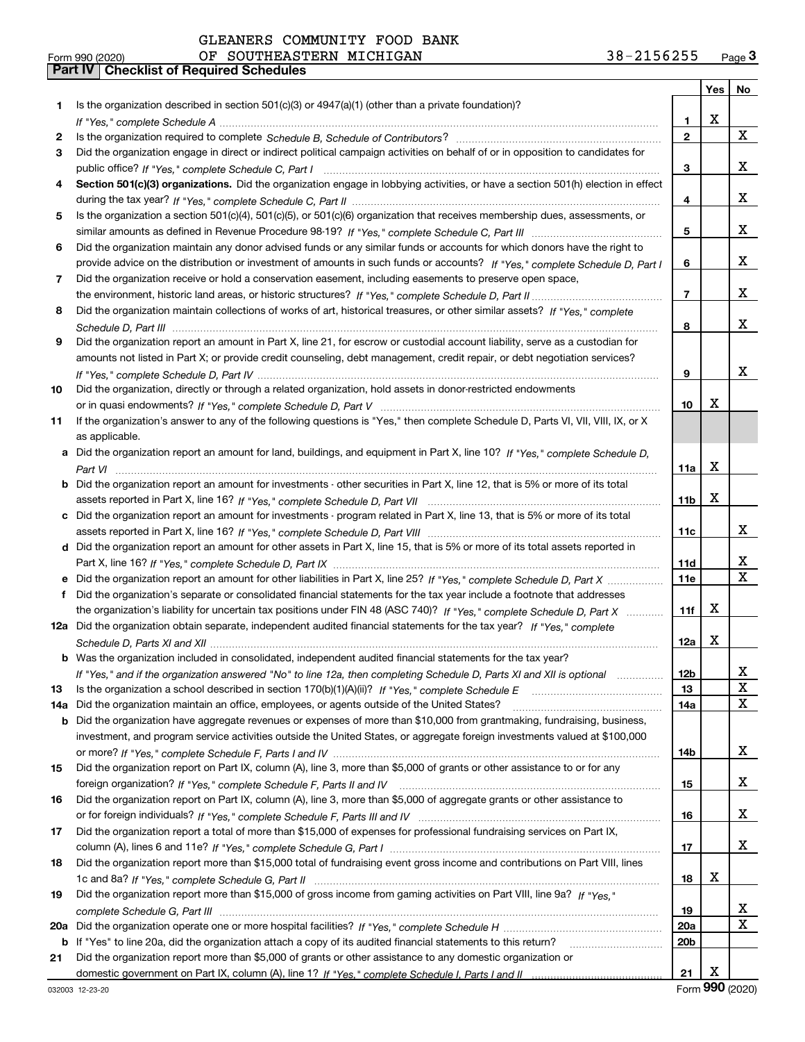GLEANERS COMMUNITY FOOD BANK
OF SOUTHEASTERN MICHIGAN 38-2156255

Form 990 (2020)

**Part IV | Checklist of Required Schedules**

| | | | Yes | No |
|---|---|---|---|---|
| 1 | Is the organization described in section 501(c)(3) or 4947(a)(1) (other than a private foundation)? *If "Yes," complete Schedule A* | 1 | X | |
| 2 | Is the organization required to complete *Schedule B, Schedule of Contributors*? | 2 | | X |
| 3 | Did the organization engage in direct or indirect political campaign activities on behalf of or in opposition to candidates for public office? *If "Yes," complete Schedule C, Part I* | 3 | | X |
| 4 | **Section 501(c)(3) organizations.** Did the organization engage in lobbying activities, or have a section 501(h) election in effect during the tax year? *If "Yes," complete Schedule C, Part II* | 4 | | X |
| 5 | Is the organization a section 501(c)(4), 501(c)(5), or 501(c)(6) organization that receives membership dues, assessments, or similar amounts as defined in Revenue Procedure 98-19? *If "Yes," complete Schedule C, Part III* | 5 | | X |
| 6 | Did the organization maintain any donor advised funds or any similar funds or accounts for which donors have the right to provide advice on the distribution or investment of amounts in such funds or accounts? *If "Yes," complete Schedule D, Part I* | 6 | | X |
| 7 | Did the organization receive or hold a conservation easement, including easements to preserve open space, the environment, historic land areas, or historic structures? *If "Yes," complete Schedule D, Part II* | 7 | | X |
| 8 | Did the organization maintain collections of works of art, historical treasures, or other similar assets? *If "Yes," complete Schedule D, Part III* | 8 | | X |
| 9 | Did the organization report an amount in Part X, line 21, for escrow or custodial account liability, serve as a custodian for amounts not listed in Part X; or provide credit counseling, debt management, credit repair, or debt negotiation services? *If "Yes," complete Schedule D, Part IV* | 9 | | X |
| 10 | Did the organization, directly or through a related organization, hold assets in donor-restricted endowments or in quasi endowments? *If "Yes," complete Schedule D, Part V* | 10 | X | |
| 11 | If the organization's answer to any of the following questions is "Yes," then complete Schedule D, Parts VI, VII, VIII, IX, or X as applicable. | | | |
| a | Did the organization report an amount for land, buildings, and equipment in Part X, line 10? *If "Yes," complete Schedule D, Part VI* | 11a | X | |
| b | Did the organization report an amount for investments - other securities in Part X, line 12, that is 5% or more of its total assets reported in Part X, line 16? *If "Yes," complete Schedule D, Part VII* | 11b | X | |
| c | Did the organization report an amount for investments - program related in Part X, line 13, that is 5% or more of its total assets reported in Part X, line 16? *If "Yes," complete Schedule D, Part VIII* | 11c | | X |
| d | Did the organization report an amount for other assets in Part X, line 15, that is 5% or more of its total assets reported in Part X, line 16? *If "Yes," complete Schedule D, Part IX* | 11d | | X |
| e | Did the organization report an amount for other liabilities in Part X, line 25? *If "Yes," complete Schedule D, Part X* | 11e | | X |
| f | Did the organization's separate or consolidated financial statements for the tax year include a footnote that addresses the organization's liability for uncertain tax positions under FIN 48 (ASC 740)? *If "Yes," complete Schedule D, Part X* | 11f | X | |
| 12a | Did the organization obtain separate, independent audited financial statements for the tax year? *If "Yes," complete Schedule D, Parts XI and XII* | 12a | X | |
| b | Was the organization included in consolidated, independent audited financial statements for the tax year? *If "Yes," and if the organization answered "No" to line 12a, then completing Schedule D, Parts XI and XII is optional* | 12b | | X |
| 13 | Is the organization a school described in section 170(b)(1)(A)(ii)? *If "Yes," complete Schedule E* | 13 | | X |
| 14a | Did the organization maintain an office, employees, or agents outside of the United States? | 14a | | X |
| b | Did the organization have aggregate revenues or expenses of more than $10,000 from grantmaking, fundraising, business, investment, and program service activities outside the United States, or aggregate foreign investments valued at $100,000 or more? *If "Yes," complete Schedule F, Parts I and IV* | 14b | | X |
| 15 | Did the organization report on Part IX, column (A), line 3, more than $5,000 of grants or other assistance to or for any foreign organization? *If "Yes," complete Schedule F, Parts II and IV* | 15 | | X |
| 16 | Did the organization report on Part IX, column (A), line 3, more than $5,000 of aggregate grants or other assistance to or for foreign individuals? *If "Yes," complete Schedule F, Parts III and IV* | 16 | | X |
| 17 | Did the organization report a total of more than $15,000 of expenses for professional fundraising services on Part IX, column (A), lines 6 and 11e? *If "Yes," complete Schedule G, Part I* | 17 | | X |
| 18 | Did the organization report more than $15,000 total of fundraising event gross income and contributions on Part VIII, lines 1c and 8a? *If "Yes," complete Schedule G, Part II* | 18 | X | |
| 19 | Did the organization report more than $15,000 of gross income from gaming activities on Part VIII, line 9a? *If "Yes," complete Schedule G, Part III* | 19 | | X |
| 20a | Did the organization operate one or more hospital facilities? *If "Yes," complete Schedule H* | 20a | | X |
| b | If "Yes" to line 20a, did the organization attach a copy of its audited financial statements to this return? | 20b | | |
| 21 | Did the organization report more than $5,000 of grants or other assistance to any domestic organization or domestic government on Part IX, column (A), line 1? *If "Yes," complete Schedule I, Parts I and II* | 21 | X | |

032003 12-23-20 Form **990** (2020)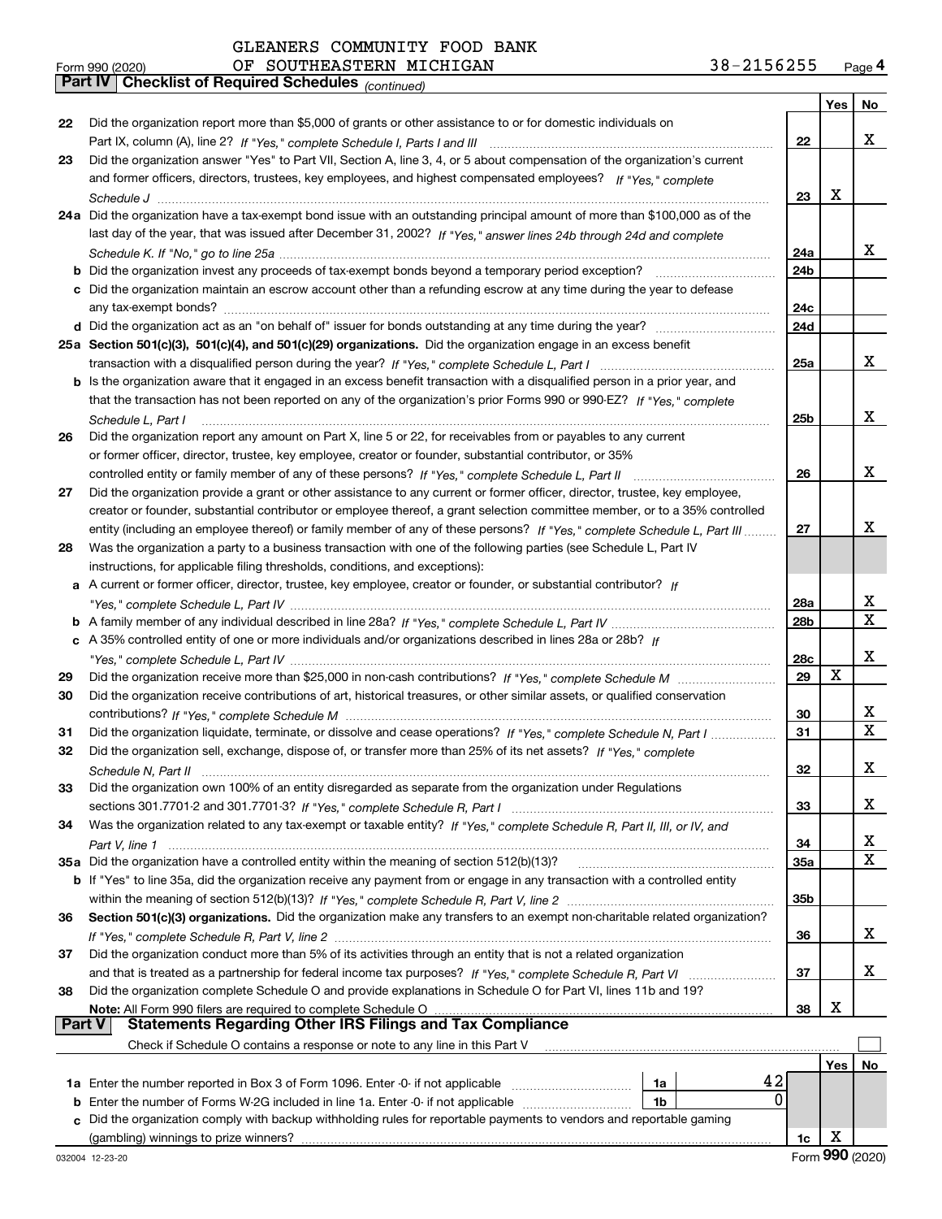GLEANERS COMMUNITY FOOD BANK
Form 990 (2020) OF SOUTHEASTERN MICHIGAN 38-2156255 Page **4**

## Part IV Checklist of Required Schedules *(continued)*

| | | | Yes | No |
|---|---|---|---|---|
| 22 | Did the organization report more than $5,000 of grants or other assistance to or for domestic individuals on Part IX, column (A), line 2? *If "Yes," complete Schedule I, Parts I and III* | 22 | | X |
| 23 | Did the organization answer "Yes" to Part VII, Section A, line 3, 4, or 5 about compensation of the organization's current and former officers, directors, trustees, key employees, and highest compensated employees? *If "Yes," complete Schedule J* | 23 | X | |
| 24a | Did the organization have a tax-exempt bond issue with an outstanding principal amount of more than $100,000 as of the last day of the year, that was issued after December 31, 2002? *If "Yes," answer lines 24b through 24d and complete Schedule K. If "No," go to line 25a* | 24a | | X |
| b | Did the organization invest any proceeds of tax-exempt bonds beyond a temporary period exception? | 24b | | |
| c | Did the organization maintain an escrow account other than a refunding escrow at any time during the year to defease any tax-exempt bonds? | 24c | | |
| d | Did the organization act as an "on behalf of" issuer for bonds outstanding at any time during the year? | 24d | | |
| 25a | **Section 501(c)(3), 501(c)(4), and 501(c)(29) organizations.** Did the organization engage in an excess benefit transaction with a disqualified person during the year? *If "Yes," complete Schedule L, Part I* | 25a | | X |
| b | Is the organization aware that it engaged in an excess benefit transaction with a disqualified person in a prior year, and that the transaction has not been reported on any of the organization's prior Forms 990 or 990-EZ? *If "Yes," complete Schedule L, Part I* | 25b | | X |
| 26 | Did the organization report any amount on Part X, line 5 or 22, for receivables from or payables to any current or former officer, director, trustee, key employee, creator or founder, substantial contributor, or 35% controlled entity or family member of any of these persons? *If "Yes," complete Schedule L, Part II* | 26 | | X |
| 27 | Did the organization provide a grant or other assistance to any current or former officer, director, trustee, key employee, creator or founder, substantial contributor or employee thereof, a grant selection committee member, or to a 35% controlled entity (including an employee thereof) or family member of any of these persons? *If "Yes," complete Schedule L, Part III* | 27 | | X |
| 28 | Was the organization a party to a business transaction with one of the following parties (see Schedule L, Part IV instructions, for applicable filing thresholds, conditions, and exceptions): | | | |
| a | A current or former officer, director, trustee, key employee, creator or founder, or substantial contributor? *If "Yes," complete Schedule L, Part IV* | 28a | | X |
| b | A family member of any individual described in line 28a? *If "Yes," complete Schedule L, Part IV* | 28b | | X |
| c | A 35% controlled entity of one or more individuals and/or organizations described in lines 28a or 28b? *If "Yes," complete Schedule L, Part IV* | 28c | | X |
| 29 | Did the organization receive more than $25,000 in non-cash contributions? *If "Yes," complete Schedule M* | 29 | X | |
| 30 | Did the organization receive contributions of art, historical treasures, or other similar assets, or qualified conservation contributions? *If "Yes," complete Schedule M* | 30 | | X |
| 31 | Did the organization liquidate, terminate, or dissolve and cease operations? *If "Yes," complete Schedule N, Part I* | 31 | | X |
| 32 | Did the organization sell, exchange, dispose of, or transfer more than 25% of its net assets? *If "Yes," complete Schedule N, Part II* | 32 | | X |
| 33 | Did the organization own 100% of an entity disregarded as separate from the organization under Regulations sections 301.7701-2 and 301.7701-3? *If "Yes," complete Schedule R, Part I* | 33 | | X |
| 34 | Was the organization related to any tax-exempt or taxable entity? *If "Yes," complete Schedule R, Part II, III, or IV, and Part V, line 1* | 34 | | X |
| 35a | Did the organization have a controlled entity within the meaning of section 512(b)(13)? | 35a | | X |
| b | If "Yes" to line 35a, did the organization receive any payment from or engage in any transaction with a controlled entity within the meaning of section 512(b)(13)? *If "Yes," complete Schedule R, Part V, line 2* | 35b | | |
| 36 | **Section 501(c)(3) organizations.** Did the organization make any transfers to an exempt non-charitable related organization? *If "Yes," complete Schedule R, Part V, line 2* | 36 | | X |
| 37 | Did the organization conduct more than 5% of its activities through an entity that is not a related organization and that is treated as a partnership for federal income tax purposes? *If "Yes," complete Schedule R, Part VI* | 37 | | X |
| 38 | Did the organization complete Schedule O and provide explanations in Schedule O for Part VI, lines 11b and 19? **Note:** All Form 990 filers are required to complete Schedule O | 38 | X | |

## Part V Statements Regarding Other IRS Filings and Tax Compliance

Check if Schedule O contains a response or note to any line in this Part V ☐

| | | | | | Yes | No |
|---|---|---|---|---|---|---|
| 1a | Enter the number reported in Box 3 of Form 1096. Enter -0- if not applicable | 1a | 42 | | | |
| b | Enter the number of Forms W-2G included in line 1a. Enter -0- if not applicable | 1b | 0 | | | |
| c | Did the organization comply with backup withholding rules for reportable payments to vendors and reportable gaming (gambling) winnings to prize winners? | | | 1c | X | |

032004 12-23-20 Form **990** (2020)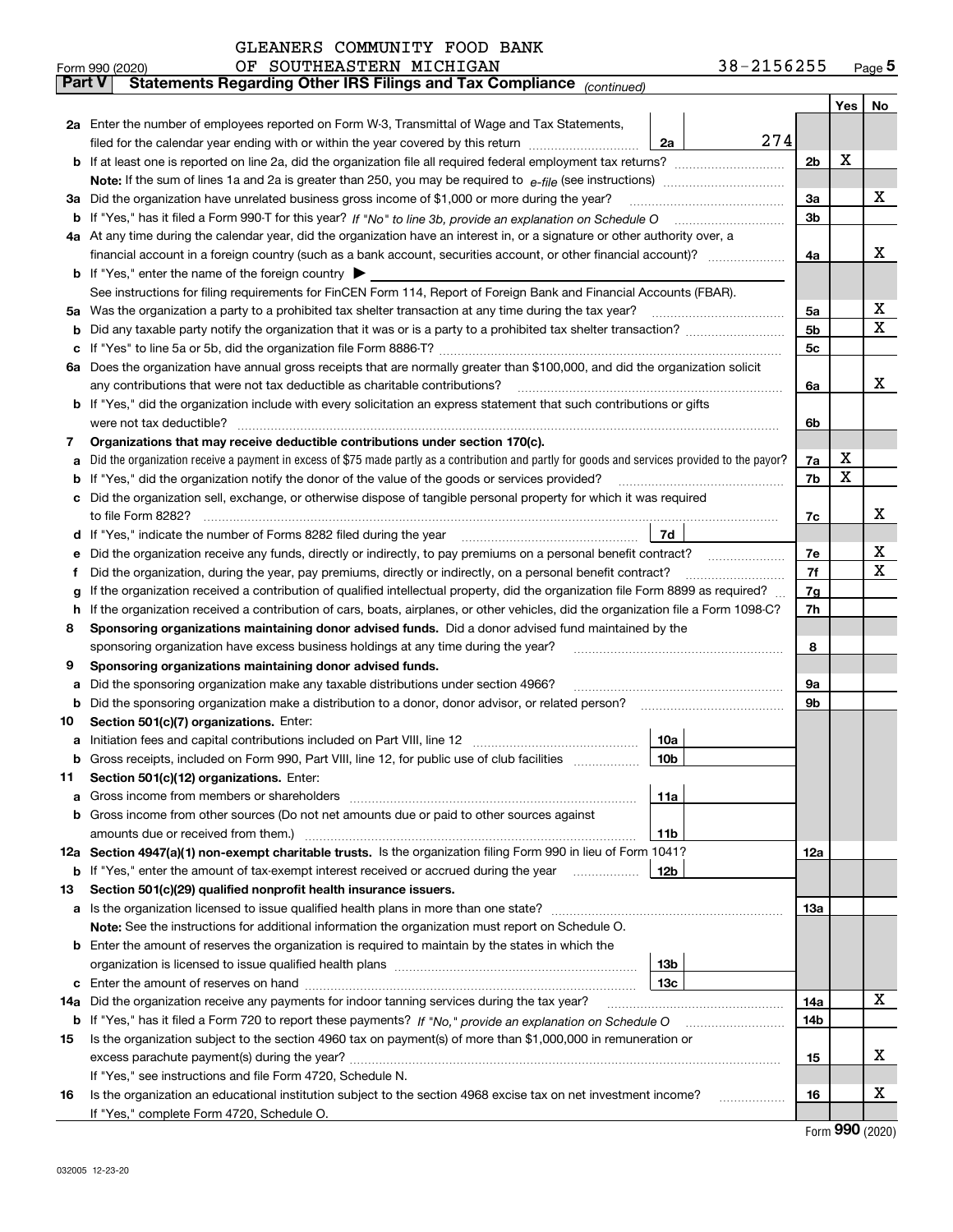GLEANERS COMMUNITY FOOD BANK
Form 990 (2020) OF SOUTHEASTERN MICHIGAN 38-2156255 Page 5

**Part V Statements Regarding Other IRS Filings and Tax Compliance** *(continued)*

| | | | | | Yes | No |
|---|---|---|---|---|---|---|
| **2a** | Enter the number of employees reported on Form W-3, Transmittal of Wage and Tax Statements, filed for the calendar year ending with or within the year covered by this return | 2a | 274 | | | |
| **b** | If at least one is reported on line 2a, did the organization file all required federal employment tax returns? | | | 2b | X | |
| | **Note:** If the sum of lines 1a and 2a is greater than 250, you may be required to *e-file* (see instructions) | | | | | |
| **3a** | Did the organization have unrelated business gross income of $1,000 or more during the year? | | | 3a | | X |
| **b** | If "Yes," has it filed a Form 990-T for this year? *If "No" to line 3b, provide an explanation on Schedule O* | | | 3b | | |
| **4a** | At any time during the calendar year, did the organization have an interest in, or a signature or other authority over, a financial account in a foreign country (such as a bank account, securities account, or other financial account)? | | | 4a | | X |
| **b** | If "Yes," enter the name of the foreign country ▶ | | | | | |
| | See instructions for filing requirements for FinCEN Form 114, Report of Foreign Bank and Financial Accounts (FBAR). | | | | | |
| **5a** | Was the organization a party to a prohibited tax shelter transaction at any time during the tax year? | | | 5a | | X |
| **b** | Did any taxable party notify the organization that it was or is a party to a prohibited tax shelter transaction? | | | 5b | | X |
| **c** | If "Yes" to line 5a or 5b, did the organization file Form 8886-T? | | | 5c | | |
| **6a** | Does the organization have annual gross receipts that are normally greater than $100,000, and did the organization solicit any contributions that were not tax deductible as charitable contributions? | | | 6a | | X |
| **b** | If "Yes," did the organization include with every solicitation an express statement that such contributions or gifts were not tax deductible? | | | 6b | | |
| **7** | **Organizations that may receive deductible contributions under section 170(c).** | | | | | |
| **a** | Did the organization receive a payment in excess of $75 made partly as a contribution and partly for goods and services provided to the payor? | | | 7a | X | |
| **b** | If "Yes," did the organization notify the donor of the value of the goods or services provided? | | | 7b | X | |
| **c** | Did the organization sell, exchange, or otherwise dispose of tangible personal property for which it was required to file Form 8282? | | | 7c | | X |
| **d** | If "Yes," indicate the number of Forms 8282 filed during the year | 7d | | | | |
| **e** | Did the organization receive any funds, directly or indirectly, to pay premiums on a personal benefit contract? | | | 7e | | X |
| **f** | Did the organization, during the year, pay premiums, directly or indirectly, on a personal benefit contract? | | | 7f | | X |
| **g** | If the organization received a contribution of qualified intellectual property, did the organization file Form 8899 as required? | | | 7g | | |
| **h** | If the organization received a contribution of cars, boats, airplanes, or other vehicles, did the organization file a Form 1098-C? | | | 7h | | |
| **8** | **Sponsoring organizations maintaining donor advised funds.** Did a donor advised fund maintained by the sponsoring organization have excess business holdings at any time during the year? | | | 8 | | |
| **9** | **Sponsoring organizations maintaining donor advised funds.** | | | | | |
| **a** | Did the sponsoring organization make any taxable distributions under section 4966? | | | 9a | | |
| **b** | Did the sponsoring organization make a distribution to a donor, donor advisor, or related person? | | | 9b | | |
| **10** | **Section 501(c)(7) organizations.** Enter: | | | | | |
| **a** | Initiation fees and capital contributions included on Part VIII, line 12 | 10a | | | | |
| **b** | Gross receipts, included on Form 990, Part VIII, line 12, for public use of club facilities | 10b | | | | |
| **11** | **Section 501(c)(12) organizations.** Enter: | | | | | |
| **a** | Gross income from members or shareholders | 11a | | | | |
| **b** | Gross income from other sources (Do not net amounts due or paid to other sources against amounts due or received from them.) | 11b | | | | |
| **12a** | **Section 4947(a)(1) non-exempt charitable trusts.** Is the organization filing Form 990 in lieu of Form 1041? | | | 12a | | |
| **b** | If "Yes," enter the amount of tax-exempt interest received or accrued during the year | 12b | | | | |
| **13** | **Section 501(c)(29) qualified nonprofit health insurance issuers.** | | | | | |
| **a** | Is the organization licensed to issue qualified health plans in more than one state? | | | 13a | | |
| | **Note:** See the instructions for additional information the organization must report on Schedule O. | | | | | |
| **b** | Enter the amount of reserves the organization is required to maintain by the states in which the organization is licensed to issue qualified health plans | 13b | | | | |
| **c** | Enter the amount of reserves on hand | 13c | | | | |
| **14a** | Did the organization receive any payments for indoor tanning services during the tax year? | | | 14a | | X |
| **b** | If "Yes," has it filed a Form 720 to report these payments? *If "No," provide an explanation on Schedule O* | | | 14b | | |
| **15** | Is the organization subject to the section 4960 tax on payment(s) of more than $1,000,000 in remuneration or excess parachute payment(s) during the year? | | | 15 | | X |
| | If "Yes," see instructions and file Form 4720, Schedule N. | | | | | |
| **16** | Is the organization an educational institution subject to the section 4968 excise tax on net investment income? | | | 16 | | X |
| | If "Yes," complete Form 4720, Schedule O. | | | | | |

Form **990** (2020)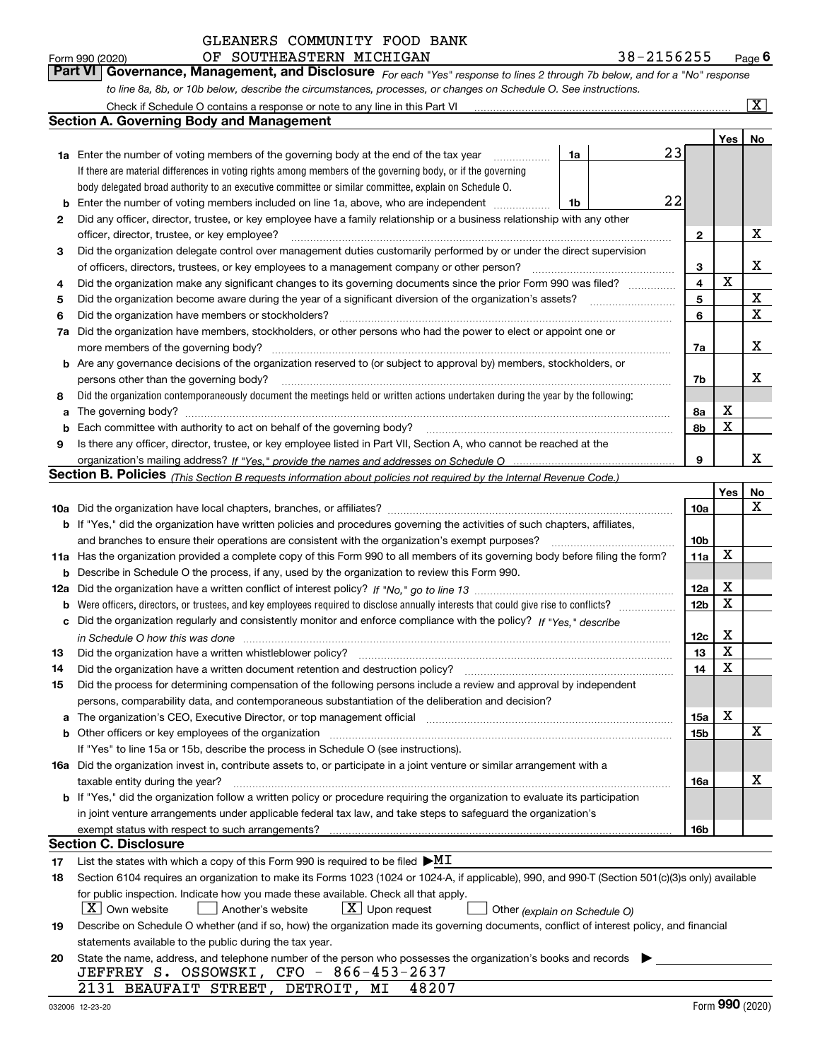GLEANERS COMMUNITY FOOD BANK
OF SOUTHEASTERN MICHIGAN

Form 990 (2020) 38-2156255 Page 6

## Part VI Governance, Management, and Disclosure

*For each "Yes" response to lines 2 through 7b below, and for a "No" response to line 8a, 8b, or 10b below, describe the circumstances, processes, or changes on Schedule O. See instructions.*

Check if Schedule O contains a response or note to any line in this Part VI .......... [X]

### Section A. Governing Body and Management

| | | | | Yes | No |
|---|---|---|---|---|---|
| 1a | Enter the number of voting members of the governing body at the end of the tax year. If there are material differences in voting rights among members of the governing body, or if the governing body delegated broad authority to an executive committee or similar committee, explain on Schedule O. | 1a | 23 | | |
| b | Enter the number of voting members included on line 1a, above, who are independent | 1b | 22 | | |
| 2 | Did any officer, director, trustee, or key employee have a family relationship or a business relationship with any other officer, director, trustee, or key employee? | 2 | | | X |
| 3 | Did the organization delegate control over management duties customarily performed by or under the direct supervision of officers, directors, trustees, or key employees to a management company or other person? | 3 | | | X |
| 4 | Did the organization make any significant changes to its governing documents since the prior Form 990 was filed? | 4 | | X | |
| 5 | Did the organization become aware during the year of a significant diversion of the organization's assets? | 5 | | | X |
| 6 | Did the organization have members or stockholders? | 6 | | | X |
| 7a | Did the organization have members, stockholders, or other persons who had the power to elect or appoint one or more members of the governing body? | 7a | | | X |
| b | Are any governance decisions of the organization reserved to (or subject to approval by) members, stockholders, or persons other than the governing body? | 7b | | | X |
| 8 | Did the organization contemporaneously document the meetings held or written actions undertaken during the year by the following: | | | | |
| a | The governing body? | 8a | | X | |
| b | Each committee with authority to act on behalf of the governing body? | 8b | | X | |
| 9 | Is there any officer, director, trustee, or key employee listed in Part VII, Section A, who cannot be reached at the organization's mailing address? *If "Yes," provide the names and addresses on Schedule O* | 9 | | | X |

### Section B. Policies *(This Section B requests information about policies not required by the Internal Revenue Code.)*

| | | | Yes | No |
|---|---|---|---|---|
| 10a | Did the organization have local chapters, branches, or affiliates? | 10a | | X |
| b | If "Yes," did the organization have written policies and procedures governing the activities of such chapters, affiliates, and branches to ensure their operations are consistent with the organization's exempt purposes? | 10b | | |
| 11a | Has the organization provided a complete copy of this Form 990 to all members of its governing body before filing the form? | 11a | X | |
| b | Describe in Schedule O the process, if any, used by the organization to review this Form 990. | | | |
| 12a | Did the organization have a written conflict of interest policy? *If "No," go to line 13* | 12a | X | |
| b | Were officers, directors, or trustees, and key employees required to disclose annually interests that could give rise to conflicts? | 12b | X | |
| c | Did the organization regularly and consistently monitor and enforce compliance with the policy? *If "Yes," describe in Schedule O how this was done* | 12c | X | |
| 13 | Did the organization have a written whistleblower policy? | 13 | X | |
| 14 | Did the organization have a written document retention and destruction policy? | 14 | X | |
| 15 | Did the process for determining compensation of the following persons include a review and approval by independent persons, comparability data, and contemporaneous substantiation of the deliberation and decision? | | | |
| a | The organization's CEO, Executive Director, or top management official | 15a | X | |
| b | Other officers or key employees of the organization | 15b | | X |
| | If "Yes" to line 15a or 15b, describe the process in Schedule O (see instructions). | | | |
| 16a | Did the organization invest in, contribute assets to, or participate in a joint venture or similar arrangement with a taxable entity during the year? | 16a | | X |
| b | If "Yes," did the organization follow a written policy or procedure requiring the organization to evaluate its participation in joint venture arrangements under applicable federal tax law, and take steps to safeguard the organization's exempt status with respect to such arrangements? | 16b | | |

### Section C. Disclosure

17 List the states with which a copy of this Form 990 is required to be filed ▶MI

18 Section 6104 requires an organization to make its Forms 1023 (1024 or 1024-A, if applicable), 990, and 990-T (Section 501(c)(3)s only) available for public inspection. Indicate how you made these available. Check all that apply.

[X] Own website [ ] Another's website [X] Upon request [ ] Other *(explain on Schedule O)*

19 Describe on Schedule O whether (and if so, how) the organization made its governing documents, conflict of interest policy, and financial statements available to the public during the tax year.

20 State the name, address, and telephone number of the person who possesses the organization's books and records ▶

JEFFREY S. OSSOWSKI, CFO - 866-453-2637
2131 BEAUFAIT STREET, DETROIT, MI 48207

032006 12-23-20 Form **990** (2020)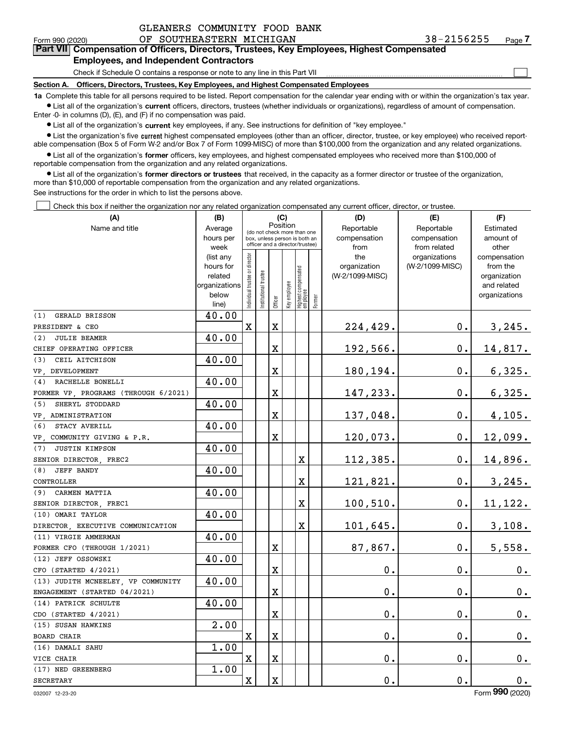GLEANERS COMMUNITY FOOD BANK OF SOUTHEASTERN MICHIGAN 38-2156255

Form 990 (2020) Page 7

**Part VII Compensation of Officers, Directors, Trustees, Key Employees, Highest Compensated Employees, and Independent Contractors**

Check if Schedule O contains a response or note to any line in this Part VII ☐

**Section A. Officers, Directors, Trustees, Key Employees, and Highest Compensated Employees**

**1a** Complete this table for all persons required to be listed. Report compensation for the calendar year ending with or within the organization's tax year.

- List all of the organization's **current** officers, directors, trustees (whether individuals or organizations), regardless of amount of compensation. Enter -0- in columns (D), (E), and (F) if no compensation was paid.
- List all of the organization's **current** key employees, if any. See instructions for definition of "key employee."
- List the organization's five **current** highest compensated employees (other than an officer, director, trustee, or key employee) who received reportable compensation (Box 5 of Form W-2 and/or Box 7 of Form 1099-MISC) of more than $100,000 from the organization and any related organizations.
- List all of the organization's **former** officers, key employees, and highest compensated employees who received more than $100,000 of reportable compensation from the organization and any related organizations.
- List all of the organization's **former directors or trustees** that received, in the capacity as a former director or trustee of the organization, more than $10,000 of reportable compensation from the organization and any related organizations.

See instructions for the order in which to list the persons above.

☐ Check this box if neither the organization nor any related organization compensated any current officer, director, or trustee.

| (A) Name and title | (B) Average hours per week (list any hours for related organizations below line) | (C) Position: Individual trustee or director | Institutional trustee | Officer | Key employee | Highest compensated employee | Former | (D) Reportable compensation from the organization (W-2/1099-MISC) | (E) Reportable compensation from related organizations (W-2/1099-MISC) | (F) Estimated amount of other compensation from the organization and related organizations |
|---|---|---|---|---|---|---|---|---|---|---|
| (1) GERALD BRISSON<br>PRESIDENT & CEO | 40.00 | X | | X | | | | 224,429. | 0. | 3,245. |
| (2) JULIE BEAMER<br>CHIEF OPERATING OFFICER | 40.00 | | | X | | | | 192,566. | 0. | 14,817. |
| (3) CEIL AITCHISON<br>VP, DEVELOPMENT | 40.00 | | | X | | | | 180,194. | 0. | 6,325. |
| (4) RACHELLE BONELLI<br>FORMER VP, PROGRAMS (THROUGH 6/2021) | 40.00 | | | X | | | | 147,233. | 0. | 6,325. |
| (5) SHERYL STODDARD<br>VP, ADMINISTRATION | 40.00 | | | X | | | | 137,048. | 0. | 4,105. |
| (6) STACY AVERILL<br>VP, COMMUNITY GIVING & P.R. | 40.00 | | | X | | | | 120,073. | 0. | 12,099. |
| (7) JUSTIN KIMPSON<br>SENIOR DIRECTOR, FREC2 | 40.00 | | | | | X | | 112,385. | 0. | 14,896. |
| (8) JEFF BANDY<br>CONTROLLER | 40.00 | | | | | X | | 121,821. | 0. | 3,245. |
| (9) CARMEN MATTIA<br>SENIOR DIRECTOR, FREC1 | 40.00 | | | | | X | | 100,510. | 0. | 11,122. |
| (10) OMARI TAYLOR<br>DIRECTOR, EXECUTIVE COMMUNICATION | 40.00 | | | | | X | | 101,645. | 0. | 3,108. |
| (11) VIRGIE AMMERMAN<br>FORMER CFO (THROUGH 1/2021) | 40.00 | | | X | | | | 87,867. | 0. | 5,558. |
| (12) JEFF OSSOWSKI<br>CFO (STARTED 4/2021) | 40.00 | | | X | | | | 0. | 0. | 0. |
| (13) JUDITH MCNEELEY, VP COMMUNITY<br>ENGAGEMENT (STARTED 04/2021) | 40.00 | | | X | | | | 0. | 0. | 0. |
| (14) PATRICK SCHULTE<br>CDO (STARTED 4/2021) | 40.00 | | | X | | | | 0. | 0. | 0. |
| (15) SUSAN HAWKINS<br>BOARD CHAIR | 2.00 | X | | X | | | | 0. | 0. | 0. |
| (16) DAMALI SAHU<br>VICE CHAIR | 1.00 | X | | X | | | | 0. | 0. | 0. |
| (17) NED GREENBERG<br>SECRETARY | 1.00 | X | | X | | | | 0. | 0. | 0. |

032007 12-23-20 Form **990** (2020)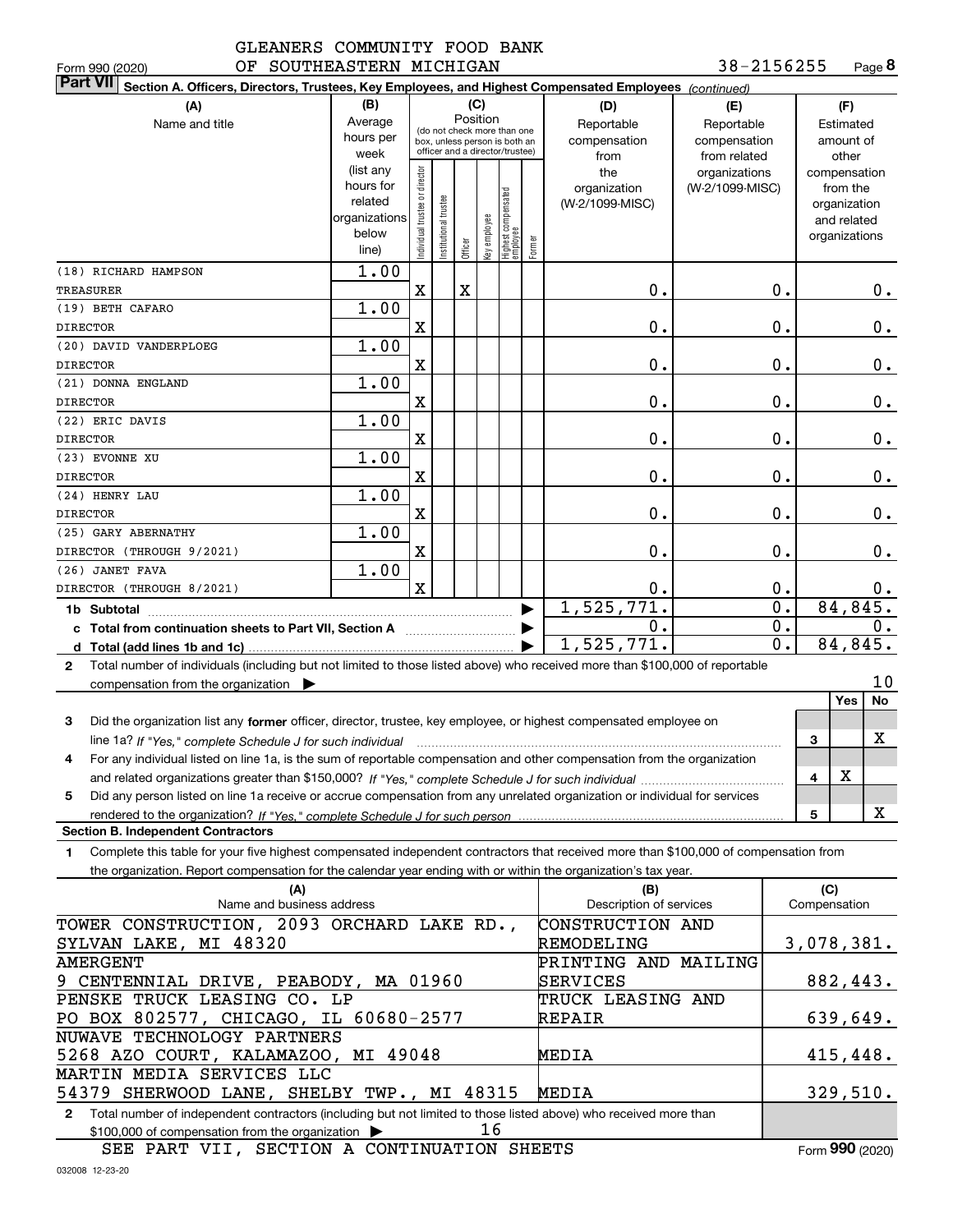GLEANERS COMMUNITY FOOD BANK OF SOUTHEASTERN MICHIGAN

Form 990 (2020) 38-2156255 Page **8**

**Part VII** Section A. Officers, Directors, Trustees, Key Employees, and Highest Compensated Employees *(continued)*

| (A) Name and title | (B) Average hours per week (list any hours for related organizations below line) | Individual trustee or director | Institutional trustee | Officer | Key employee | Highest compensated employee | Former | (D) Reportable compensation from the organization (W-2/1099-MISC) | (E) Reportable compensation from related organizations (W-2/1099-MISC) | (F) Estimated amount of other compensation from the organization and related organizations |
|---|---|---|---|---|---|---|---|---|---|---|
| (18) RICHARD HAMPSON<br>TREASURER | 1.00 | X | | X | | | | 0. | 0. | 0. |
| (19) BETH CAFARO<br>DIRECTOR | 1.00 | X | | | | | | 0. | 0. | 0. |
| (20) DAVID VANDERPLOEG<br>DIRECTOR | 1.00 | X | | | | | | 0. | 0. | 0. |
| (21) DONNA ENGLAND<br>DIRECTOR | 1.00 | X | | | | | | 0. | 0. | 0. |
| (22) ERIC DAVIS<br>DIRECTOR | 1.00 | X | | | | | | 0. | 0. | 0. |
| (23) EVONNE XU<br>DIRECTOR | 1.00 | X | | | | | | 0. | 0. | 0. |
| (24) HENRY LAU<br>DIRECTOR | 1.00 | X | | | | | | 0. | 0. | 0. |
| (25) GARY ABERNATHY<br>DIRECTOR (THROUGH 9/2021) | 1.00 | X | | | | | | 0. | 0. | 0. |
| (26) JANET FAVA<br>DIRECTOR (THROUGH 8/2021) | 1.00 | X | | | | | | 0. | 0. | 0. |
| **1b Subtotal** | | | | | | | | 1,525,771. | 0. | 84,845. |
| **c Total from continuation sheets to Part VII, Section A** | | | | | | | | 0. | 0. | 0. |
| **d Total (add lines 1b and 1c)** | | | | | | | | 1,525,771. | 0. | 84,845. |

**2** Total number of individuals (including but not limited to those listed above) who received more than $100,000 of reportable compensation from the organization ▶ 10

| | | Yes | No |
|---|---|---|---|
| **3** Did the organization list any **former** officer, director, trustee, key employee, or highest compensated employee on line 1a? *If "Yes," complete Schedule J for such individual* | 3 | | X |
| **4** For any individual listed on line 1a, is the sum of reportable compensation and other compensation from the organization and related organizations greater than $150,000? *If "Yes," complete Schedule J for such individual* | 4 | X | |
| **5** Did any person listed on line 1a receive or accrue compensation from any unrelated organization or individual for services rendered to the organization? *If "Yes," complete Schedule J for such person* | 5 | | X |

**Section B. Independent Contractors**

**1** Complete this table for your five highest compensated independent contractors that received more than $100,000 of compensation from the organization. Report compensation for the calendar year ending with or within the organization's tax year.

| (A) Name and business address | (B) Description of services | (C) Compensation |
|---|---|---|
| TOWER CONSTRUCTION, 2093 ORCHARD LAKE RD., SYLVAN LAKE, MI 48320 | CONSTRUCTION AND REMODELING | 3,078,381. |
| AMERGENT<br>9 CENTENNIAL DRIVE, PEABODY, MA 01960 | PRINTING AND MAILING SERVICES | 882,443. |
| PENSKE TRUCK LEASING CO. LP<br>PO BOX 802577, CHICAGO, IL 60680-2577 | TRUCK LEASING AND REPAIR | 639,649. |
| NUWAVE TECHNOLOGY PARTNERS<br>5268 AZO COURT, KALAMAZOO, MI 49048 | MEDIA | 415,448. |
| MARTIN MEDIA SERVICES LLC<br>54379 SHERWOOD LANE, SHELBY TWP., MI 48315 | MEDIA | 329,510. |

**2** Total number of independent contractors (including but not limited to those listed above) who received more than $100,000 of compensation from the organization ▶ 16

SEE PART VII, SECTION A CONTINUATION SHEETS

Form **990** (2020)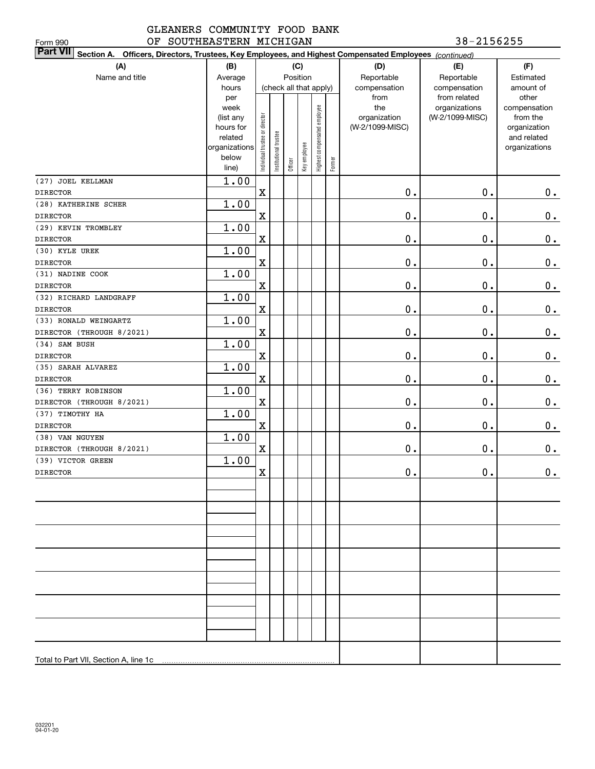GLEANERS COMMUNITY FOOD BANK OF SOUTHEASTERN MICHIGAN

Form 990

38-2156255

**Part VII** **Section A. Officers, Directors, Trustees, Key Employees, and Highest Compensated Employees** *(continued)*

| (A) Name and title | (B) Average hours per week (list any hours for related organizations below line) | (C) Position (check all that apply): Individual trustee or director | Institutional trustee | Officer | Key employee | Highest compensated employee | Former | (D) Reportable compensation from the organization (W-2/1099-MISC) | (E) Reportable compensation from related organizations (W-2/1099-MISC) | (F) Estimated amount of other compensation from the organization and related organizations |
|---|---|---|---|---|---|---|---|---|---|---|
| (27) JOEL KELLMAN<br>DIRECTOR | 1.00 | X | | | | | | 0. | 0. | 0. |
| (28) KATHERINE SCHER<br>DIRECTOR | 1.00 | X | | | | | | 0. | 0. | 0. |
| (29) KEVIN TROMBLEY<br>DIRECTOR | 1.00 | X | | | | | | 0. | 0. | 0. |
| (30) KYLE UREK<br>DIRECTOR | 1.00 | X | | | | | | 0. | 0. | 0. |
| (31) NADINE COOK<br>DIRECTOR | 1.00 | X | | | | | | 0. | 0. | 0. |
| (32) RICHARD LANDGRAFF<br>DIRECTOR | 1.00 | X | | | | | | 0. | 0. | 0. |
| (33) RONALD WEINGARTZ<br>DIRECTOR (THROUGH 8/2021) | 1.00 | X | | | | | | 0. | 0. | 0. |
| (34) SAM BUSH<br>DIRECTOR | 1.00 | X | | | | | | 0. | 0. | 0. |
| (35) SARAH ALVAREZ<br>DIRECTOR | 1.00 | X | | | | | | 0. | 0. | 0. |
| (36) TERRY ROBINSON<br>DIRECTOR (THROUGH 8/2021) | 1.00 | X | | | | | | 0. | 0. | 0. |
| (37) TIMOTHY HA<br>DIRECTOR | 1.00 | X | | | | | | 0. | 0. | 0. |
| (38) VAN NGUYEN<br>DIRECTOR (THROUGH 8/2021) | 1.00 | X | | | | | | 0. | 0. | 0. |
| (39) VICTOR GREEN<br>DIRECTOR | 1.00 | X | | | | | | 0. | 0. | 0. |
| Total to Part VII, Section A, line 1c | | | | | | | | | | |

032201 04-01-20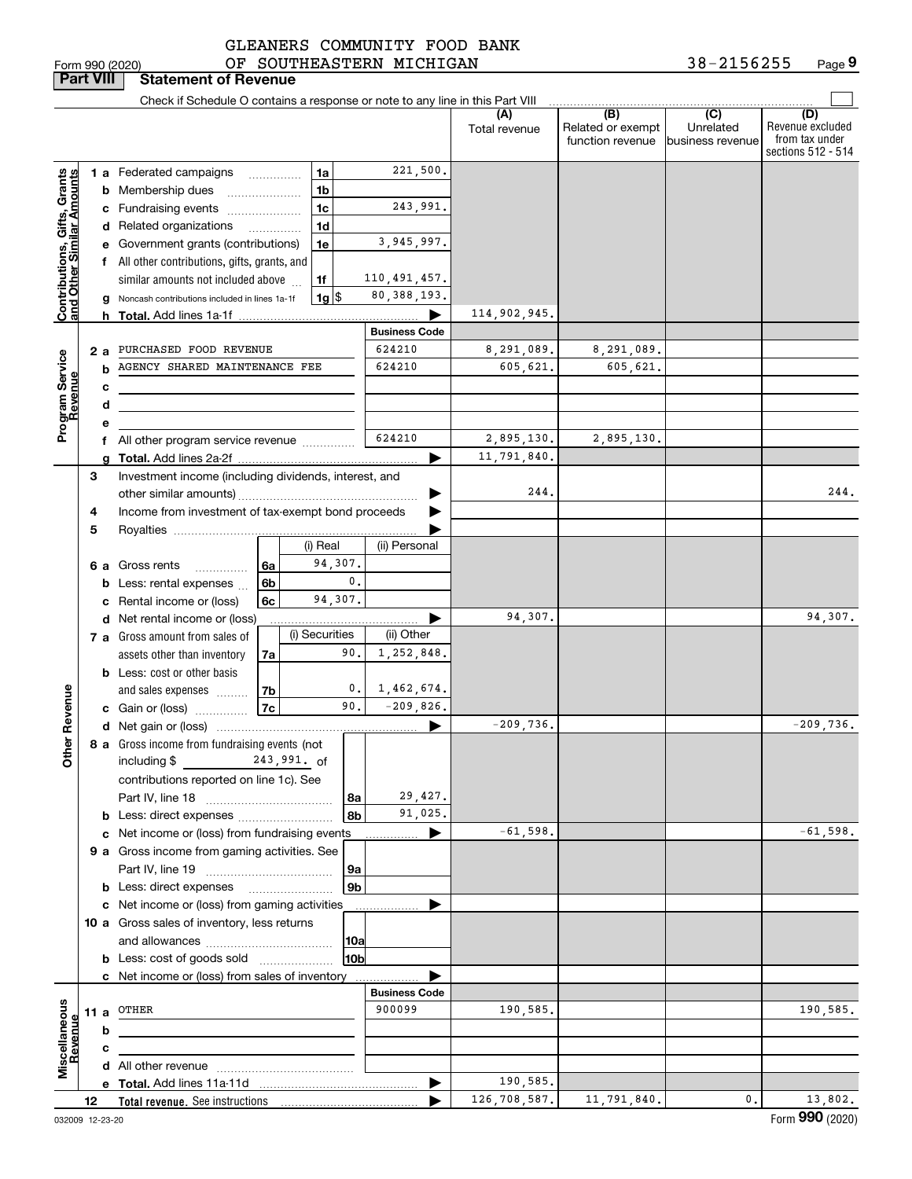GLEANERS COMMUNITY FOOD BANK OF SOUTHEASTERN MICHIGAN 38-2156255

Form 990 (2020) Page 9

**Part VIII Statement of Revenue**

Check if Schedule O contains a response or note to any line in this Part VIII

| | | | (A) Total revenue | (B) Related or exempt function revenue | (C) Unrelated business revenue | (D) Revenue excluded from tax under sections 512 - 514 |
|---|---|---|---|---|---|---|
| **Contributions, Gifts, Grants and Other Similar Amounts** | 1 a Federated campaigns 1a | 221,500. | | | | |
| | b Membership dues 1b | | | | | |
| | c Fundraising events 1c | 243,991. | | | | |
| | d Related organizations 1d | | | | | |
| | e Government grants (contributions) 1e | 3,945,997. | | | | |
| | f All other contributions, gifts, grants, and similar amounts not included above 1f | 110,491,457. | | | | |
| | g Noncash contributions included in lines 1a-1f 1g $ | 80,388,193. | | | | |
| | h **Total.** Add lines 1a-1f | | 114,902,945. | | | |
| **Program Service Revenue** | | **Business Code** | | | | |
| | 2 a PURCHASED FOOD REVENUE | 624210 | 8,291,089. | 8,291,089. | | |
| | b AGENCY SHARED MAINTENANCE FEE | 624210 | 605,621. | 605,621. | | |
| | c | | | | | |
| | d | | | | | |
| | e | | | | | |
| | f All other program service revenue | 624210 | 2,895,130. | 2,895,130. | | |
| | g **Total.** Add lines 2a-2f | | 11,791,840. | | | |
| **Other Revenue** | 3 Investment income (including dividends, interest, and other similar amounts) | | 244. | | | 244. |
| | 4 Income from investment of tax-exempt bond proceeds | | | | | |
| | 5 Royalties | | | | | |
| | 6 a Gross rents 6a — (i) Real: 94,307. (ii) Personal: | | | | | |
| | b Less: rental expenses 6b — (i) Real: 0. | | | | | |
| | c Rental income or (loss) 6c — (i) Real: 94,307. | | | | | |
| | d Net rental income or (loss) | | 94,307. | | | 94,307. |
| | 7 a Gross amount from sales of assets other than inventory 7a — (i) Securities: 90. (ii) Other: 1,252,848. | | | | | |
| | b Less: cost or other basis and sales expenses 7b — (i) Securities: 0. (ii) Other: 1,462,674. | | | | | |
| | c Gain or (loss) 7c — (i) Securities: 90. (ii) Other: -209,826. | | | | | |
| | d Net gain or (loss) | | -209,736. | | | -209,736. |
| | 8 a Gross income from fundraising events (not including $ 243,991. of contributions reported on line 1c). See Part IV, line 18 8a | 29,427. | | | | |
| | b Less: direct expenses 8b | 91,025. | | | | |
| | c Net income or (loss) from fundraising events | | -61,598. | | | -61,598. |
| | 9 a Gross income from gaming activities. See Part IV, line 19 9a | | | | | |
| | b Less: direct expenses 9b | | | | | |
| | c Net income or (loss) from gaming activities | | | | | |
| | 10 a Gross sales of inventory, less returns and allowances 10a | | | | | |
| | b Less: cost of goods sold 10b | | | | | |
| | c Net income or (loss) from sales of inventory | | | | | |
| **Miscellaneous Revenue** | | **Business Code** | | | | |
| | 11 a OTHER | 900099 | 190,585. | | | 190,585. |
| | b | | | | | |
| | c | | | | | |
| | d All other revenue | | | | | |
| | e **Total.** Add lines 11a-11d | | 190,585. | | | |
| | 12 **Total revenue.** See instructions | | 126,708,587. | 11,791,840. | 0. | 13,802. |

032009 12-23-20 Form **990** (2020)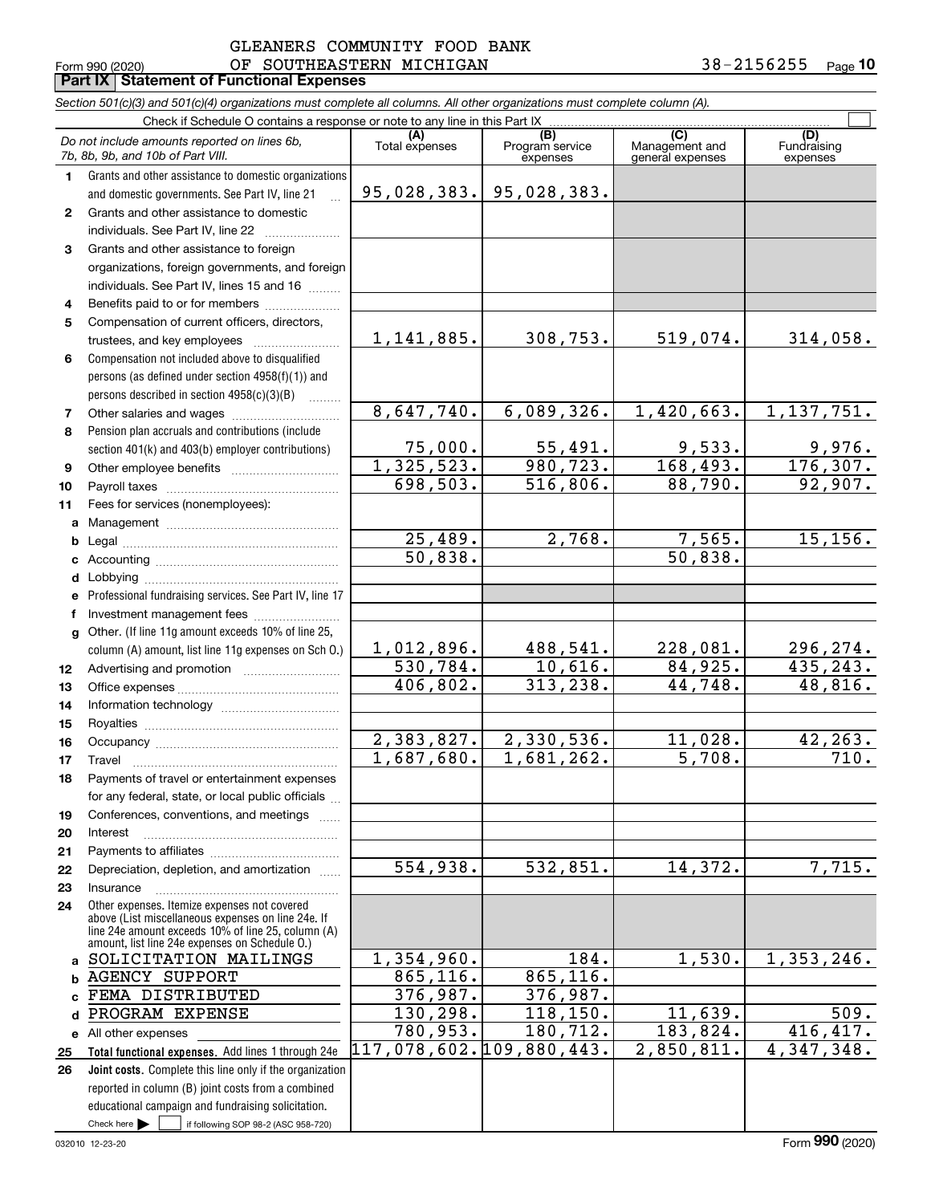GLEANERS COMMUNITY FOOD BANK
OF SOUTHEASTERN MICHIGAN

Form 990 (2020) 38-2156255 Page **10**

**Part IX Statement of Functional Expenses**

*Section 501(c)(3) and 501(c)(4) organizations must complete all columns. All other organizations must complete column (A).*

Check if Schedule O contains a response or note to any line in this Part IX

| | *Do not include amounts reported on lines 6b, 7b, 8b, 9b, and 10b of Part VIII.* | (A) Total expenses | (B) Program service expenses | (C) Management and general expenses | (D) Fundraising expenses |
|---|---|---|---|---|---|
| 1 | Grants and other assistance to domestic organizations and domestic governments. See Part IV, line 21 | 95,028,383. | 95,028,383. | | |
| 2 | Grants and other assistance to domestic individuals. See Part IV, line 22 | | | | |
| 3 | Grants and other assistance to foreign organizations, foreign governments, and foreign individuals. See Part IV, lines 15 and 16 | | | | |
| 4 | Benefits paid to or for members | | | | |
| 5 | Compensation of current officers, directors, trustees, and key employees | 1,141,885. | 308,753. | 519,074. | 314,058. |
| 6 | Compensation not included above to disqualified persons (as defined under section 4958(f)(1)) and persons described in section 4958(c)(3)(B) | | | | |
| 7 | Other salaries and wages | 8,647,740. | 6,089,326. | 1,420,663. | 1,137,751. |
| 8 | Pension plan accruals and contributions (include section 401(k) and 403(b) employer contributions) | 75,000. | 55,491. | 9,533. | 9,976. |
| 9 | Other employee benefits | 1,325,523. | 980,723. | 168,493. | 176,307. |
| 10 | Payroll taxes | 698,503. | 516,806. | 88,790. | 92,907. |
| 11 | Fees for services (nonemployees): | | | | |
| a | Management | | | | |
| b | Legal | 25,489. | 2,768. | 7,565. | 15,156. |
| c | Accounting | 50,838. | | 50,838. | |
| d | Lobbying | | | | |
| e | Professional fundraising services. See Part IV, line 17 | | | | |
| f | Investment management fees | | | | |
| g | Other. (If line 11g amount exceeds 10% of line 25, column (A) amount, list line 11g expenses on Sch O.) | 1,012,896. | 488,541. | 228,081. | 296,274. |
| 12 | Advertising and promotion | 530,784. | 10,616. | 84,925. | 435,243. |
| 13 | Office expenses | 406,802. | 313,238. | 44,748. | 48,816. |
| 14 | Information technology | | | | |
| 15 | Royalties | | | | |
| 16 | Occupancy | 2,383,827. | 2,330,536. | 11,028. | 42,263. |
| 17 | Travel | 1,687,680. | 1,681,262. | 5,708. | 710. |
| 18 | Payments of travel or entertainment expenses for any federal, state, or local public officials | | | | |
| 19 | Conferences, conventions, and meetings | | | | |
| 20 | Interest | | | | |
| 21 | Payments to affiliates | | | | |
| 22 | Depreciation, depletion, and amortization | 554,938. | 532,851. | 14,372. | 7,715. |
| 23 | Insurance | | | | |
| 24 | Other expenses. Itemize expenses not covered above (List miscellaneous expenses on line 24e. If line 24e amount exceeds 10% of line 25, column (A) amount, list line 24e expenses on Schedule O.) | | | | |
| a | SOLICITATION MAILINGS | 1,354,960. | 184. | 1,530. | 1,353,246. |
| b | AGENCY SUPPORT | 865,116. | 865,116. | | |
| c | FEMA DISTRIBUTED | 376,987. | 376,987. | | |
| d | PROGRAM EXPENSE | 130,298. | 118,150. | 11,639. | 509. |
| e | All other expenses | 780,953. | 180,712. | 183,824. | 416,417. |
| 25 | **Total functional expenses.** Add lines 1 through 24e | 117,078,602. | 109,880,443. | 2,850,811. | 4,347,348. |
| 26 | **Joint costs.** Complete this line only if the organization reported in column (B) joint costs from a combined educational campaign and fundraising solicitation. Check here ☐ if following SOP 98-2 (ASC 958-720) | | | | |

032010 12-23-20 Form **990** (2020)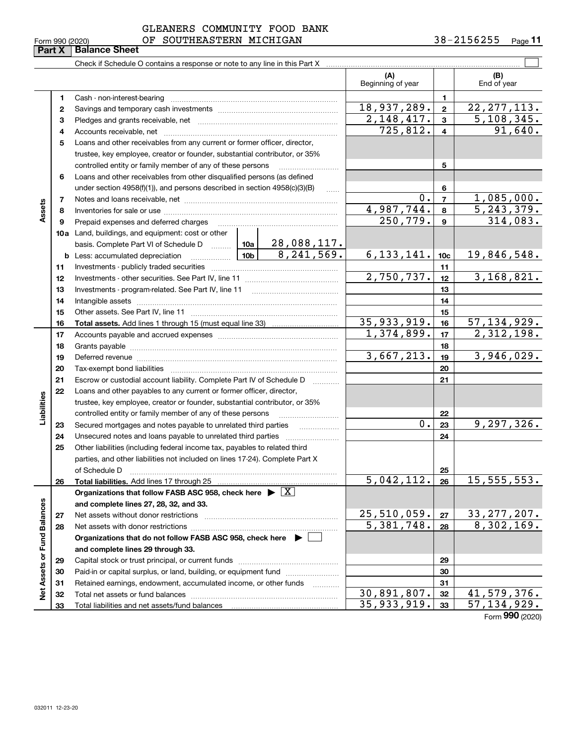GLEANERS COMMUNITY FOOD BANK OF SOUTHEASTERN MICHIGAN

Form 990 (2020) 38-2156255 Page 11

## Part X Balance Sheet

Check if Schedule O contains a response or note to any line in this Part X

| | | | | (A) Beginning of year | | (B) End of year |
|---|---|---|---|---|---|---|
| **Assets** | 1 | Cash - non-interest-bearing | | | 1 | |
| | 2 | Savings and temporary cash investments | | 18,937,289. | 2 | 22,277,113. |
| | 3 | Pledges and grants receivable, net | | 2,148,417. | 3 | 5,108,345. |
| | 4 | Accounts receivable, net | | 725,812. | 4 | 91,640. |
| | 5 | Loans and other receivables from any current or former officer, director, trustee, key employee, creator or founder, substantial contributor, or 35% controlled entity or family member of any of these persons | | | 5 | |
| | 6 | Loans and other receivables from other disqualified persons (as defined under section 4958(f)(1)), and persons described in section 4958(c)(3)(B) | | | 6 | |
| | 7 | Notes and loans receivable, net | | 0. | 7 | 1,085,000. |
| | 8 | Inventories for sale or use | | 4,987,744. | 8 | 5,243,379. |
| | 9 | Prepaid expenses and deferred charges | | 250,779. | 9 | 314,083. |
| | 10a | Land, buildings, and equipment: cost or other basis. Complete Part VI of Schedule D | 10a 28,088,117. | | | |
| | b | Less: accumulated depreciation | 10b 8,241,569. | 6,133,141. | 10c | 19,846,548. |
| | 11 | Investments - publicly traded securities | | | 11 | |
| | 12 | Investments - other securities. See Part IV, line 11 | | 2,750,737. | 12 | 3,168,821. |
| | 13 | Investments - program-related. See Part IV, line 11 | | | 13 | |
| | 14 | Intangible assets | | | 14 | |
| | 15 | Other assets. See Part IV, line 11 | | | 15 | |
| | 16 | **Total assets.** Add lines 1 through 15 (must equal line 33) | | 35,933,919. | 16 | 57,134,929. |
| **Liabilities** | 17 | Accounts payable and accrued expenses | | 1,374,899. | 17 | 2,312,198. |
| | 18 | Grants payable | | | 18 | |
| | 19 | Deferred revenue | | 3,667,213. | 19 | 3,946,029. |
| | 20 | Tax-exempt bond liabilities | | | 20 | |
| | 21 | Escrow or custodial account liability. Complete Part IV of Schedule D | | | 21 | |
| | 22 | Loans and other payables to any current or former officer, director, trustee, key employee, creator or founder, substantial contributor, or 35% controlled entity or family member of any of these persons | | | 22 | |
| | 23 | Secured mortgages and notes payable to unrelated third parties | | 0. | 23 | 9,297,326. |
| | 24 | Unsecured notes and loans payable to unrelated third parties | | | 24 | |
| | 25 | Other liabilities (including federal income tax, payables to related third parties, and other liabilities not included on lines 17-24). Complete Part X of Schedule D | | | 25 | |
| | 26 | **Total liabilities.** Add lines 17 through 25 | | 5,042,112. | 26 | 15,555,553. |
| **Net Assets or Fund Balances** | | **Organizations that follow FASB ASC 958, check here ▶ [X] and complete lines 27, 28, 32, and 33.** | | | | |
| | 27 | Net assets without donor restrictions | | 25,510,059. | 27 | 33,277,207. |
| | 28 | Net assets with donor restrictions | | 5,381,748. | 28 | 8,302,169. |
| | | **Organizations that do not follow FASB ASC 958, check here ▶ [ ] and complete lines 29 through 33.** | | | | |
| | 29 | Capital stock or trust principal, or current funds | | | 29 | |
| | 30 | Paid-in or capital surplus, or land, building, or equipment fund | | | 30 | |
| | 31 | Retained earnings, endowment, accumulated income, or other funds | | | 31 | |
| | 32 | Total net assets or fund balances | | 30,891,807. | 32 | 41,579,376. |
| | 33 | Total liabilities and net assets/fund balances | | 35,933,919. | 33 | 57,134,929. |

Form 990 (2020)

032011 12-23-20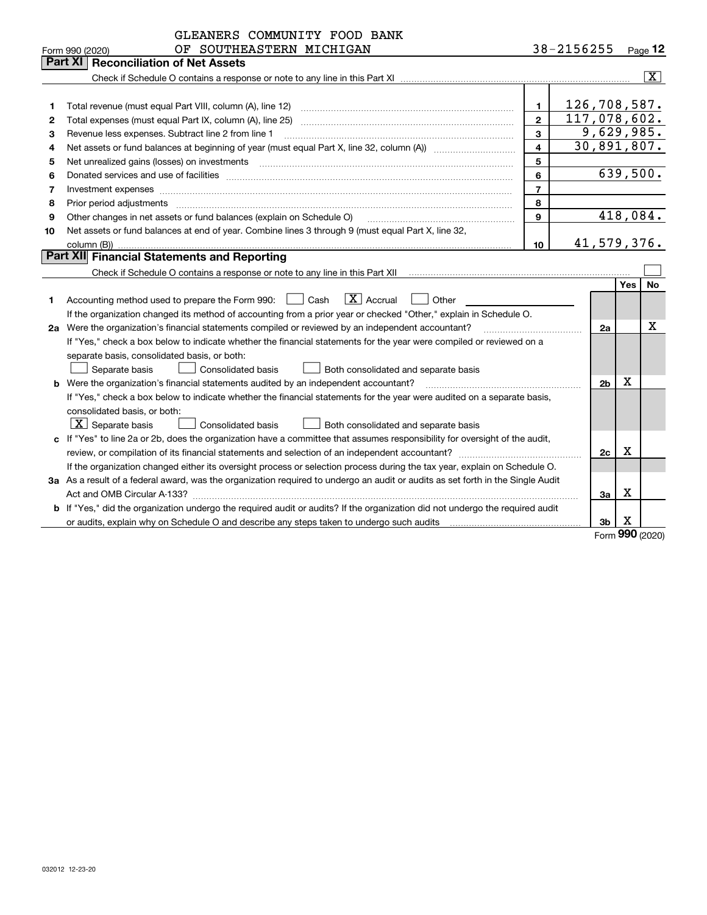GLEANERS COMMUNITY FOOD BANK
OF SOUTHEASTERN MICHIGAN

Form 990 (2020) 38-2156255 Page **12**

## Part XI Reconciliation of Net Assets

Check if Schedule O contains a response or note to any line in this Part XI .......... [X]

| | | | |
|---|---|---|---|
| 1 | Total revenue (must equal Part VIII, column (A), line 12) | 1 | 126,708,587. |
| 2 | Total expenses (must equal Part IX, column (A), line 25) | 2 | 117,078,602. |
| 3 | Revenue less expenses. Subtract line 2 from line 1 | 3 | 9,629,985. |
| 4 | Net assets or fund balances at beginning of year (must equal Part X, line 32, column (A)) | 4 | 30,891,807. |
| 5 | Net unrealized gains (losses) on investments | 5 | |
| 6 | Donated services and use of facilities | 6 | 639,500. |
| 7 | Investment expenses | 7 | |
| 8 | Prior period adjustments | 8 | |
| 9 | Other changes in net assets or fund balances (explain on Schedule O) | 9 | 418,084. |
| 10 | Net assets or fund balances at end of year. Combine lines 3 through 9 (must equal Part X, line 32, column (B)) | 10 | 41,579,376. |

## Part XII Financial Statements and Reporting

Check if Schedule O contains a response or note to any line in this Part XII .......... [ ]

| | | | Yes | No |
|---|---|---|---|---|
| 1 | Accounting method used to prepare the Form 990: [ ] Cash [X] Accrual [ ] Other<br>If the organization changed its method of accounting from a prior year or checked "Other," explain in Schedule O. | | | |
| 2a | Were the organization's financial statements compiled or reviewed by an independent accountant?<br>If "Yes," check a box below to indicate whether the financial statements for the year were compiled or reviewed on a separate basis, consolidated basis, or both:<br>[ ] Separate basis [ ] Consolidated basis [ ] Both consolidated and separate basis | 2a | | X |
| b | Were the organization's financial statements audited by an independent accountant?<br>If "Yes," check a box below to indicate whether the financial statements for the year were audited on a separate basis, consolidated basis, or both:<br>[X] Separate basis [ ] Consolidated basis [ ] Both consolidated and separate basis | 2b | X | |
| c | If "Yes" to line 2a or 2b, does the organization have a committee that assumes responsibility for oversight of the audit, review, or compilation of its financial statements and selection of an independent accountant?<br>If the organization changed either its oversight process or selection process during the tax year, explain on Schedule O. | 2c | X | |
| 3a | As a result of a federal award, was the organization required to undergo an audit or audits as set forth in the Single Audit Act and OMB Circular A-133? | 3a | X | |
| b | If "Yes," did the organization undergo the required audit or audits? If the organization did not undergo the required audit or audits, explain why on Schedule O and describe any steps taken to undergo such audits | 3b | X | |

Form **990** (2020)

032012 12-23-20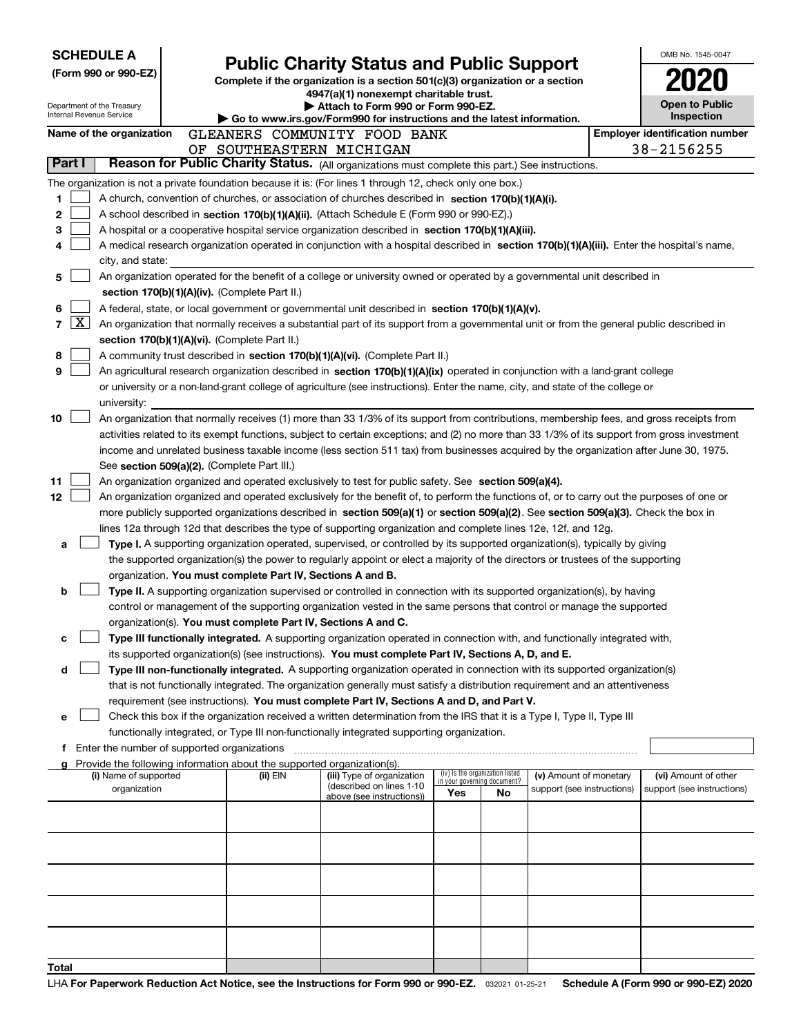**SCHEDULE A**
**(Form 990 or 990-EZ)**

Department of the Treasury
Internal Revenue Service

# Public Charity Status and Public Support

**Complete if the organization is a section 501(c)(3) organization or a section 4947(a)(1) nonexempt charitable trust.**
**▶ Attach to Form 990 or Form 990-EZ.**
**▶ Go to www.irs.gov/Form990 for instructions and the latest information.**

OMB No. 1545-0047

**2020**

**Open to Public Inspection**

**Name of the organization** GLEANERS COMMUNITY FOOD BANK OF SOUTHEASTERN MICHIGAN

**Employer identification number** 38-2156255

**Part I** **Reason for Public Charity Status.** (All organizations must complete this part.) See instructions.

The organization is not a private foundation because it is: (For lines 1 through 12, check only one box.)

1 ☐ A church, convention of churches, or association of churches described in **section 170(b)(1)(A)(i).**

2 ☐ A school described in **section 170(b)(1)(A)(ii).** (Attach Schedule E (Form 990 or 990-EZ).)

3 ☐ A hospital or a cooperative hospital service organization described in **section 170(b)(1)(A)(iii).**

4 ☐ A medical research organization operated in conjunction with a hospital described in **section 170(b)(1)(A)(iii).** Enter the hospital's name, city, and state:

5 ☐ An organization operated for the benefit of a college or university owned or operated by a governmental unit described in **section 170(b)(1)(A)(iv).** (Complete Part II.)

6 ☐ A federal, state, or local government or governmental unit described in **section 170(b)(1)(A)(v).**

7 ☒ An organization that normally receives a substantial part of its support from a governmental unit or from the general public described in **section 170(b)(1)(A)(vi).** (Complete Part II.)

8 ☐ A community trust described in **section 170(b)(1)(A)(vi).** (Complete Part II.)

9 ☐ An agricultural research organization described in **section 170(b)(1)(A)(ix)** operated in conjunction with a land-grant college or university or a non-land-grant college of agriculture (see instructions). Enter the name, city, and state of the college or university:

10 ☐ An organization that normally receives (1) more than 33 1/3% of its support from contributions, membership fees, and gross receipts from activities related to its exempt functions, subject to certain exceptions; and (2) no more than 33 1/3% of its support from gross investment income and unrelated business taxable income (less section 511 tax) from businesses acquired by the organization after June 30, 1975. See **section 509(a)(2).** (Complete Part III.)

11 ☐ An organization organized and operated exclusively to test for public safety. See **section 509(a)(4).**

12 ☐ An organization organized and operated exclusively for the benefit of, to perform the functions of, or to carry out the purposes of one or more publicly supported organizations described in **section 509(a)(1)** or **section 509(a)(2).** See **section 509(a)(3).** Check the box in lines 12a through 12d that describes the type of supporting organization and complete lines 12e, 12f, and 12g.

a ☐ **Type I.** A supporting organization operated, supervised, or controlled by its supported organization(s), typically by giving the supported organization(s) the power to regularly appoint or elect a majority of the directors or trustees of the supporting organization. **You must complete Part IV, Sections A and B.**

b ☐ **Type II.** A supporting organization supervised or controlled in connection with its supported organization(s), by having control or management of the supporting organization vested in the same persons that control or manage the supported organization(s). **You must complete Part IV, Sections A and C.**

c ☐ **Type III functionally integrated.** A supporting organization operated in connection with, and functionally integrated with, its supported organization(s) (see instructions). **You must complete Part IV, Sections A, D, and E.**

d ☐ **Type III non-functionally integrated.** A supporting organization operated in connection with its supported organization(s) that is not functionally integrated. The organization generally must satisfy a distribution requirement and an attentiveness requirement (see instructions). **You must complete Part IV, Sections A and D, and Part V.**

e ☐ Check this box if the organization received a written determination from the IRS that it is a Type I, Type II, Type III functionally integrated, or Type III non-functionally integrated supporting organization.

f Enter the number of supported organizations

g Provide the following information about the supported organization(s).

| (i) Name of supported organization | (ii) EIN | (iii) Type of organization (described on lines 1-10 above (see instructions)) | (iv) Is the organization listed in your governing document? Yes | No | (v) Amount of monetary support (see instructions) | (vi) Amount of other support (see instructions) |
|---|---|---|---|---|---|---|
| | | | | | | |
| | | | | | | |
| | | | | | | |
| | | | | | | |
| | | | | | | |
| **Total** | | | | | | |

LHA **For Paperwork Reduction Act Notice, see the Instructions for Form 990 or 990-EZ.** 032021 01-25-21 **Schedule A (Form 990 or 990-EZ) 2020**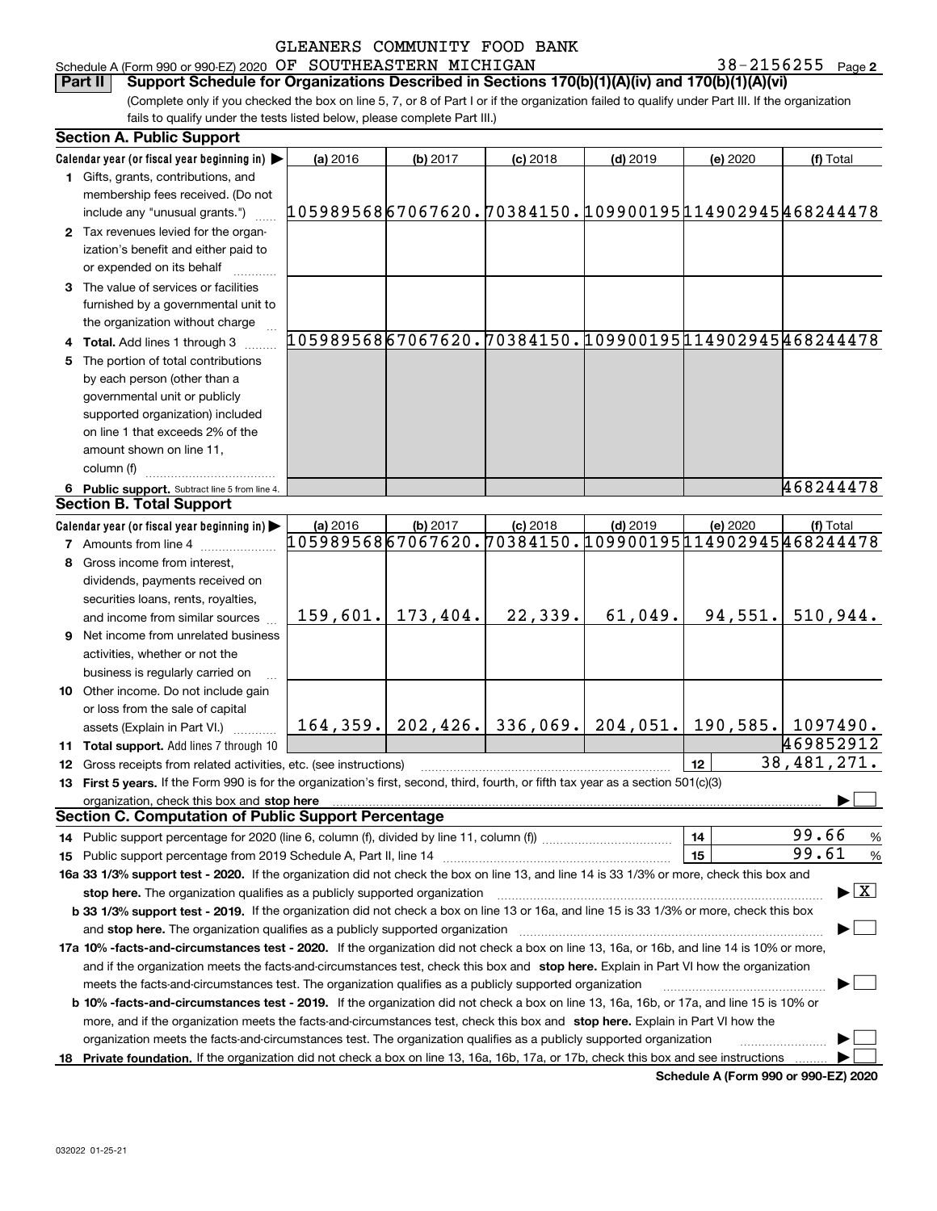GLEANERS COMMUNITY FOOD BANK

Schedule A (Form 990 or 990-EZ) 2020 OF SOUTHEASTERN MICHIGAN 38-2156255 Page 2

**Part II Support Schedule for Organizations Described in Sections 170(b)(1)(A)(iv) and 170(b)(1)(A)(vi)**

(Complete only if you checked the box on line 5, 7, or 8 of Part I or if the organization failed to qualify under Part III. If the organization fails to qualify under the tests listed below, please complete Part III.)

**Section A. Public Support**

| Calendar year (or fiscal year beginning in) ▶ | (a) 2016 | (b) 2017 | (c) 2018 | (d) 2019 | (e) 2020 | (f) Total |
|---|---|---|---|---|---|---|
| 1 Gifts, grants, contributions, and membership fees received. (Do not include any "unusual grants.") | 105989568 | 67067620. | 70384150. | 109900195 | 114902945 | 468244478 |
| 2 Tax revenues levied for the organization's benefit and either paid to or expended on its behalf | | | | | | |
| 3 The value of services or facilities furnished by a governmental unit to the organization without charge | | | | | | |
| 4 **Total.** Add lines 1 through 3 | 105989568 | 67067620. | 70384150. | 109900195 | 114902945 | 468244478 |
| 5 The portion of total contributions by each person (other than a governmental unit or publicly supported organization) included on line 1 that exceeds 2% of the amount shown on line 11, column (f) | | | | | | |
| 6 **Public support.** Subtract line 5 from line 4. | | | | | | 468244478 |

**Section B. Total Support**

| Calendar year (or fiscal year beginning in) ▶ | (a) 2016 | (b) 2017 | (c) 2018 | (d) 2019 | (e) 2020 | (f) Total |
|---|---|---|---|---|---|---|
| 7 Amounts from line 4 | 105989568 | 67067620. | 70384150. | 109900195 | 114902945 | 468244478 |
| 8 Gross income from interest, dividends, payments received on securities loans, rents, royalties, and income from similar sources | 159,601. | 173,404. | 22,339. | 61,049. | 94,551. | 510,944. |
| 9 Net income from unrelated business activities, whether or not the business is regularly carried on | | | | | | |
| 10 Other income. Do not include gain or loss from the sale of capital assets (Explain in Part VI.) | 164,359. | 202,426. | 336,069. | 204,051. | 190,585. | 1097490. |
| 11 **Total support.** Add lines 7 through 10 | | | | | | 469852912 |
| 12 Gross receipts from related activities, etc. (see instructions) | | | | | 12 | 38,481,271. |

13 **First 5 years.** If the Form 990 is for the organization's first, second, third, fourth, or fifth tax year as a section 501(c)(3) organization, check this box and **stop here** ▶ ☐

**Section C. Computation of Public Support Percentage**

14 Public support percentage for 2020 (line 6, column (f), divided by line 11, column (f)) | 14 | 99.66 %

15 Public support percentage from 2019 Schedule A, Part II, line 14 | 15 | 99.61 %

**16a 33 1/3% support test - 2020.** If the organization did not check the box on line 13, and line 14 is 33 1/3% or more, check this box and **stop here.** The organization qualifies as a publicly supported organization ▶ ☒

**b 33 1/3% support test - 2019.** If the organization did not check a box on line 13 or 16a, and line 15 is 33 1/3% or more, check this box and **stop here.** The organization qualifies as a publicly supported organization ▶ ☐

**17a 10% -facts-and-circumstances test - 2020.** If the organization did not check a box on line 13, 16a, or 16b, and line 14 is 10% or more, and if the organization meets the facts-and-circumstances test, check this box and **stop here.** Explain in Part VI how the organization meets the facts-and-circumstances test. The organization qualifies as a publicly supported organization ▶ ☐

**b 10% -facts-and-circumstances test - 2019.** If the organization did not check a box on line 13, 16a, 16b, or 17a, and line 15 is 10% or more, and if the organization meets the facts-and-circumstances test, check this box and **stop here.** Explain in Part VI how the organization meets the facts-and-circumstances test. The organization qualifies as a publicly supported organization ▶ ☐

**18 Private foundation.** If the organization did not check a box on line 13, 16a, 16b, 17a, or 17b, check this box and see instructions ▶ ☐

**Schedule A (Form 990 or 990-EZ) 2020**

032022 01-25-21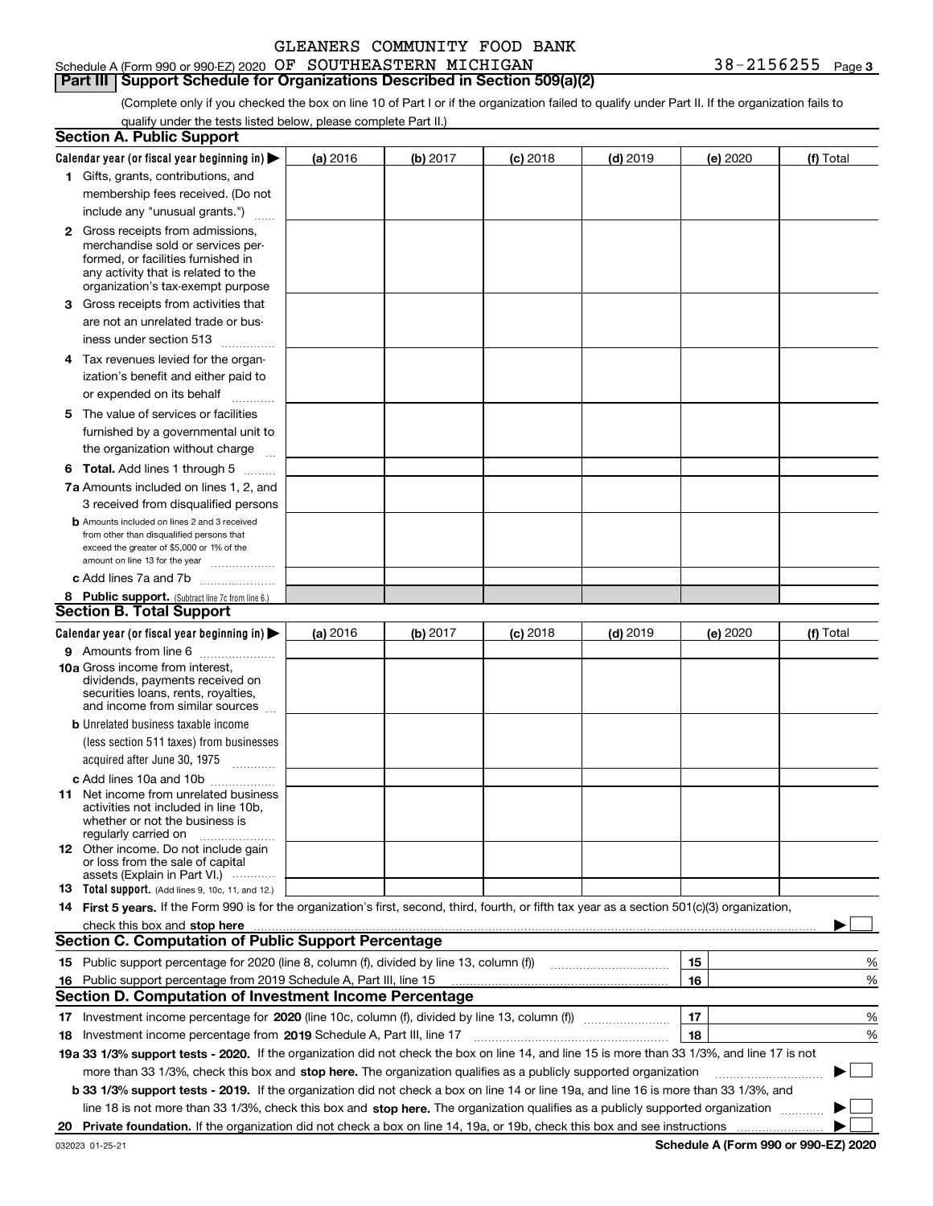GLEANERS COMMUNITY FOOD BANK

Schedule A (Form 990 or 990-EZ) 2020 OF SOUTHEASTERN MICHIGAN 38-2156255 Page 3

## Part III Support Schedule for Organizations Described in Section 509(a)(2)

(Complete only if you checked the box on line 10 of Part I or if the organization failed to qualify under Part II. If the organization fails to qualify under the tests listed below, please complete Part II.)

### Section A. Public Support

| Calendar year (or fiscal year beginning in) ▶ | (a) 2016 | (b) 2017 | (c) 2018 | (d) 2019 | (e) 2020 | (f) Total |
|---|---|---|---|---|---|---|
| 1 Gifts, grants, contributions, and membership fees received. (Do not include any "unusual grants.") | | | | | | |
| 2 Gross receipts from admissions, merchandise sold or services performed, or facilities furnished in any activity that is related to the organization's tax-exempt purpose | | | | | | |
| 3 Gross receipts from activities that are not an unrelated trade or business under section 513 | | | | | | |
| 4 Tax revenues levied for the organization's benefit and either paid to or expended on its behalf | | | | | | |
| 5 The value of services or facilities furnished by a governmental unit to the organization without charge | | | | | | |
| 6 Total. Add lines 1 through 5 | | | | | | |
| 7a Amounts included on lines 1, 2, and 3 received from disqualified persons | | | | | | |
| b Amounts included on lines 2 and 3 received from other than disqualified persons that exceed the greater of $5,000 or 1% of the amount on line 13 for the year | | | | | | |
| c Add lines 7a and 7b | | | | | | |
| 8 Public support. (Subtract line 7c from line 6.) | | | | | | |

### Section B. Total Support

| Calendar year (or fiscal year beginning in) ▶ | (a) 2016 | (b) 2017 | (c) 2018 | (d) 2019 | (e) 2020 | (f) Total |
|---|---|---|---|---|---|---|
| 9 Amounts from line 6 | | | | | | |
| 10a Gross income from interest, dividends, payments received on securities loans, rents, royalties, and income from similar sources | | | | | | |
| b Unrelated business taxable income (less section 511 taxes) from businesses acquired after June 30, 1975 | | | | | | |
| c Add lines 10a and 10b | | | | | | |
| 11 Net income from unrelated business activities not included in line 10b, whether or not the business is regularly carried on | | | | | | |
| 12 Other income. Do not include gain or loss from the sale of capital assets (Explain in Part VI.) | | | | | | |
| 13 Total support. (Add lines 9, 10c, 11, and 12.) | | | | | | |

14 **First 5 years.** If the Form 990 is for the organization's first, second, third, fourth, or fifth tax year as a section 501(c)(3) organization, check this box and **stop here** ▶ ☐

### Section C. Computation of Public Support Percentage

| | | | |
|---|---|---|---|
| 15 | Public support percentage for 2020 (line 8, column (f), divided by line 13, column (f)) | 15 | % |
| 16 | Public support percentage from 2019 Schedule A, Part III, line 15 | 16 | % |

### Section D. Computation of Investment Income Percentage

| | | | |
|---|---|---|---|
| 17 | Investment income percentage for **2020** (line 10c, column (f), divided by line 13, column (f)) | 17 | % |
| 18 | Investment income percentage from **2019** Schedule A, Part III, line 17 | 18 | % |

**19a 33 1/3% support tests - 2020.** If the organization did not check the box on line 14, and line 15 is more than 33 1/3%, and line 17 is not more than 33 1/3%, check this box and **stop here.** The organization qualifies as a publicly supported organization ▶ ☐

**b 33 1/3% support tests - 2019.** If the organization did not check a box on line 14 or line 19a, and line 16 is more than 33 1/3%, and line 18 is not more than 33 1/3%, check this box and **stop here.** The organization qualifies as a publicly supported organization ▶ ☐

**20 Private foundation.** If the organization did not check a box on line 14, 19a, or 19b, check this box and see instructions ▶ ☐

032023 01-25-21 **Schedule A (Form 990 or 990-EZ) 2020**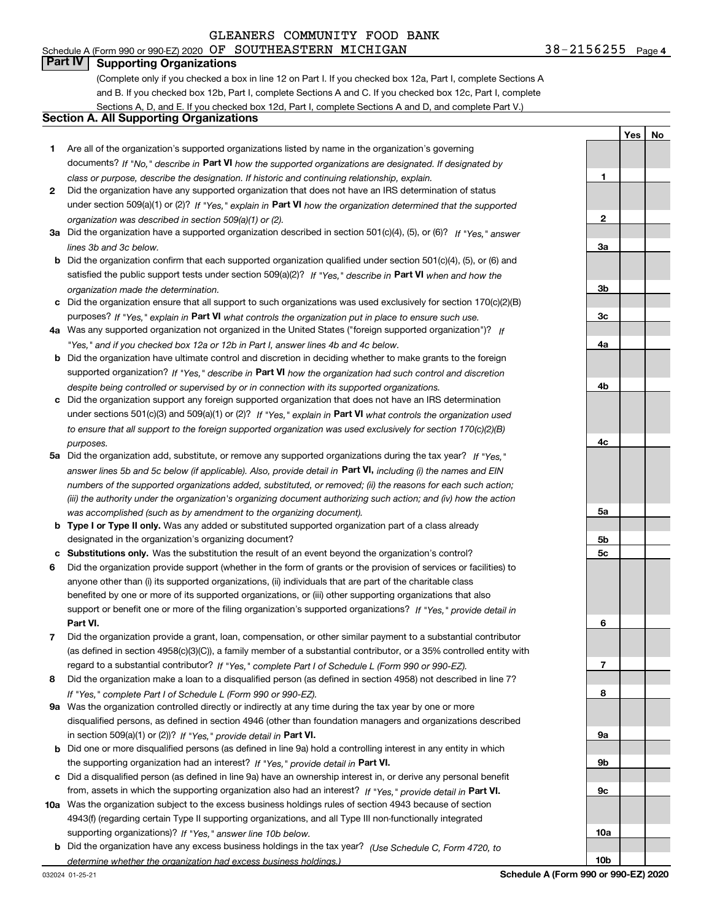GLEANERS COMMUNITY FOOD BANK

Schedule A (Form 990 or 990-EZ) 2020 OF SOUTHEASTERN MICHIGAN 38-2156255 Page 4

## Part IV Supporting Organizations

(Complete only if you checked a box in line 12 on Part I. If you checked box 12a, Part I, complete Sections A and B. If you checked box 12b, Part I, complete Sections A and C. If you checked box 12c, Part I, complete Sections A, D, and E. If you checked box 12d, Part I, complete Sections A and D, and complete Part V.)

### Section A. All Supporting Organizations

| | | | Yes | No |
|---|---|---|---|---|
| **1** | Are all of the organization's supported organizations listed by name in the organization's governing documents? *If "No," describe in* **Part VI** *how the supported organizations are designated. If designated by class or purpose, describe the designation. If historic and continuing relationship, explain.* | **1** | | |
| **2** | Did the organization have any supported organization that does not have an IRS determination of status under section 509(a)(1) or (2)? *If "Yes," explain in* **Part VI** *how the organization determined that the supported organization was described in section 509(a)(1) or (2).* | **2** | | |
| **3a** | Did the organization have a supported organization described in section 501(c)(4), (5), or (6)? *If "Yes," answer lines 3b and 3c below.* | **3a** | | |
| **b** | Did the organization confirm that each supported organization qualified under section 501(c)(4), (5), or (6) and satisfied the public support tests under section 509(a)(2)? *If "Yes," describe in* **Part VI** *when and how the organization made the determination.* | **3b** | | |
| **c** | Did the organization ensure that all support to such organizations was used exclusively for section 170(c)(2)(B) purposes? *If "Yes," explain in* **Part VI** *what controls the organization put in place to ensure such use.* | **3c** | | |
| **4a** | Was any supported organization not organized in the United States ("foreign supported organization")? *If "Yes," and if you checked box 12a or 12b in Part I, answer lines 4b and 4c below.* | **4a** | | |
| **b** | Did the organization have ultimate control and discretion in deciding whether to make grants to the foreign supported organization? *If "Yes," describe in* **Part VI** *how the organization had such control and discretion despite being controlled or supervised by or in connection with its supported organizations.* | **4b** | | |
| **c** | Did the organization support any foreign supported organization that does not have an IRS determination under sections 501(c)(3) and 509(a)(1) or (2)? *If "Yes," explain in* **Part VI** *what controls the organization used to ensure that all support to the foreign supported organization was used exclusively for section 170(c)(2)(B) purposes.* | **4c** | | |
| **5a** | Did the organization add, substitute, or remove any supported organizations during the tax year? *If "Yes," answer lines 5b and 5c below (if applicable). Also, provide detail in* **Part VI,** *including (i) the names and EIN numbers of the supported organizations added, substituted, or removed; (ii) the reasons for each such action; (iii) the authority under the organization's organizing document authorizing such action; and (iv) how the action was accomplished (such as by amendment to the organizing document).* | **5a** | | |
| **b** | **Type I or Type II only.** Was any added or substituted supported organization part of a class already designated in the organization's organizing document? | **5b** | | |
| **c** | **Substitutions only.** Was the substitution the result of an event beyond the organization's control? | **5c** | | |
| **6** | Did the organization provide support (whether in the form of grants or the provision of services or facilities) to anyone other than (i) its supported organizations, (ii) individuals that are part of the charitable class benefited by one or more of its supported organizations, or (iii) other supporting organizations that also support or benefit one or more of the filing organization's supported organizations? *If "Yes," provide detail in* **Part VI.** | **6** | | |
| **7** | Did the organization provide a grant, loan, compensation, or other similar payment to a substantial contributor (as defined in section 4958(c)(3)(C)), a family member of a substantial contributor, or a 35% controlled entity with regard to a substantial contributor? *If "Yes," complete Part I of Schedule L (Form 990 or 990-EZ).* | **7** | | |
| **8** | Did the organization make a loan to a disqualified person (as defined in section 4958) not described in line 7? *If "Yes," complete Part I of Schedule L (Form 990 or 990-EZ).* | **8** | | |
| **9a** | Was the organization controlled directly or indirectly at any time during the tax year by one or more disqualified persons, as defined in section 4946 (other than foundation managers and organizations described in section 509(a)(1) or (2))? *If "Yes," provide detail in* **Part VI.** | **9a** | | |
| **b** | Did one or more disqualified persons (as defined in line 9a) hold a controlling interest in any entity in which the supporting organization had an interest? *If "Yes," provide detail in* **Part VI.** | **9b** | | |
| **c** | Did a disqualified person (as defined in line 9a) have an ownership interest in, or derive any personal benefit from, assets in which the supporting organization also had an interest? *If "Yes," provide detail in* **Part VI.** | **9c** | | |
| **10a** | Was the organization subject to the excess business holdings rules of section 4943 because of section 4943(f) (regarding certain Type II supporting organizations, and all Type III non-functionally integrated supporting organizations)? *If "Yes," answer line 10b below.* | **10a** | | |
| **b** | Did the organization have any excess business holdings in the tax year? *(Use Schedule C, Form 4720, to determine whether the organization had excess business holdings.)* | **10b** | | |

032024 01-25-21 **Schedule A (Form 990 or 990-EZ) 2020**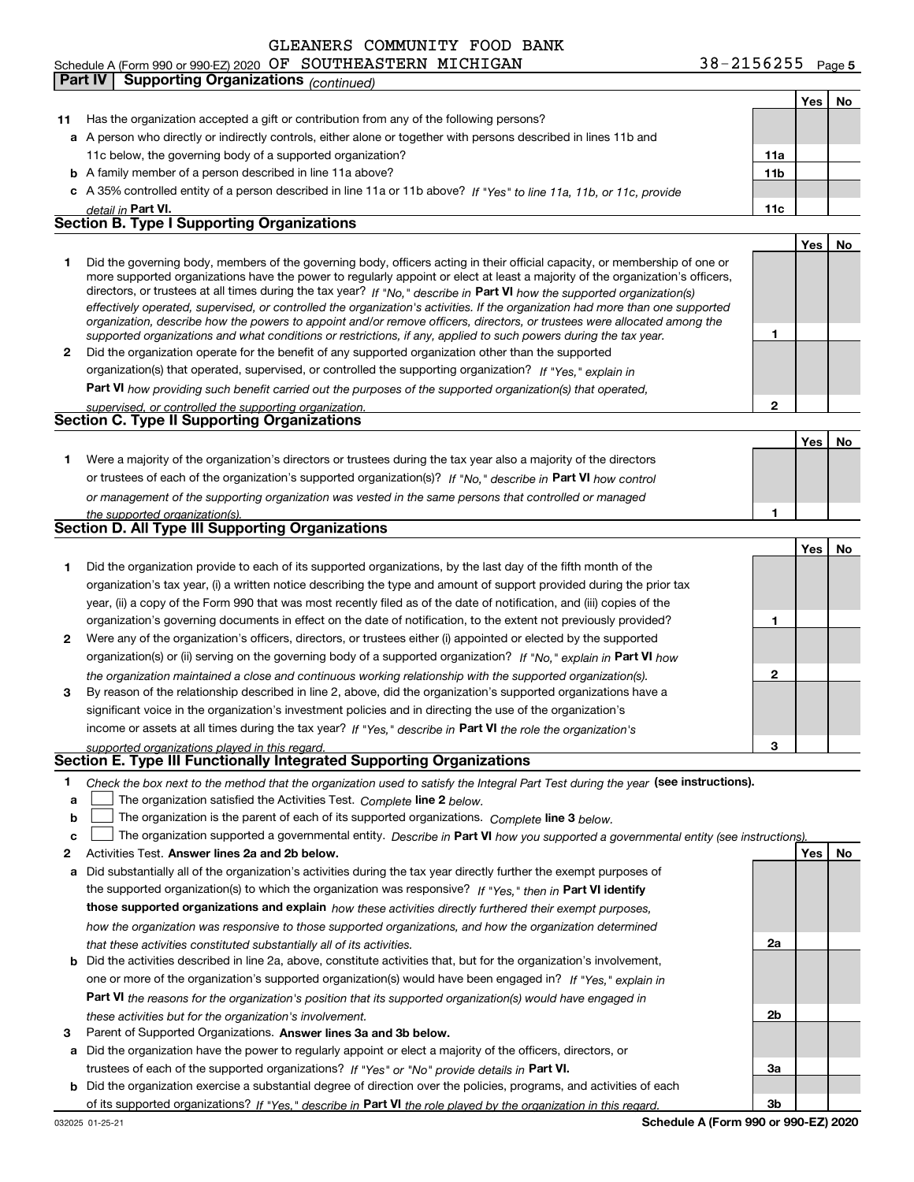GLEANERS COMMUNITY FOOD BANK

Schedule A (Form 990 or 990-EZ) 2020 OF SOUTHEASTERN MICHIGAN 38-2156255 Page 5

**Part IV | Supporting Organizations** *(continued)*

| | | | Yes | No |
|---|---|---|---|---|
| **11** | Has the organization accepted a gift or contribution from any of the following persons? | | | |
| **a** | A person who directly or indirectly controls, either alone or together with persons described in lines 11b and 11c below, the governing body of a supported organization? | **11a** | | |
| **b** | A family member of a person described in line 11a above? | **11b** | | |
| **c** | A 35% controlled entity of a person described in line 11a or 11b above? *If "Yes" to line 11a, 11b, or 11c, provide detail in* **Part VI.** | **11c** | | |

## Section B. Type I Supporting Organizations

| | | | Yes | No |
|---|---|---|---|---|
| **1** | Did the governing body, members of the governing body, officers acting in their official capacity, or membership of one or more supported organizations have the power to regularly appoint or elect at least a majority of the organization's officers, directors, or trustees at all times during the tax year? *If "No," describe in* **Part VI** *how the supported organization(s) effectively operated, supervised, or controlled the organization's activities. If the organization had more than one supported organization, describe how the powers to appoint and/or remove officers, directors, or trustees were allocated among the supported organizations and what conditions or restrictions, if any, applied to such powers during the tax year.* | **1** | | |
| **2** | Did the organization operate for the benefit of any supported organization other than the supported organization(s) that operated, supervised, or controlled the supporting organization? *If "Yes," explain in* **Part VI** *how providing such benefit carried out the purposes of the supported organization(s) that operated, supervised, or controlled the supporting organization.* | **2** | | |

## Section C. Type II Supporting Organizations

| | | | Yes | No |
|---|---|---|---|---|
| **1** | Were a majority of the organization's directors or trustees during the tax year also a majority of the directors or trustees of each of the organization's supported organization(s)? *If "No," describe in* **Part VI** *how control or management of the supporting organization was vested in the same persons that controlled or managed the supported organization(s).* | **1** | | |

## Section D. All Type III Supporting Organizations

| | | | Yes | No |
|---|---|---|---|---|
| **1** | Did the organization provide to each of its supported organizations, by the last day of the fifth month of the organization's tax year, (i) a written notice describing the type and amount of support provided during the prior tax year, (ii) a copy of the Form 990 that was most recently filed as of the date of notification, and (iii) copies of the organization's governing documents in effect on the date of notification, to the extent not previously provided? | **1** | | |
| **2** | Were any of the organization's officers, directors, or trustees either (i) appointed or elected by the supported organization(s) or (ii) serving on the governing body of a supported organization? *If "No," explain in* **Part VI** *how the organization maintained a close and continuous working relationship with the supported organization(s).* | **2** | | |
| **3** | By reason of the relationship described in line 2, above, did the organization's supported organizations have a significant voice in the organization's investment policies and in directing the use of the organization's income or assets at all times during the tax year? *If "Yes," describe in* **Part VI** *the role the organization's supported organizations played in this regard.* | **3** | | |

## Section E. Type III Functionally Integrated Supporting Organizations

**1** *Check the box next to the method that the organization used to satisfy the Integral Part Test during the year* **(see instructions).**

**a** ☐ The organization satisfied the Activities Test. *Complete* **line 2** *below.*

**b** ☐ The organization is the parent of each of its supported organizations. *Complete* **line 3** *below.*

**c** ☐ The organization supported a governmental entity. *Describe in* **Part VI** *how you supported a governmental entity (see instructions).*

| | | | Yes | No |
|---|---|---|---|---|
| **2** | Activities Test. **Answer lines 2a and 2b below.** | | | |
| **a** | Did substantially all of the organization's activities during the tax year directly further the exempt purposes of the supported organization(s) to which the organization was responsive? *If "Yes," then in* **Part VI identify those supported organizations and explain** *how these activities directly furthered their exempt purposes, how the organization was responsive to those supported organizations, and how the organization determined that these activities constituted substantially all of its activities.* | **2a** | | |
| **b** | Did the activities described in line 2a, above, constitute activities that, but for the organization's involvement, one or more of the organization's supported organization(s) would have been engaged in? *If "Yes," explain in* **Part VI** *the reasons for the organization's position that its supported organization(s) would have engaged in these activities but for the organization's involvement.* | **2b** | | |
| **3** | Parent of Supported Organizations. **Answer lines 3a and 3b below.** | | | |
| **a** | Did the organization have the power to regularly appoint or elect a majority of the officers, directors, or trustees of each of the supported organizations? *If "Yes" or "No" provide details in* **Part VI.** | **3a** | | |
| **b** | Did the organization exercise a substantial degree of direction over the policies, programs, and activities of each of its supported organizations? *If "Yes," describe in* **Part VI** *the role played by the organization in this regard.* | **3b** | | |

032025 01-25-21 **Schedule A (Form 990 or 990-EZ) 2020**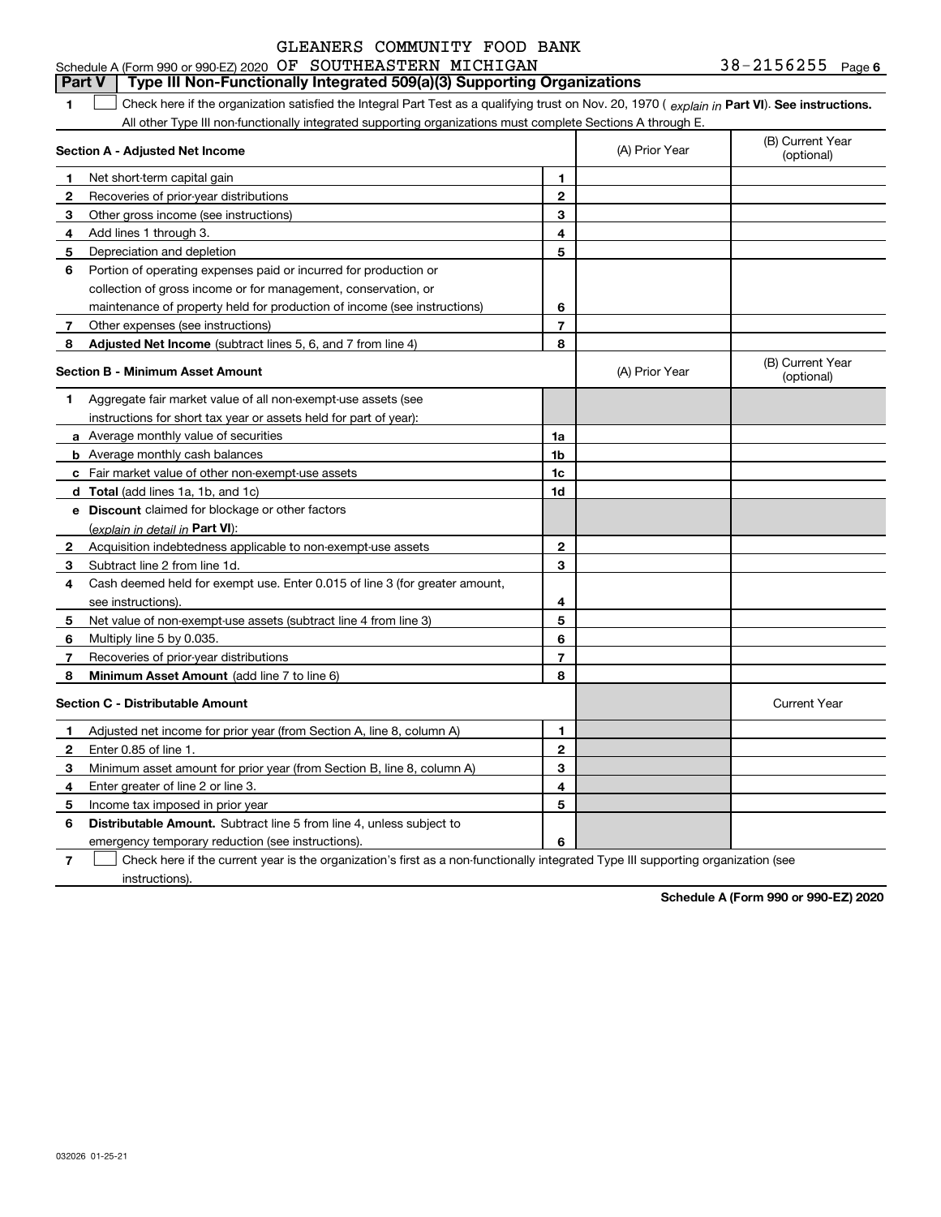GLEANERS COMMUNITY FOOD BANK

Schedule A (Form 990 or 990-EZ) 2020 OF SOUTHEASTERN MICHIGAN 38-2156255 Page 6

## Part V Type III Non-Functionally Integrated 509(a)(3) Supporting Organizations

**1** ☐ Check here if the organization satisfied the Integral Part Test as a qualifying trust on Nov. 20, 1970 ( *explain in* **Part VI**). **See instructions.** All other Type III non-functionally integrated supporting organizations must complete Sections A through E.

| **Section A - Adjusted Net Income** | | | (A) Prior Year | (B) Current Year (optional) |
|---|---|---|---|---|
| **1** | Net short-term capital gain | 1 | | |
| **2** | Recoveries of prior-year distributions | 2 | | |
| **3** | Other gross income (see instructions) | 3 | | |
| **4** | Add lines 1 through 3. | 4 | | |
| **5** | Depreciation and depletion | 5 | | |
| **6** | Portion of operating expenses paid or incurred for production or collection of gross income or for management, conservation, or maintenance of property held for production of income (see instructions) | 6 | | |
| **7** | Other expenses (see instructions) | 7 | | |
| **8** | **Adjusted Net Income** (subtract lines 5, 6, and 7 from line 4) | 8 | | |

| **Section B - Minimum Asset Amount** | | | (A) Prior Year | (B) Current Year (optional) |
|---|---|---|---|---|
| **1** | Aggregate fair market value of all non-exempt-use assets (see instructions for short tax year or assets held for part of year): | | | |
| **a** | Average monthly value of securities | 1a | | |
| **b** | Average monthly cash balances | 1b | | |
| **c** | Fair market value of other non-exempt-use assets | 1c | | |
| **d** | **Total** (add lines 1a, 1b, and 1c) | 1d | | |
| **e** | **Discount** claimed for blockage or other factors (*explain in detail in* **Part VI**): | | | |
| **2** | Acquisition indebtedness applicable to non-exempt-use assets | 2 | | |
| **3** | Subtract line 2 from line 1d. | 3 | | |
| **4** | Cash deemed held for exempt use. Enter 0.015 of line 3 (for greater amount, see instructions). | 4 | | |
| **5** | Net value of non-exempt-use assets (subtract line 4 from line 3) | 5 | | |
| **6** | Multiply line 5 by 0.035. | 6 | | |
| **7** | Recoveries of prior-year distributions | 7 | | |
| **8** | **Minimum Asset Amount** (add line 7 to line 6) | 8 | | |

| **Section C - Distributable Amount** | | | | Current Year |
|---|---|---|---|---|
| **1** | Adjusted net income for prior year (from Section A, line 8, column A) | 1 | | |
| **2** | Enter 0.85 of line 1. | 2 | | |
| **3** | Minimum asset amount for prior year (from Section B, line 8, column A) | 3 | | |
| **4** | Enter greater of line 2 or line 3. | 4 | | |
| **5** | Income tax imposed in prior year | 5 | | |
| **6** | **Distributable Amount.** Subtract line 5 from line 4, unless subject to emergency temporary reduction (see instructions). | 6 | | |

**7** ☐ Check here if the current year is the organization's first as a non-functionally integrated Type III supporting organization (see instructions).

**Schedule A (Form 990 or 990-EZ) 2020**

032026 01-25-21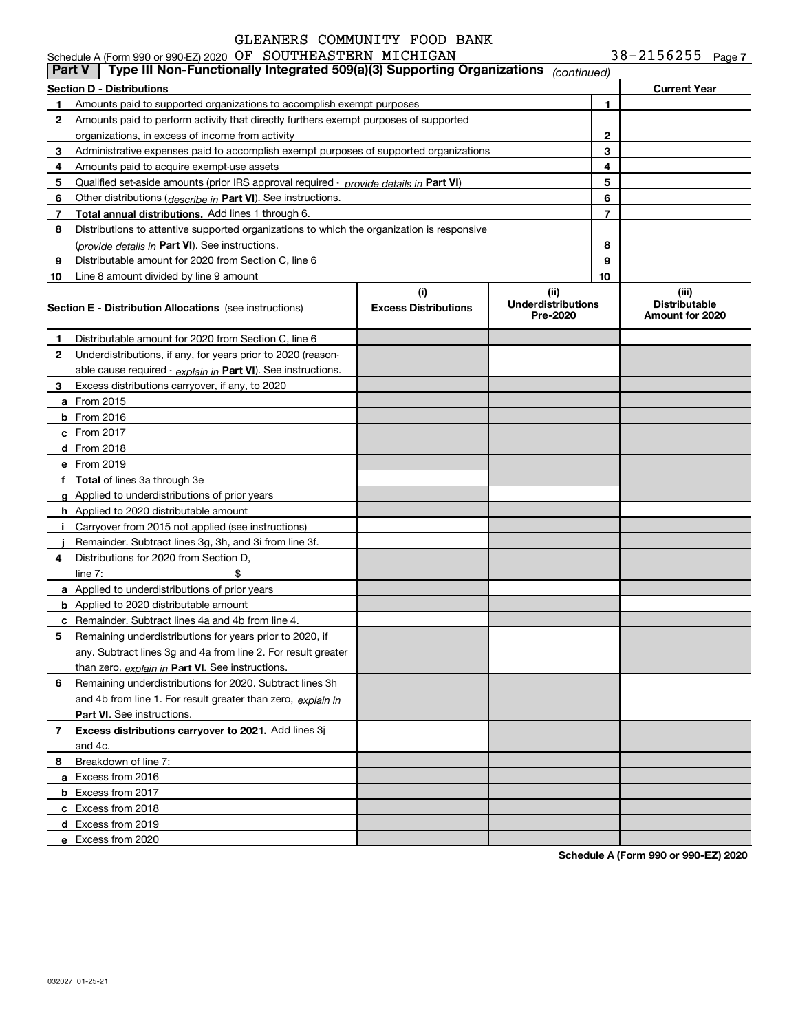GLEANERS COMMUNITY FOOD BANK

Schedule A (Form 990 or 990-EZ) 2020 OF SOUTHEASTERN MICHIGAN 38-2156255 Page 7

**Part V | Type III Non-Functionally Integrated 509(a)(3) Supporting Organizations** *(continued)*

| **Section D - Distributions** | | | **Current Year** |
|---|---|---|---|
| **1** | Amounts paid to supported organizations to accomplish exempt purposes | 1 | |
| **2** | Amounts paid to perform activity that directly furthers exempt purposes of supported organizations, in excess of income from activity | 2 | |
| **3** | Administrative expenses paid to accomplish exempt purposes of supported organizations | 3 | |
| **4** | Amounts paid to acquire exempt-use assets | 4 | |
| **5** | Qualified set-aside amounts (prior IRS approval required - *provide details in* **Part VI**) | 5 | |
| **6** | Other distributions (*describe in* **Part VI**). See instructions. | 6 | |
| **7** | **Total annual distributions.** Add lines 1 through 6. | 7 | |
| **8** | Distributions to attentive supported organizations to which the organization is responsive (*provide details in* **Part VI**). See instructions. | 8 | |
| **9** | Distributable amount for 2020 from Section C, line 6 | 9 | |
| **10** | Line 8 amount divided by line 9 amount | 10 | |

| **Section E - Distribution Allocations** (see instructions) | (i) **Excess Distributions** | (ii) **Underdistributions Pre-2020** | (iii) **Distributable Amount for 2020** |
|---|---|---|---|
| **1** Distributable amount for 2020 from Section C, line 6 | | | |
| **2** Underdistributions, if any, for years prior to 2020 (reasonable cause required - *explain in* **Part VI**). See instructions. | | | |
| **3** Excess distributions carryover, if any, to 2020 | | | |
| **a** From 2015 | | | |
| **b** From 2016 | | | |
| **c** From 2017 | | | |
| **d** From 2018 | | | |
| **e** From 2019 | | | |
| **f** **Total** of lines 3a through 3e | | | |
| **g** Applied to underdistributions of prior years | | | |
| **h** Applied to 2020 distributable amount | | | |
| **i** Carryover from 2015 not applied (see instructions) | | | |
| **j** Remainder. Subtract lines 3g, 3h, and 3i from line 3f. | | | |
| **4** Distributions for 2020 from Section D, line 7: $ | | | |
| **a** Applied to underdistributions of prior years | | | |
| **b** Applied to 2020 distributable amount | | | |
| **c** Remainder. Subtract lines 4a and 4b from line 4. | | | |
| **5** Remaining underdistributions for years prior to 2020, if any. Subtract lines 3g and 4a from line 2. For result greater than zero, *explain in* **Part VI.** See instructions. | | | |
| **6** Remaining underdistributions for 2020. Subtract lines 3h and 4b from line 1. For result greater than zero, *explain in* **Part VI**. See instructions. | | | |
| **7** **Excess distributions carryover to 2021.** Add lines 3j and 4c. | | | |
| **8** Breakdown of line 7: | | | |
| **a** Excess from 2016 | | | |
| **b** Excess from 2017 | | | |
| **c** Excess from 2018 | | | |
| **d** Excess from 2019 | | | |
| **e** Excess from 2020 | | | |

**Schedule A (Form 990 or 990-EZ) 2020**

032027 01-25-21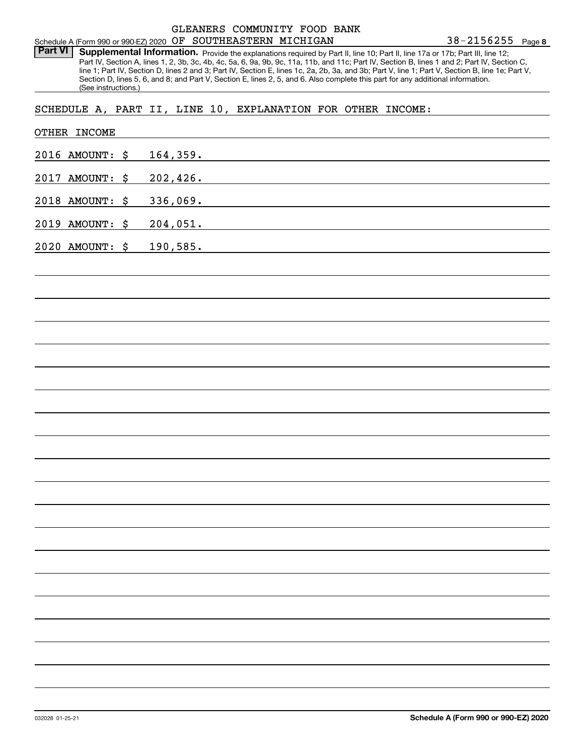GLEANERS COMMUNITY FOOD BANK

Schedule A (Form 990 or 990-EZ) 2020 OF SOUTHEASTERN MICHIGAN 38-2156255 Page **8**

**Part VI** **Supplemental Information.** Provide the explanations required by Part II, line 10; Part II, line 17a or 17b; Part III, line 12; Part IV, Section A, lines 1, 2, 3b, 3c, 4b, 4c, 5a, 6, 9a, 9b, 9c, 11a, 11b, and 11c; Part IV, Section B, lines 1 and 2; Part IV, Section C, line 1; Part IV, Section D, lines 2 and 3; Part IV, Section E, lines 1c, 2a, 2b, 3a, and 3b; Part V, line 1; Part V, Section B, line 1e; Part V, Section D, lines 5, 6, and 8; and Part V, Section E, lines 2, 5, and 6. Also complete this part for any additional information. (See instructions.)

SCHEDULE A, PART II, LINE 10, EXPLANATION FOR OTHER INCOME:

OTHER INCOME

2016 AMOUNT: $ 164,359.

2017 AMOUNT: $ 202,426.

2018 AMOUNT: $ 336,069.

2019 AMOUNT: $ 204,051.

2020 AMOUNT: $ 190,585.

032028 01-25-21 **Schedule A (Form 990 or 990-EZ) 2020**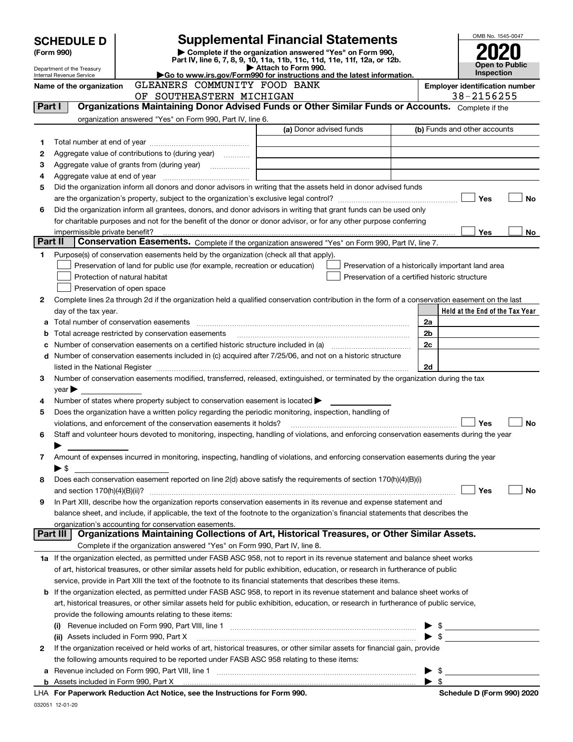# SCHEDULE D (Form 990)

Department of the Treasury
Internal Revenue Service

## Supplemental Financial Statements

▶ Complete if the organization answered "Yes" on Form 990, Part IV, line 6, 7, 8, 9, 10, 11a, 11b, 11c, 11d, 11e, 11f, 12a, or 12b.
▶ Attach to Form 990.
▶Go to www.irs.gov/Form990 for instructions and the latest information.

OMB No. 1545-0047

**2020**

**Open to Public Inspection**

**Name of the organization** GLEANERS COMMUNITY FOOD BANK OF SOUTHEASTERN MICHIGAN

**Employer identification number** 38-2156255

### Part I Organizations Maintaining Donor Advised Funds or Other Similar Funds or Accounts. Complete if the organization answered "Yes" on Form 990, Part IV, line 6.

| | | (a) Donor advised funds | (b) Funds and other accounts |
|---|---|---|---|
| 1 | Total number at end of year | | |
| 2 | Aggregate value of contributions to (during year) | | |
| 3 | Aggregate value of grants from (during year) | | |
| 4 | Aggregate value at end of year | | |

5 Did the organization inform all donors and donor advisors in writing that the assets held in donor advised funds are the organization's property, subject to the organization's exclusive legal control? ☐ Yes ☐ No

6 Did the organization inform all grantees, donors, and donor advisors in writing that grant funds can be used only for charitable purposes and not for the benefit of the donor or donor advisor, or for any other purpose conferring impermissible private benefit? ☐ Yes ☐ No

### Part II Conservation Easements. Complete if the organization answered "Yes" on Form 990, Part IV, line 7.

1 Purpose(s) of conservation easements held by the organization (check all that apply).

- ☐ Preservation of land for public use (for example, recreation or education)
- ☐ Protection of natural habitat
- ☐ Preservation of open space
- ☐ Preservation of a historically important land area
- ☐ Preservation of a certified historic structure

2 Complete lines 2a through 2d if the organization held a qualified conservation contribution in the form of a conservation easement on the last day of the tax year.

| | | | Held at the End of the Tax Year |
|---|---|---|---|
| a | Total number of conservation easements | 2a | |
| b | Total acreage restricted by conservation easements | 2b | |
| c | Number of conservation easements on a certified historic structure included in (a) | 2c | |
| d | Number of conservation easements included in (c) acquired after 7/25/06, and not on a historic structure listed in the National Register | 2d | |

3 Number of conservation easements modified, transferred, released, extinguished, or terminated by the organization during the tax year ▶

4 Number of states where property subject to conservation easement is located ▶

5 Does the organization have a written policy regarding the periodic monitoring, inspection, handling of violations, and enforcement of the conservation easements it holds? ☐ Yes ☐ No

6 Staff and volunteer hours devoted to monitoring, inspecting, handling of violations, and enforcing conservation easements during the year ▶

7 Amount of expenses incurred in monitoring, inspecting, handling of violations, and enforcing conservation easements during the year ▶ $

8 Does each conservation easement reported on line 2(d) above satisfy the requirements of section 170(h)(4)(B)(i) and section 170(h)(4)(B)(ii)? ☐ Yes ☐ No

9 In Part XIII, describe how the organization reports conservation easements in its revenue and expense statement and balance sheet, and include, if applicable, the text of the footnote to the organization's financial statements that describes the organization's accounting for conservation easements.

### Part III Organizations Maintaining Collections of Art, Historical Treasures, or Other Similar Assets. Complete if the organization answered "Yes" on Form 990, Part IV, line 8.

1a If the organization elected, as permitted under FASB ASC 958, not to report in its revenue statement and balance sheet works of art, historical treasures, or other similar assets held for public exhibition, education, or research in furtherance of public service, provide in Part XIII the text of the footnote to its financial statements that describes these items.

b If the organization elected, as permitted under FASB ASC 958, to report in its revenue statement and balance sheet works of art, historical treasures, or other similar assets held for public exhibition, education, or research in furtherance of public service, provide the following amounts relating to these items:

(i) Revenue included on Form 990, Part VIII, line 1 ▶ $

(ii) Assets included in Form 990, Part X ▶ $

2 If the organization received or held works of art, historical treasures, or other similar assets for financial gain, provide the following amounts required to be reported under FASB ASC 958 relating to these items:

a Revenue included on Form 990, Part VIII, line 1 ▶ $

b Assets included in Form 990, Part X ▶ $

LHA **For Paperwork Reduction Act Notice, see the Instructions for Form 990.** **Schedule D (Form 990) 2020**

032051 12-01-20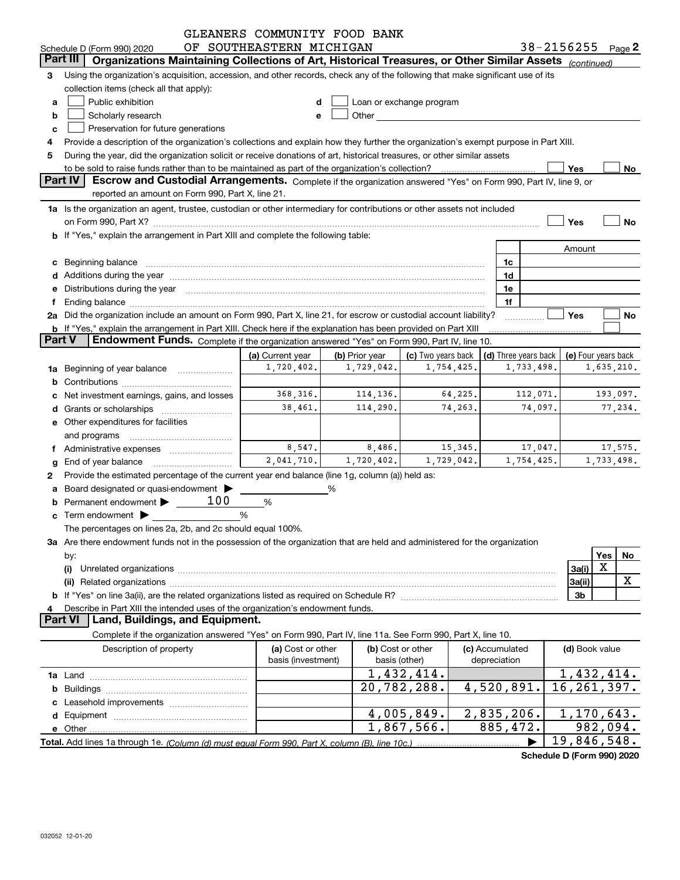GLEANERS COMMUNITY FOOD BANK

Schedule D (Form 990) 2020 OF SOUTHEASTERN MICHIGAN 38-2156255 Page 2

**Part III** **Organizations Maintaining Collections of Art, Historical Treasures, or Other Similar Assets** *(continued)*

3 Using the organization's acquisition, accession, and other records, check any of the following that make significant use of its collection items (check all that apply):

a ☐ Public exhibition  d ☐ Loan or exchange program
b ☐ Scholarly research  e ☐ Other
c ☐ Preservation for future generations

4 Provide a description of the organization's collections and explain how they further the organization's exempt purpose in Part XIII.

5 During the year, did the organization solicit or receive donations of art, historical treasures, or other similar assets to be sold to raise funds rather than to be maintained as part of the organization's collection? ☐ Yes ☐ No

**Part IV** **Escrow and Custodial Arrangements.** Complete if the organization answered "Yes" on Form 990, Part IV, line 9, or reported an amount on Form 990, Part X, line 21.

1a Is the organization an agent, trustee, custodian or other intermediary for contributions or other assets not included on Form 990, Part X? ☐ Yes ☐ No

b If "Yes," explain the arrangement in Part XIII and complete the following table:

| | | Amount |
|---|---|---|
| c Beginning balance | 1c | |
| d Additions during the year | 1d | |
| e Distributions during the year | 1e | |
| f Ending balance | 1f | |

2a Did the organization include an amount on Form 990, Part X, line 21, for escrow or custodial account liability? ☐ Yes ☐ No

b If "Yes," explain the arrangement in Part XIII. Check here if the explanation has been provided on Part XIII ☐

**Part V** **Endowment Funds.** Complete if the organization answered "Yes" on Form 990, Part IV, line 10.

| | (a) Current year | (b) Prior year | (c) Two years back | (d) Three years back | (e) Four years back |
|---|---|---|---|---|---|
| 1a Beginning of year balance | 1,720,402. | 1,729,042. | 1,754,425. | 1,733,498. | 1,635,210. |
| b Contributions | | | | | |
| c Net investment earnings, gains, and losses | 368,316. | 114,136. | 64,225. | 112,071. | 193,097. |
| d Grants or scholarships | 38,461. | 114,290. | 74,263. | 74,097. | 77,234. |
| e Other expenditures for facilities and programs | | | | | |
| f Administrative expenses | 8,547. | 8,486. | 15,345. | 17,047. | 17,575. |
| g End of year balance | 2,041,710. | 1,720,402. | 1,729,042. | 1,754,425. | 1,733,498. |

2 Provide the estimated percentage of the current year end balance (line 1g, column (a)) held as:

a Board designated or quasi-endowment ▶ ______ %
b Permanent endowment ▶ 100 %
c Term endowment ▶ ______ %

The percentages on lines 2a, 2b, and 2c should equal 100%.

3a Are there endowment funds not in the possession of the organization that are held and administered for the organization by:

| | | Yes | No |
|---|---|---|---|
| (i) Unrelated organizations | 3a(i) | X | |
| (ii) Related organizations | 3a(ii) | | X |
| b If "Yes" on line 3a(ii), are the related organizations listed as required on Schedule R? | 3b | | |

4 Describe in Part XIII the intended uses of the organization's endowment funds.

**Part VI** **Land, Buildings, and Equipment.**

Complete if the organization answered "Yes" on Form 990, Part IV, line 11a. See Form 990, Part X, line 10.

| Description of property | (a) Cost or other basis (investment) | (b) Cost or other basis (other) | (c) Accumulated depreciation | (d) Book value |
|---|---|---|---|---|
| 1a Land | | 1,432,414. | | 1,432,414. |
| b Buildings | | 20,782,288. | 4,520,891. | 16,261,397. |
| c Leasehold improvements | | | | |
| d Equipment | | 4,005,849. | 2,835,206. | 1,170,643. |
| e Other | | 1,867,566. | 885,472. | 982,094. |
| **Total.** Add lines 1a through 1e. *(Column (d) must equal Form 990, Part X, column (B), line 10c.)* | | | ▶ | 19,846,548. |

**Schedule D (Form 990) 2020**

032052 12-01-20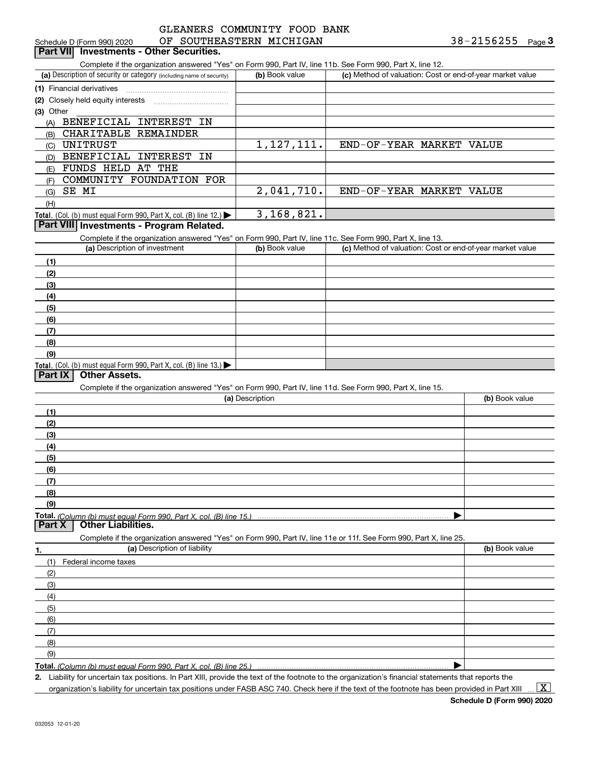GLEANERS COMMUNITY FOOD BANK

Schedule D (Form 990) 2020 OF SOUTHEASTERN MICHIGAN 38-2156255 Page **3**

## Part VII Investments - Other Securities.

Complete if the organization answered "Yes" on Form 990, Part IV, line 11b. See Form 990, Part X, line 12.

| (a) Description of security or category (including name of security) | (b) Book value | (c) Method of valuation: Cost or end-of-year market value |
|---|---|---|
| (1) Financial derivatives | | |
| (2) Closely held equity interests | | |
| (3) Other | | |
| (A) BENEFICIAL INTEREST IN | | |
| (B) CHARITABLE REMAINDER | | |
| (C) UNITRUST | 1,127,111. | END-OF-YEAR MARKET VALUE |
| (D) BENEFICIAL INTEREST IN | | |
| (E) FUNDS HELD AT THE | | |
| (F) COMMUNITY FOUNDATION FOR | | |
| (G) SE MI | 2,041,710. | END-OF-YEAR MARKET VALUE |
| (H) | | |
| **Total.** (Col. (b) must equal Form 990, Part X, col. (B) line 12.) ▶ | 3,168,821. | |

## Part VIII Investments - Program Related.

Complete if the organization answered "Yes" on Form 990, Part IV, line 11c. See Form 990, Part X, line 13.

| (a) Description of investment | (b) Book value | (c) Method of valuation: Cost or end-of-year market value |
|---|---|---|
| (1) | | |
| (2) | | |
| (3) | | |
| (4) | | |
| (5) | | |
| (6) | | |
| (7) | | |
| (8) | | |
| (9) | | |
| **Total.** (Col. (b) must equal Form 990, Part X, col. (B) line 13.) ▶ | | |

## Part IX Other Assets.

Complete if the organization answered "Yes" on Form 990, Part IV, line 11d. See Form 990, Part X, line 15.

| (a) Description | (b) Book value |
|---|---|
| (1) | |
| (2) | |
| (3) | |
| (4) | |
| (5) | |
| (6) | |
| (7) | |
| (8) | |
| (9) | |
| **Total.** *(Column (b) must equal Form 990, Part X, col. (B) line 15.)* ▶ | |

## Part X Other Liabilities.

Complete if the organization answered "Yes" on Form 990, Part IV, line 11e or 11f. See Form 990, Part X, line 25.

| 1. (a) Description of liability | (b) Book value |
|---|---|
| (1) Federal income taxes | |
| (2) | |
| (3) | |
| (4) | |
| (5) | |
| (6) | |
| (7) | |
| (8) | |
| (9) | |
| **Total.** *(Column (b) must equal Form 990, Part X, col. (B) line 25.)* ▶ | |

**2.** Liability for uncertain tax positions. In Part XIII, provide the text of the footnote to the organization's financial statements that reports the organization's liability for uncertain tax positions under FASB ASC 740. Check here if the text of the footnote has been provided in Part XIII ... [X]

**Schedule D (Form 990) 2020**

032053 12-01-20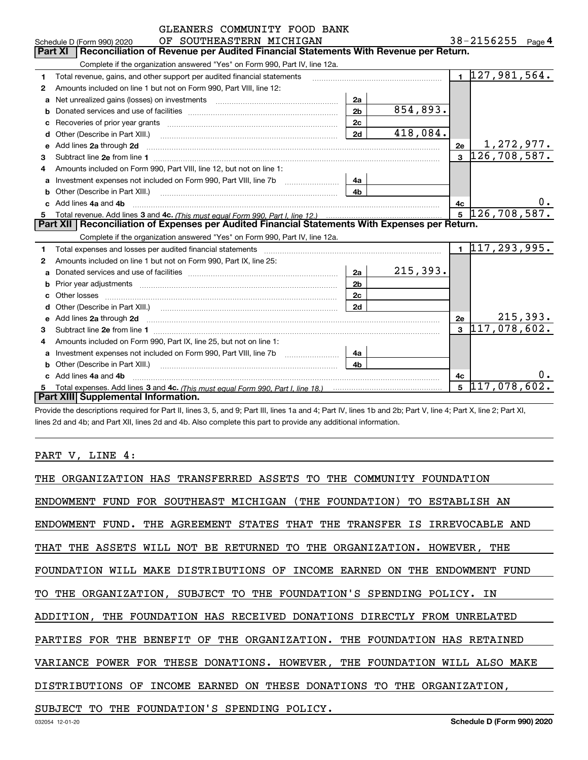GLEANERS COMMUNITY FOOD BANK

Schedule D (Form 990) 2020 OF SOUTHEASTERN MICHIGAN 38-2156255 Page 4

## Part XI Reconciliation of Revenue per Audited Financial Statements With Revenue per Return.

Complete if the organization answered "Yes" on Form 990, Part IV, line 12a.

| | | | | | |
|---|---|---|---|---|---|
| 1 | Total revenue, gains, and other support per audited financial statements | | | 1 | 127,981,564. |
| 2 | Amounts included on line 1 but not on Form 990, Part VIII, line 12: | | | | |
| a | Net unrealized gains (losses) on investments | 2a | | | |
| b | Donated services and use of facilities | 2b | 854,893. | | |
| c | Recoveries of prior year grants | 2c | | | |
| d | Other (Describe in Part XIII.) | 2d | 418,084. | | |
| e | Add lines 2a through 2d | | | 2e | 1,272,977. |
| 3 | Subtract line 2e from line 1 | | | 3 | 126,708,587. |
| 4 | Amounts included on Form 990, Part VIII, line 12, but not on line 1: | | | | |
| a | Investment expenses not included on Form 990, Part VIII, line 7b | 4a | | | |
| b | Other (Describe in Part XIII.) | 4b | | | |
| c | Add lines 4a and 4b | | | 4c | 0. |
| 5 | Total revenue. Add lines 3 and 4c. *(This must equal Form 990, Part I, line 12.)* | | | 5 | 126,708,587. |

## Part XII Reconciliation of Expenses per Audited Financial Statements With Expenses per Return.

Complete if the organization answered "Yes" on Form 990, Part IV, line 12a.

| | | | | | |
|---|---|---|---|---|---|
| 1 | Total expenses and losses per audited financial statements | | | 1 | 117,293,995. |
| 2 | Amounts included on line 1 but not on Form 990, Part IX, line 25: | | | | |
| a | Donated services and use of facilities | 2a | 215,393. | | |
| b | Prior year adjustments | 2b | | | |
| c | Other losses | 2c | | | |
| d | Other (Describe in Part XIII.) | 2d | | | |
| e | Add lines 2a through 2d | | | 2e | 215,393. |
| 3 | Subtract line 2e from line 1 | | | 3 | 117,078,602. |
| 4 | Amounts included on Form 990, Part IX, line 25, but not on line 1: | | | | |
| a | Investment expenses not included on Form 990, Part VIII, line 7b | 4a | | | |
| b | Other (Describe in Part XIII.) | 4b | | | |
| c | Add lines 4a and 4b | | | 4c | 0. |
| 5 | Total expenses. Add lines 3 and 4c. *(This must equal Form 990, Part I, line 18.)* | | | 5 | 117,078,602. |

## Part XIII Supplemental Information.

Provide the descriptions required for Part II, lines 3, 5, and 9; Part III, lines 1a and 4; Part IV, lines 1b and 2b; Part V, line 4; Part X, line 2; Part XI, lines 2d and 4b; and Part XII, lines 2d and 4b. Also complete this part to provide any additional information.

PART V, LINE 4:

THE ORGANIZATION HAS TRANSFERRED ASSETS TO THE COMMUNITY FOUNDATION ENDOWMENT FUND FOR SOUTHEAST MICHIGAN (THE FOUNDATION) TO ESTABLISH AN ENDOWMENT FUND. THE AGREEMENT STATES THAT THE TRANSFER IS IRREVOCABLE AND THAT THE ASSETS WILL NOT BE RETURNED TO THE ORGANIZATION. HOWEVER, THE FOUNDATION WILL MAKE DISTRIBUTIONS OF INCOME EARNED ON THE ENDOWMENT FUND TO THE ORGANIZATION, SUBJECT TO THE FOUNDATION'S SPENDING POLICY. IN ADDITION, THE FOUNDATION HAS RECEIVED DONATIONS DIRECTLY FROM UNRELATED PARTIES FOR THE BENEFIT OF THE ORGANIZATION. THE FOUNDATION HAS RETAINED VARIANCE POWER FOR THESE DONATIONS. HOWEVER, THE FOUNDATION WILL ALSO MAKE DISTRIBUTIONS OF INCOME EARNED ON THESE DONATIONS TO THE ORGANIZATION, SUBJECT TO THE FOUNDATION'S SPENDING POLICY.

032054 12-01-20 Schedule D (Form 990) 2020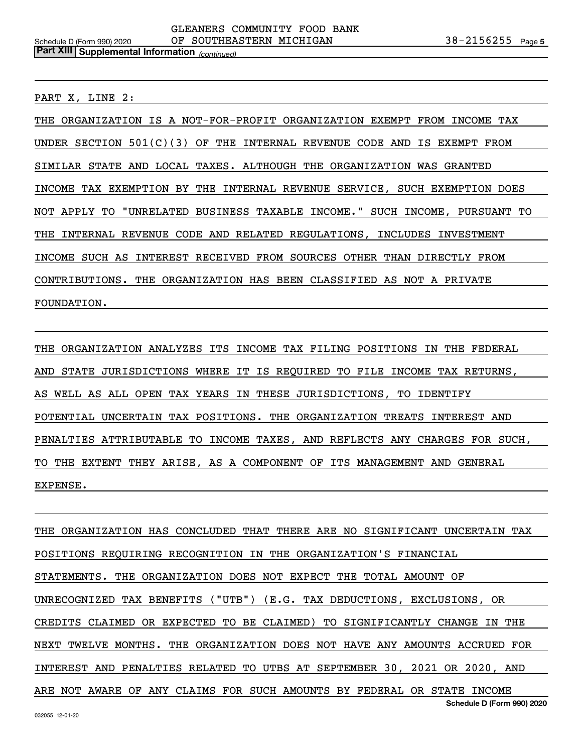GLEANERS COMMUNITY FOOD BANK
OF SOUTHEASTERN MICHIGAN 38-2156255

**Part XIII | Supplemental Information** *(continued)*

PART X, LINE 2:

THE ORGANIZATION IS A NOT-FOR-PROFIT ORGANIZATION EXEMPT FROM INCOME TAX UNDER SECTION 501(C)(3) OF THE INTERNAL REVENUE CODE AND IS EXEMPT FROM SIMILAR STATE AND LOCAL TAXES. ALTHOUGH THE ORGANIZATION WAS GRANTED INCOME TAX EXEMPTION BY THE INTERNAL REVENUE SERVICE, SUCH EXEMPTION DOES NOT APPLY TO "UNRELATED BUSINESS TAXABLE INCOME." SUCH INCOME, PURSUANT TO THE INTERNAL REVENUE CODE AND RELATED REGULATIONS, INCLUDES INVESTMENT INCOME SUCH AS INTEREST RECEIVED FROM SOURCES OTHER THAN DIRECTLY FROM CONTRIBUTIONS. THE ORGANIZATION HAS BEEN CLASSIFIED AS NOT A PRIVATE FOUNDATION.

THE ORGANIZATION ANALYZES ITS INCOME TAX FILING POSITIONS IN THE FEDERAL AND STATE JURISDICTIONS WHERE IT IS REQUIRED TO FILE INCOME TAX RETURNS, AS WELL AS ALL OPEN TAX YEARS IN THESE JURISDICTIONS, TO IDENTIFY POTENTIAL UNCERTAIN TAX POSITIONS. THE ORGANIZATION TREATS INTEREST AND PENALTIES ATTRIBUTABLE TO INCOME TAXES, AND REFLECTS ANY CHARGES FOR SUCH, TO THE EXTENT THEY ARISE, AS A COMPONENT OF ITS MANAGEMENT AND GENERAL EXPENSE.

THE ORGANIZATION HAS CONCLUDED THAT THERE ARE NO SIGNIFICANT UNCERTAIN TAX POSITIONS REQUIRING RECOGNITION IN THE ORGANIZATION'S FINANCIAL STATEMENTS. THE ORGANIZATION DOES NOT EXPECT THE TOTAL AMOUNT OF UNRECOGNIZED TAX BENEFITS ("UTB") (E.G. TAX DEDUCTIONS, EXCLUSIONS, OR CREDITS CLAIMED OR EXPECTED TO BE CLAIMED) TO SIGNIFICANTLY CHANGE IN THE NEXT TWELVE MONTHS. THE ORGANIZATION DOES NOT HAVE ANY AMOUNTS ACCRUED FOR INTEREST AND PENALTIES RELATED TO UTBS AT SEPTEMBER 30, 2021 OR 2020, AND ARE NOT AWARE OF ANY CLAIMS FOR SUCH AMOUNTS BY FEDERAL OR STATE INCOME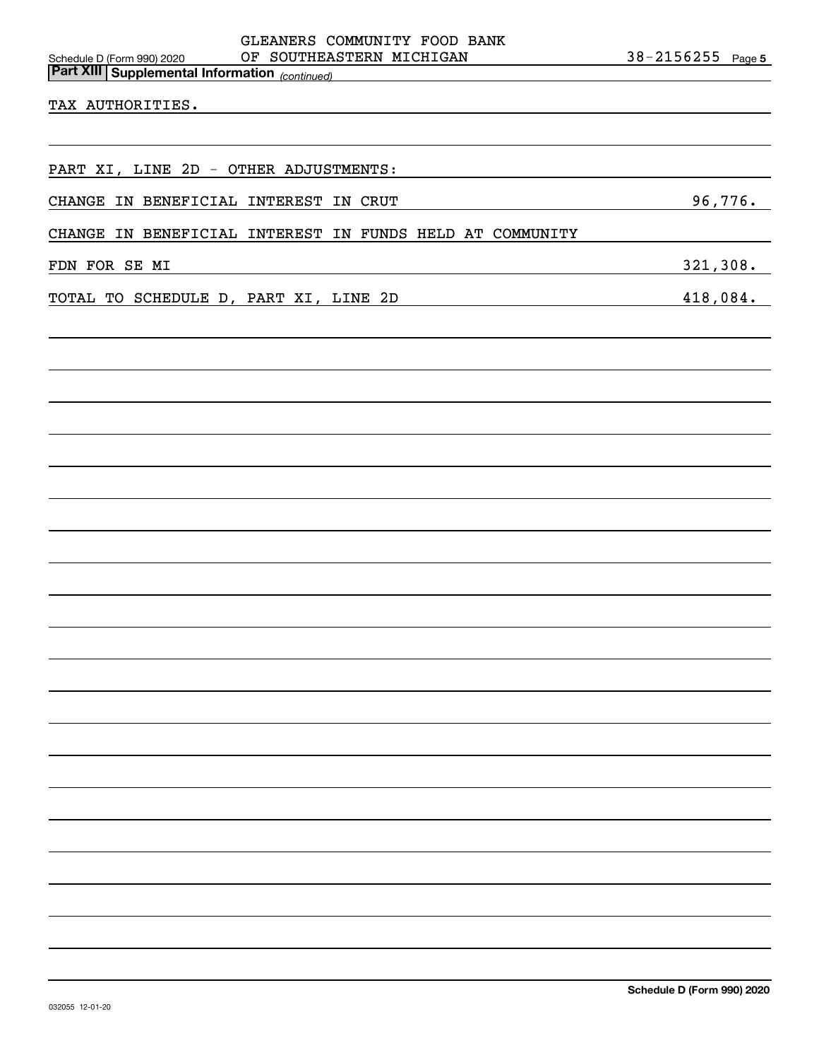## Part XIII Supplemental Information *(continued)*

TAX AUTHORITIES.

PART XI, LINE 2D - OTHER ADJUSTMENTS:

| | |
|---|---|
| CHANGE IN BENEFICIAL INTEREST IN CRUT | 96,776. |
| CHANGE IN BENEFICIAL INTEREST IN FUNDS HELD AT COMMUNITY FDN FOR SE MI | 321,308. |
| TOTAL TO SCHEDULE D, PART XI, LINE 2D | 418,084. |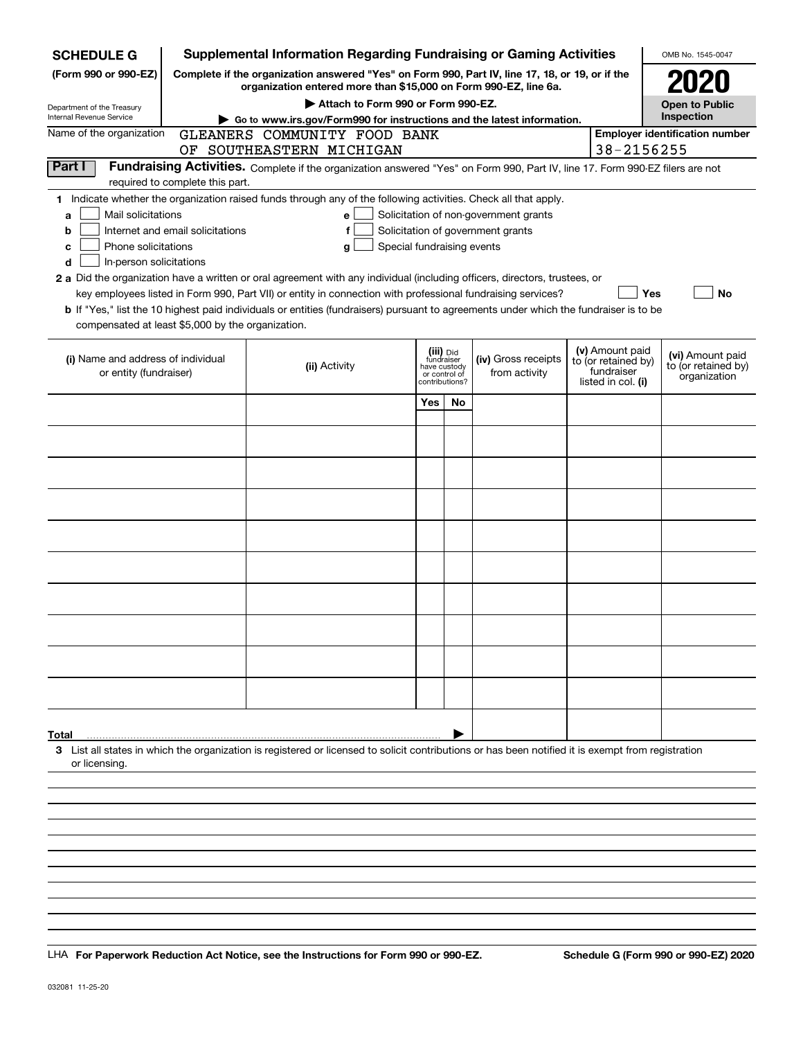**SCHEDULE G** (Form 990 or 990-EZ)

Department of the Treasury
Internal Revenue Service

# Supplemental Information Regarding Fundraising or Gaming Activities

**Complete if the organization answered "Yes" on Form 990, Part IV, line 17, 18, or 19, or if the organization entered more than $15,000 on Form 990-EZ, line 6a.**

**▶ Attach to Form 990 or Form 990-EZ.**

**▶ Go to www.irs.gov/Form990 for instructions and the latest information.**

OMB No. 1545-0047

**2020**

**Open to Public Inspection**

Name of the organization: GLEANERS COMMUNITY FOOD BANK OF SOUTHEASTERN MICHIGAN

**Employer identification number:** 38-2156255

**Part I** **Fundraising Activities.** Complete if the organization answered "Yes" on Form 990, Part IV, line 17. Form 990-EZ filers are not required to complete this part.

**1** Indicate whether the organization raised funds through any of the following activities. Check all that apply.

- **a** ☐ Mail solicitations
- **b** ☐ Internet and email solicitations
- **c** ☐ Phone solicitations
- **d** ☐ In-person solicitations
- **e** ☐ Solicitation of non-government grants
- **f** ☐ Solicitation of government grants
- **g** ☐ Special fundraising events

**2 a** Did the organization have a written or oral agreement with any individual (including officers, directors, trustees, or key employees listed in Form 990, Part VII) or entity in connection with professional fundraising services? ☐ **Yes** ☐ **No**

**b** If "Yes," list the 10 highest paid individuals or entities (fundraisers) pursuant to agreements under which the fundraiser is to be compensated at least $5,000 by the organization.

| (i) Name and address of individual or entity (fundraiser) | (ii) Activity | (iii) Did fundraiser have custody or control of contributions? | | (iv) Gross receipts from activity | (v) Amount paid to (or retained by) fundraiser listed in col. (i) | (vi) Amount paid to (or retained by) organization |
|---|---|---|---|---|---|---|
| | | Yes | No | | | |
| | | | | | | |
| | | | | | | |
| | | | | | | |
| | | | | | | |
| | | | | | | |
| | | | | | | |
| | | | | | | |
| | | | | | | |
| | | | | | | |
| | | | | | | |
| **Total** | | | ▶ | | | |

**3** List all states in which the organization is registered or licensed to solicit contributions or has been notified it is exempt from registration or licensing.

LHA **For Paperwork Reduction Act Notice, see the Instructions for Form 990 or 990-EZ.** **Schedule G (Form 990 or 990-EZ) 2020**

032081 11-25-20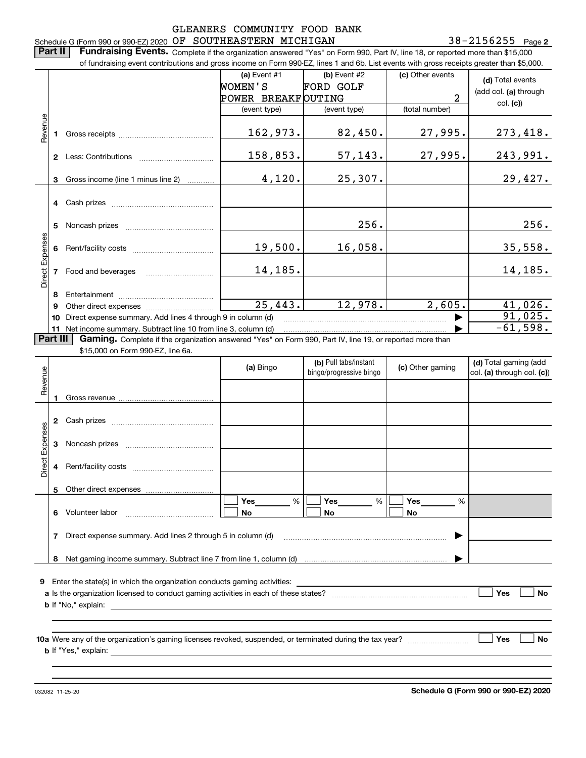GLEANERS COMMUNITY FOOD BANK

Schedule G (Form 990 or 990-EZ) 2020 OF SOUTHEASTERN MICHIGAN 38-2156255 Page 2

**Part II** **Fundraising Events.** Complete if the organization answered "Yes" on Form 990, Part IV, line 18, or reported more than $15,000 of fundraising event contributions and gross income on Form 990-EZ, lines 1 and 6b. List events with gross receipts greater than $5,000.

| | | (a) Event #1 WOMEN'S POWER BREAKF (event type) | (b) Event #2 FORD GOLF OUTING (event type) | (c) Other events 2 (total number) | (d) Total events (add col. (a) through col. (c)) |
|---|---|---|---|---|---|
| Revenue | 1 Gross receipts | 162,973. | 82,450. | 27,995. | 273,418. |
| | 2 Less: Contributions | 158,853. | 57,143. | 27,995. | 243,991. |
| | 3 Gross income (line 1 minus line 2) | 4,120. | 25,307. | | 29,427. |
| Direct Expenses | 4 Cash prizes | | | | |
| | 5 Noncash prizes | | 256. | | 256. |
| | 6 Rent/facility costs | 19,500. | 16,058. | | 35,558. |
| | 7 Food and beverages | 14,185. | | | 14,185. |
| | 8 Entertainment | | | | |
| | 9 Other direct expenses | 25,443. | 12,978. | 2,605. | 41,026. |
| | 10 Direct expense summary. Add lines 4 through 9 in column (d) | | | | 91,025. |
| | 11 Net income summary. Subtract line 10 from line 3, column (d) | | | | -61,598. |

**Part III** **Gaming.** Complete if the organization answered "Yes" on Form 990, Part IV, line 19, or reported more than $15,000 on Form 990-EZ, line 6a.

| | | (a) Bingo | (b) Pull tabs/instant bingo/progressive bingo | (c) Other gaming | (d) Total gaming (add col. (a) through col. (c)) |
|---|---|---|---|---|---|
| Revenue | 1 Gross revenue | | | | |
| Direct Expenses | 2 Cash prizes | | | | |
| | 3 Noncash prizes | | | | |
| | 4 Rent/facility costs | | | | |
| | 5 Other direct expenses | | | | |
| | 6 Volunteer labor | Yes ____ % No | Yes ____ % No | Yes ____ % No | |
| | 7 Direct expense summary. Add lines 2 through 5 in column (d) | | | | |
| | 8 Net gaming income summary. Subtract line 7 from line 1, column (d) | | | | |

9 Enter the state(s) in which the organization conducts gaming activities:

a Is the organization licensed to conduct gaming activities in each of these states? ☐ Yes ☐ No

b If "No," explain:

10a Were any of the organization's gaming licenses revoked, suspended, or terminated during the tax year? ☐ Yes ☐ No

b If "Yes," explain:

032082 11-25-20 **Schedule G (Form 990 or 990-EZ) 2020**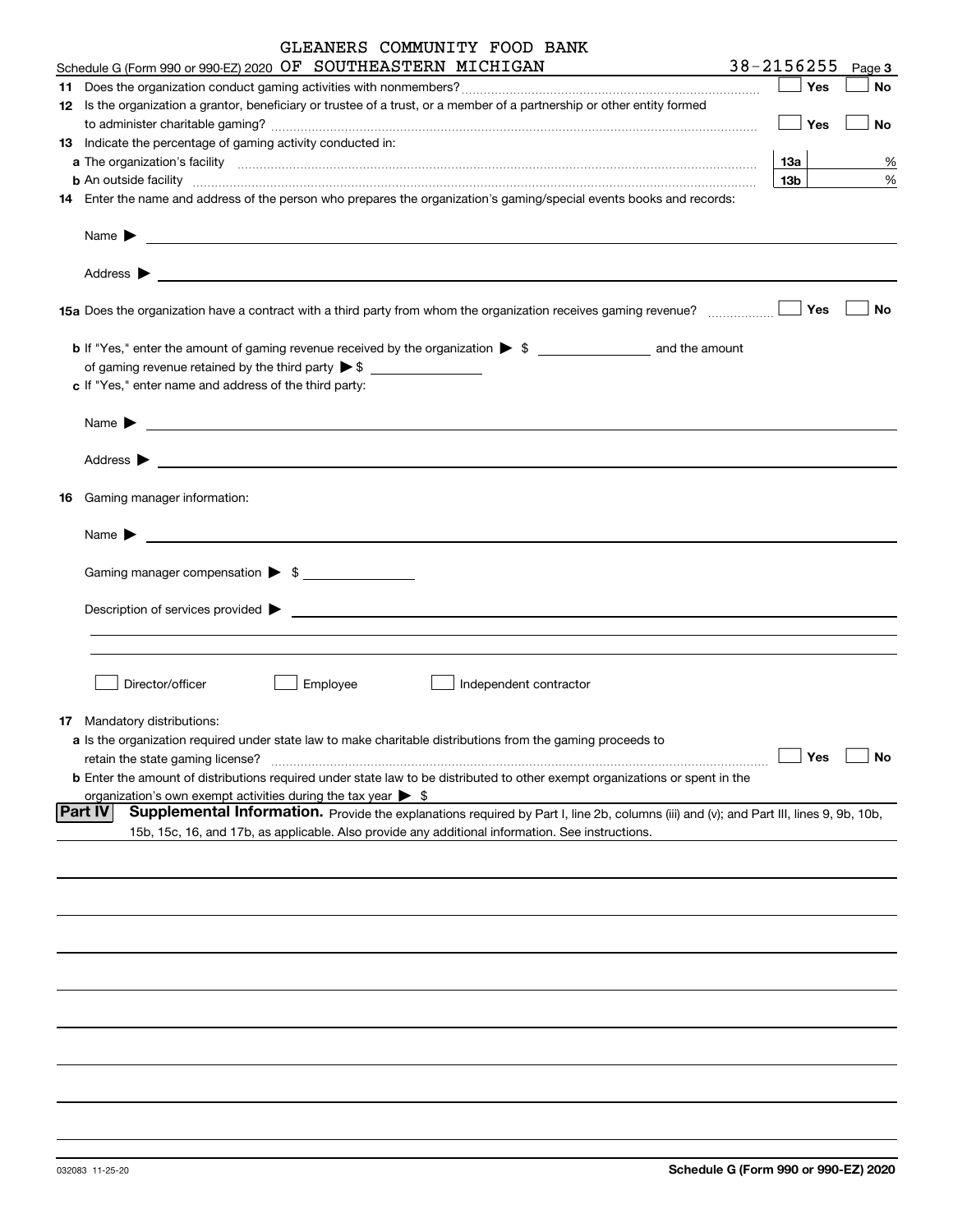GLEANERS COMMUNITY FOOD BANK

Schedule G (Form 990 or 990-EZ) 2020 OF SOUTHEASTERN MICHIGAN 38-2156255 Page **3**

**11** Does the organization conduct gaming activities with nonmembers? ☐ Yes ☐ No

**12** Is the organization a grantor, beneficiary or trustee of a trust, or a member of a partnership or other entity formed to administer charitable gaming? ☐ Yes ☐ No

**13** Indicate the percentage of gaming activity conducted in:

**a** The organization's facility **13a** %

**b** An outside facility **13b** %

**14** Enter the name and address of the person who prepares the organization's gaming/special events books and records:

Name ▶

Address ▶

**15a** Does the organization have a contract with a third party from whom the organization receives gaming revenue? ☐ Yes ☐ No

**b** If "Yes," enter the amount of gaming revenue received by the organization ▶ $ ______ and the amount of gaming revenue retained by the third party ▶ $ ______

**c** If "Yes," enter name and address of the third party:

Name ▶

Address ▶

**16** Gaming manager information:

Name ▶

Gaming manager compensation ▶ $ ______

Description of services provided ▶

☐ Director/officer ☐ Employee ☐ Independent contractor

**17** Mandatory distributions:

**a** Is the organization required under state law to make charitable distributions from the gaming proceeds to retain the state gaming license? ☐ Yes ☐ No

**b** Enter the amount of distributions required under state law to be distributed to other exempt organizations or spent in the organization's own exempt activities during the tax year ▶ $

**Part IV** **Supplemental Information.** Provide the explanations required by Part I, line 2b, columns (iii) and (v); and Part III, lines 9, 9b, 10b, 15b, 15c, 16, and 17b, as applicable. Also provide any additional information. See instructions.

032083 11-25-20 **Schedule G (Form 990 or 990-EZ) 2020**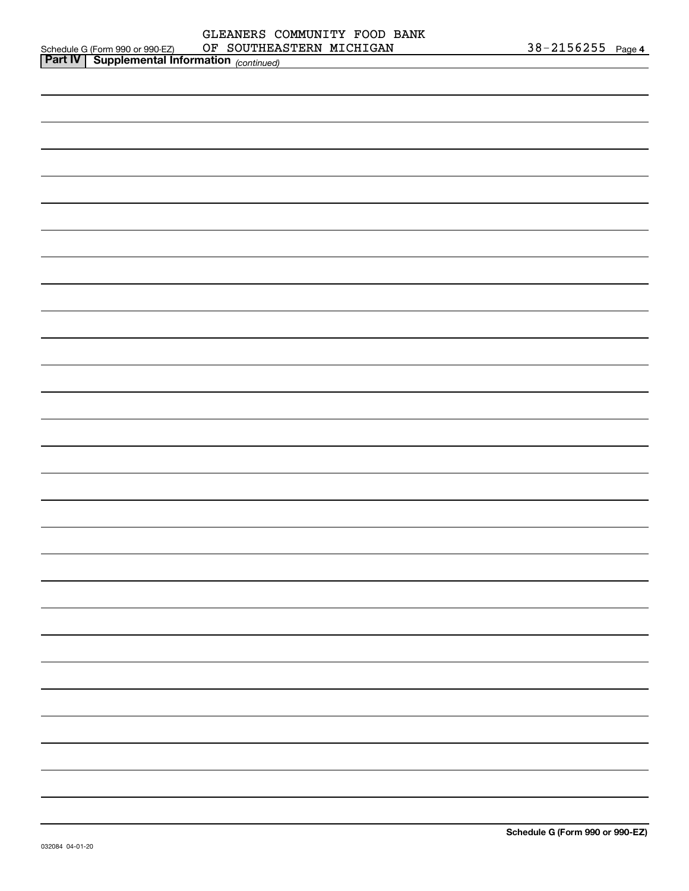## Part IV | Supplemental Information *(continued)*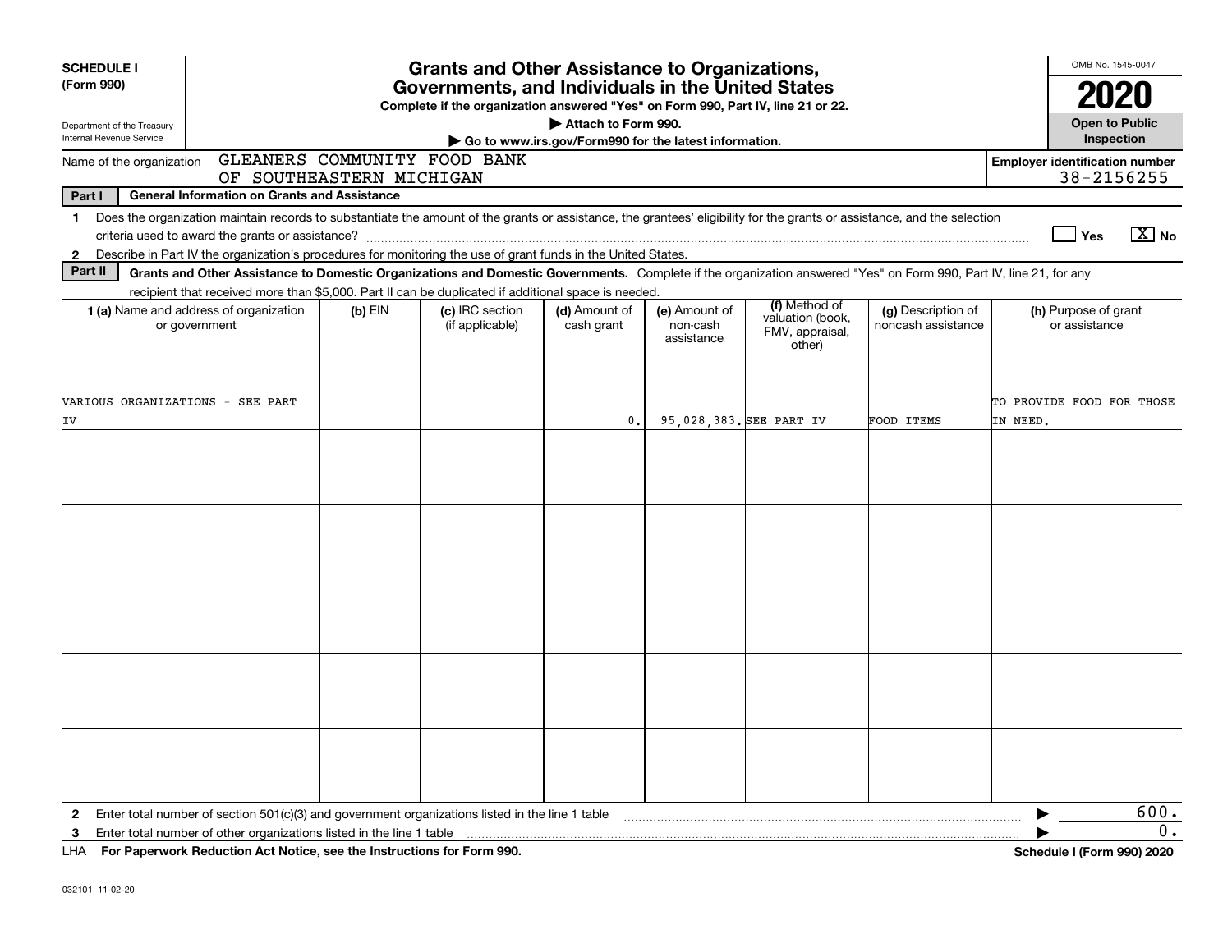**SCHEDULE I (Form 990)**

Department of the Treasury
Internal Revenue Service

# Grants and Other Assistance to Organizations, Governments, and Individuals in the United States

**Complete if the organization answered "Yes" on Form 990, Part IV, line 21 or 22.**

▶ **Attach to Form 990.**

▶ **Go to www.irs.gov/Form990 for the latest information.**

OMB No. 1545-0047

**2020**

**Open to Public Inspection**

Name of the organization: GLEANERS COMMUNITY FOOD BANK OF SOUTHEASTERN MICHIGAN

**Employer identification number** 38-2156255

**Part I — General Information on Grants and Assistance**

1 Does the organization maintain records to substantiate the amount of the grants or assistance, the grantees' eligibility for the grants or assistance, and the selection criteria used to award the grants or assistance? ☐ Yes ☒ No

2 Describe in Part IV the organization's procedures for monitoring the use of grant funds in the United States.

**Part II — Grants and Other Assistance to Domestic Organizations and Domestic Governments.** Complete if the organization answered "Yes" on Form 990, Part IV, line 21, for any recipient that received more than $5,000. Part II can be duplicated if additional space is needed.

| 1 (a) Name and address of organization or government | (b) EIN | (c) IRC section (if applicable) | (d) Amount of cash grant | (e) Amount of non-cash assistance | (f) Method of valuation (book, FMV, appraisal, other) | (g) Description of noncash assistance | (h) Purpose of grant or assistance |
|---|---|---|---|---|---|---|---|
| VARIOUS ORGANIZATIONS - SEE PART IV | | | 0. | 95,028,383. | SEE PART IV | FOOD ITEMS | TO PROVIDE FOOD FOR THOSE IN NEED. |
| | | | | | | | |
| | | | | | | | |
| | | | | | | | |
| | | | | | | | |
| | | | | | | | |

2 Enter total number of section 501(c)(3) and government organizations listed in the line 1 table ▶ 600.

3 Enter total number of other organizations listed in the line 1 table ▶ 0.

LHA **For Paperwork Reduction Act Notice, see the Instructions for Form 990.** **Schedule I (Form 990) 2020**

032101 11-02-20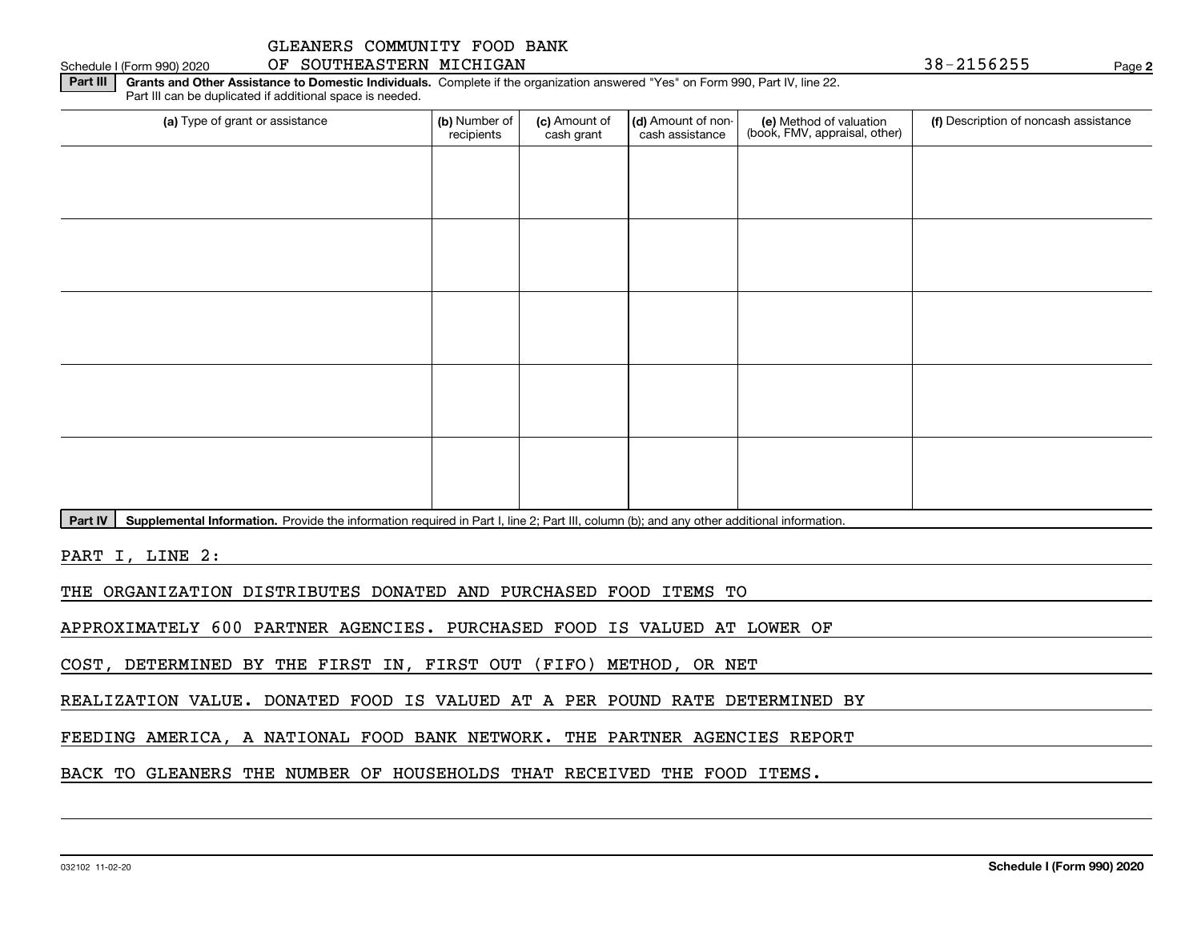GLEANERS COMMUNITY FOOD BANK
OF SOUTHEASTERN MICHIGAN 38-2156255

Schedule I (Form 990) 2020

**Part III** **Grants and Other Assistance to Domestic Individuals.** Complete if the organization answered "Yes" on Form 990, Part IV, line 22. Part III can be duplicated if additional space is needed.

| (a) Type of grant or assistance | (b) Number of recipients | (c) Amount of cash grant | (d) Amount of non-cash assistance | (e) Method of valuation (book, FMV, appraisal, other) | (f) Description of noncash assistance |
|---|---|---|---|---|---|
| | | | | | |
| | | | | | |
| | | | | | |
| | | | | | |
| | | | | | |

**Part IV** **Supplemental Information.** Provide the information required in Part I, line 2; Part III, column (b); and any other additional information.

PART I, LINE 2:

THE ORGANIZATION DISTRIBUTES DONATED AND PURCHASED FOOD ITEMS TO APPROXIMATELY 600 PARTNER AGENCIES. PURCHASED FOOD IS VALUED AT LOWER OF COST, DETERMINED BY THE FIRST IN, FIRST OUT (FIFO) METHOD, OR NET REALIZATION VALUE. DONATED FOOD IS VALUED AT A PER POUND RATE DETERMINED BY FEEDING AMERICA, A NATIONAL FOOD BANK NETWORK. THE PARTNER AGENCIES REPORT BACK TO GLEANERS THE NUMBER OF HOUSEHOLDS THAT RECEIVED THE FOOD ITEMS.

032102 11-02-20 **Schedule I (Form 990) 2020**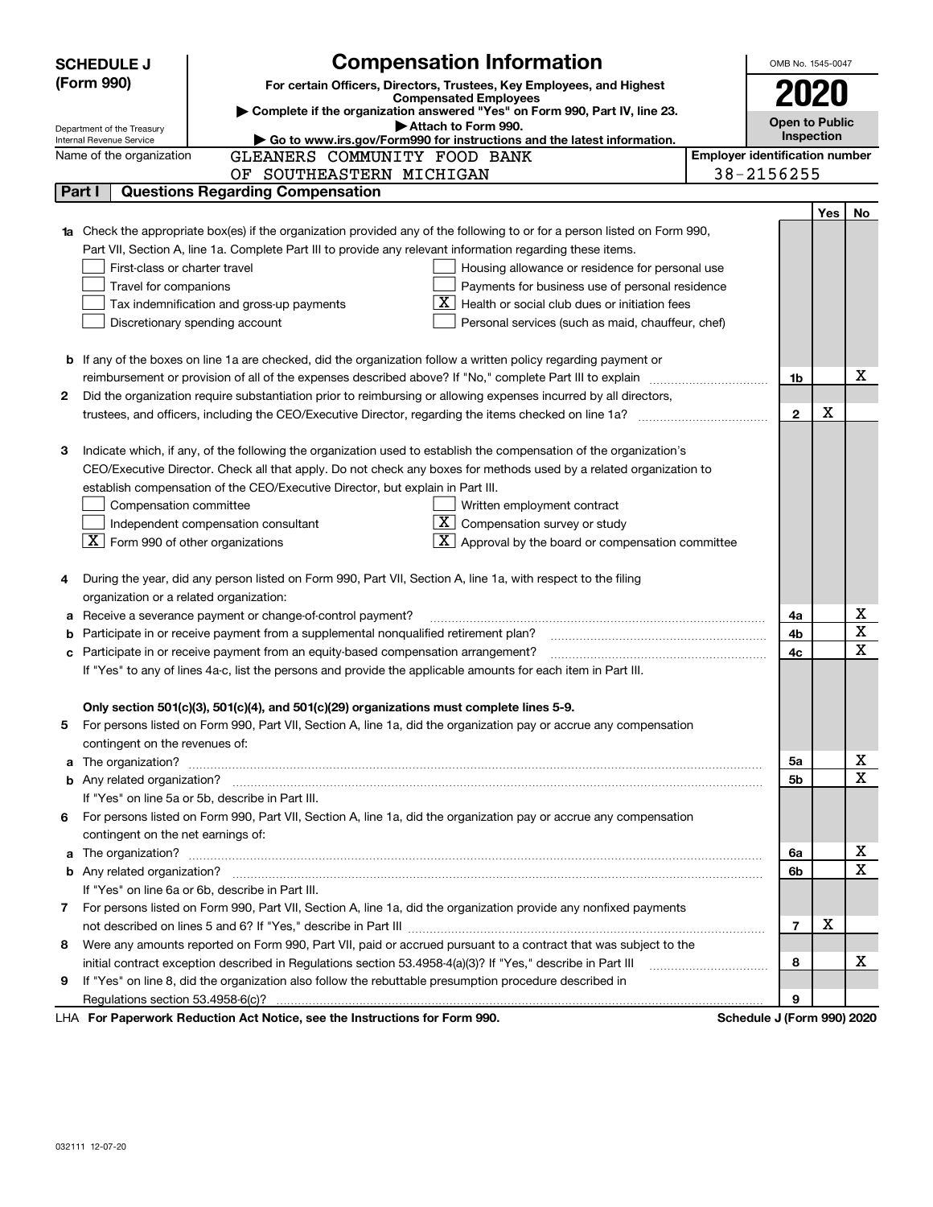# SCHEDULE J (Form 990)

Department of the Treasury
Internal Revenue Service

## Compensation Information

**For certain Officers, Directors, Trustees, Key Employees, and Highest Compensated Employees**

▶ Complete if the organization answered "Yes" on Form 990, Part IV, line 23.
▶ Attach to Form 990.
▶ Go to www.irs.gov/Form990 for instructions and the latest information.

OMB No. 1545-0047

**2020**

**Open to Public Inspection**

Name of the organization: GLEANERS COMMUNITY FOOD BANK OF SOUTHEASTERN MICHIGAN

Employer identification number: 38-2156255

### Part I — Questions Regarding Compensation

| | | | Yes | No |
|---|---|---|---|---|
| **1a** | Check the appropriate box(es) if the organization provided any of the following to or for a person listed on Form 990, Part VII, Section A, line 1a. Complete Part III to provide any relevant information regarding these items.<br>☐ First-class or charter travel<br>☐ Travel for companions<br>☐ Tax indemnification and gross-up payments<br>☐ Discretionary spending account<br>☐ Housing allowance or residence for personal use<br>☐ Payments for business use of personal residence<br>☒ Health or social club dues or initiation fees<br>☐ Personal services (such as maid, chauffeur, chef) | | | |
| **b** | If any of the boxes on line 1a are checked, did the organization follow a written policy regarding payment or reimbursement or provision of all of the expenses described above? If "No," complete Part III to explain | 1b | | X |
| **2** | Did the organization require substantiation prior to reimbursing or allowing expenses incurred by all directors, trustees, and officers, including the CEO/Executive Director, regarding the items checked on line 1a? | 2 | X | |
| **3** | Indicate which, if any, of the following the organization used to establish the compensation of the organization's CEO/Executive Director. Check all that apply. Do not check any boxes for methods used by a related organization to establish compensation of the CEO/Executive Director, but explain in Part III.<br>☐ Compensation committee<br>☐ Independent compensation consultant<br>☒ Form 990 of other organizations<br>☐ Written employment contract<br>☒ Compensation survey or study<br>☒ Approval by the board or compensation committee | | | |
| **4** | During the year, did any person listed on Form 990, Part VII, Section A, line 1a, with respect to the filing organization or a related organization: | | | |
| **a** | Receive a severance payment or change-of-control payment? | 4a | | X |
| **b** | Participate in or receive payment from a supplemental nonqualified retirement plan? | 4b | | X |
| **c** | Participate in or receive payment from an equity-based compensation arrangement? | 4c | | X |
| | If "Yes" to any of lines 4a-c, list the persons and provide the applicable amounts for each item in Part III. | | | |
| | **Only section 501(c)(3), 501(c)(4), and 501(c)(29) organizations must complete lines 5-9.** | | | |
| **5** | For persons listed on Form 990, Part VII, Section A, line 1a, did the organization pay or accrue any compensation contingent on the revenues of: | | | |
| **a** | The organization? | 5a | | X |
| **b** | Any related organization? | 5b | | X |
| | If "Yes" on line 5a or 5b, describe in Part III. | | | |
| **6** | For persons listed on Form 990, Part VII, Section A, line 1a, did the organization pay or accrue any compensation contingent on the net earnings of: | | | |
| **a** | The organization? | 6a | | X |
| **b** | Any related organization? | 6b | | X |
| | If "Yes" on line 6a or 6b, describe in Part III. | | | |
| **7** | For persons listed on Form 990, Part VII, Section A, line 1a, did the organization provide any nonfixed payments not described on lines 5 and 6? If "Yes," describe in Part III | 7 | X | |
| **8** | Were any amounts reported on Form 990, Part VII, paid or accrued pursuant to a contract that was subject to the initial contract exception described in Regulations section 53.4958-4(a)(3)? If "Yes," describe in Part III | 8 | | X |
| **9** | If "Yes" on line 8, did the organization also follow the rebuttable presumption procedure described in Regulations section 53.4958-6(c)? | 9 | | |

LHA **For Paperwork Reduction Act Notice, see the Instructions for Form 990.** **Schedule J (Form 990) 2020**

032111 12-07-20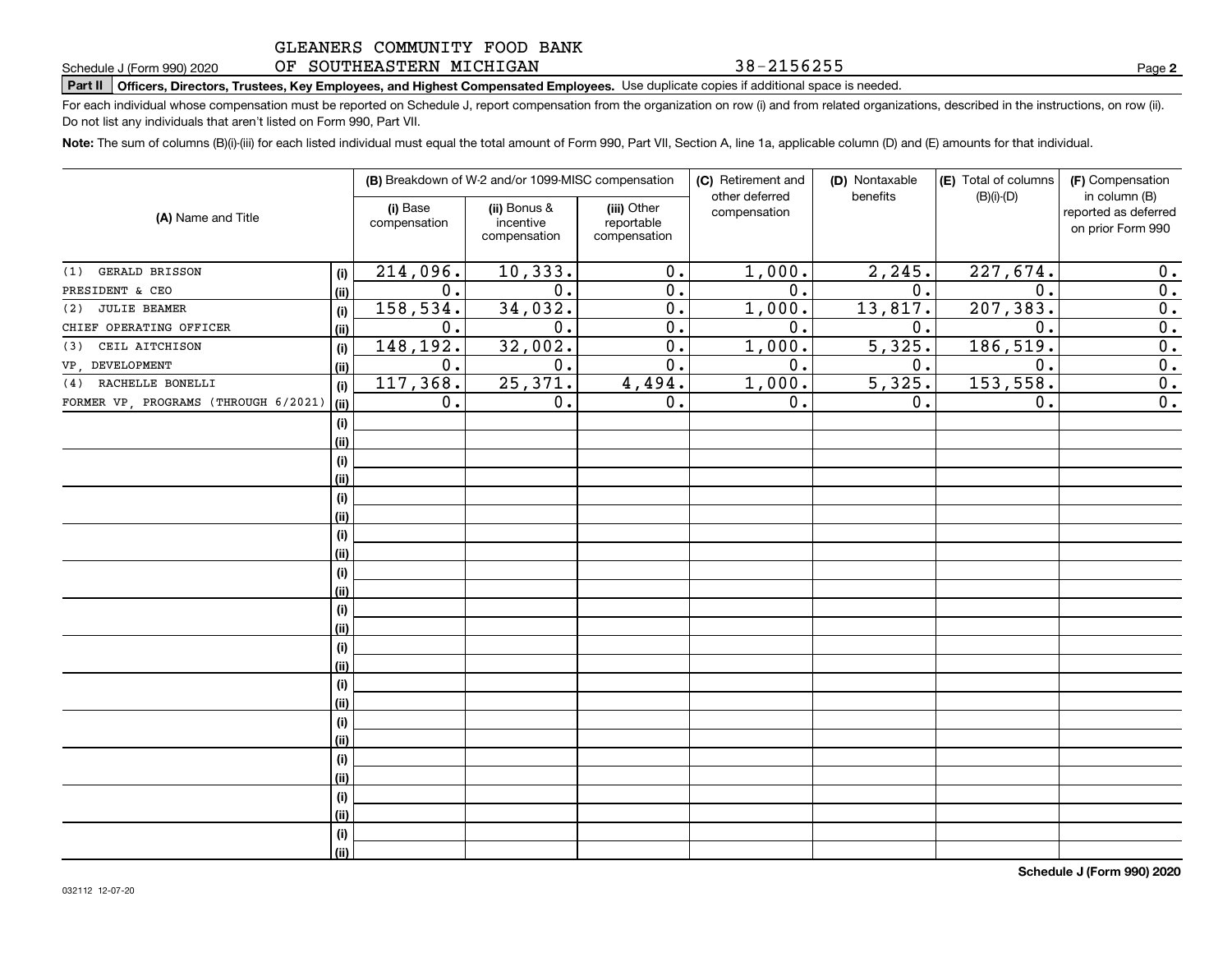GLEANERS COMMUNITY FOOD BANK OF SOUTHEASTERN MICHIGAN 38-2156255

Schedule J (Form 990) 2020

**Part II** **Officers, Directors, Trustees, Key Employees, and Highest Compensated Employees.** Use duplicate copies if additional space is needed.

For each individual whose compensation must be reported on Schedule J, report compensation from the organization on row (i) and from related organizations, described in the instructions, on row (ii). Do not list any individuals that aren't listed on Form 990, Part VII.

**Note:** The sum of columns (B)(i)-(iii) for each listed individual must equal the total amount of Form 990, Part VII, Section A, line 1a, applicable column (D) and (E) amounts for that individual.

| (A) Name and Title | | (B) Breakdown of W-2 and/or 1099-MISC compensation | | | (C) Retirement and other deferred compensation | (D) Nontaxable benefits | (E) Total of columns (B)(i)-(D) | (F) Compensation in column (B) reported as deferred on prior Form 990 |
|---|---|---|---|---|---|---|---|---|
| | | (i) Base compensation | (ii) Bonus & incentive compensation | (iii) Other reportable compensation | | | | |
| (1) GERALD BRISSON | (i) | 214,096. | 10,333. | 0. | 1,000. | 2,245. | 227,674. | 0. |
| PRESIDENT & CEO | (ii) | 0. | 0. | 0. | 0. | 0. | 0. | 0. |
| (2) JULIE BEAMER | (i) | 158,534. | 34,032. | 0. | 1,000. | 13,817. | 207,383. | 0. |
| CHIEF OPERATING OFFICER | (ii) | 0. | 0. | 0. | 0. | 0. | 0. | 0. |
| (3) CEIL AITCHISON | (i) | 148,192. | 32,002. | 0. | 1,000. | 5,325. | 186,519. | 0. |
| VP, DEVELOPMENT | (ii) | 0. | 0. | 0. | 0. | 0. | 0. | 0. |
| (4) RACHELLE BONELLI | (i) | 117,368. | 25,371. | 4,494. | 1,000. | 5,325. | 153,558. | 0. |
| FORMER VP, PROGRAMS (THROUGH 6/2021) | (ii) | 0. | 0. | 0. | 0. | 0. | 0. | 0. |

Schedule J (Form 990) 2020

032112 12-07-20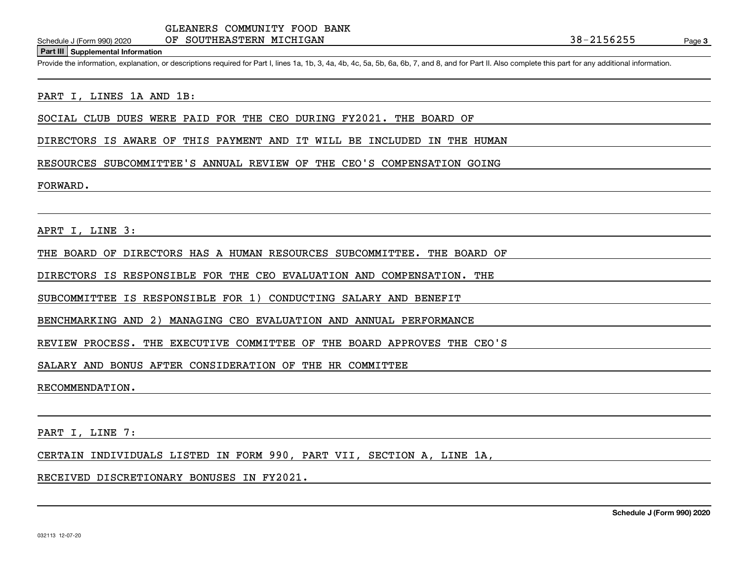GLEANERS COMMUNITY FOOD BANK
OF SOUTHEASTERN MICHIGAN 38-2156255

## Part III Supplemental Information

Provide the information, explanation, or descriptions required for Part I, lines 1a, 1b, 3, 4a, 4b, 4c, 5a, 5b, 6a, 6b, 7, and 8, and for Part II. Also complete this part for any additional information.

PART I, LINES 1A AND 1B:

SOCIAL CLUB DUES WERE PAID FOR THE CEO DURING FY2021. THE BOARD OF DIRECTORS IS AWARE OF THIS PAYMENT AND IT WILL BE INCLUDED IN THE HUMAN RESOURCES SUBCOMMITTEE'S ANNUAL REVIEW OF THE CEO'S COMPENSATION GOING FORWARD.

APRT I, LINE 3:

THE BOARD OF DIRECTORS HAS A HUMAN RESOURCES SUBCOMMITTEE. THE BOARD OF DIRECTORS IS RESPONSIBLE FOR THE CEO EVALUATION AND COMPENSATION. THE SUBCOMMITTEE IS RESPONSIBLE FOR 1) CONDUCTING SALARY AND BENEFIT BENCHMARKING AND 2) MANAGING CEO EVALUATION AND ANNUAL PERFORMANCE REVIEW PROCESS. THE EXECUTIVE COMMITTEE OF THE BOARD APPROVES THE CEO'S SALARY AND BONUS AFTER CONSIDERATION OF THE HR COMMITTEE RECOMMENDATION.

PART I, LINE 7:

CERTAIN INDIVIDUALS LISTED IN FORM 990, PART VII, SECTION A, LINE 1A, RECEIVED DISCRETIONARY BONUSES IN FY2021.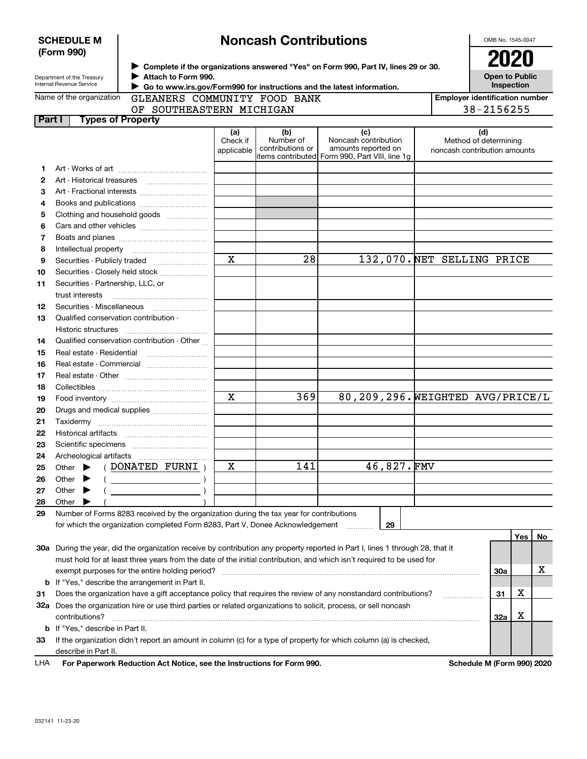**SCHEDULE M (Form 990)**

Department of the Treasury
Internal Revenue Service

# Noncash Contributions

▶ Complete if the organizations answered "Yes" on Form 990, Part IV, lines 29 or 30.
▶ Attach to Form 990.
▶ Go to www.irs.gov/Form990 for instructions and the latest information.

OMB No. 1545-0047

**2020**

**Open to Public Inspection**

Name of the organization: GLEANERS COMMUNITY FOOD BANK OF SOUTHEASTERN MICHIGAN

Employer identification number: 38-2156255

## Part I Types of Property

| | | (a) Check if applicable | (b) Number of contributions or items contributed | (c) Noncash contribution amounts reported on Form 990, Part VIII, line 1g | (d) Method of determining noncash contribution amounts |
|---|---|---|---|---|---|
| 1 | Art - Works of art | | | | |
| 2 | Art - Historical treasures | | | | |
| 3 | Art - Fractional interests | | | | |
| 4 | Books and publications | | | | |
| 5 | Clothing and household goods | | | | |
| 6 | Cars and other vehicles | | | | |
| 7 | Boats and planes | | | | |
| 8 | Intellectual property | | | | |
| 9 | Securities - Publicly traded | X | 28 | 132,070. | NET SELLING PRICE |
| 10 | Securities - Closely held stock | | | | |
| 11 | Securities - Partnership, LLC, or trust interests | | | | |
| 12 | Securities - Miscellaneous | | | | |
| 13 | Qualified conservation contribution - Historic structures | | | | |
| 14 | Qualified conservation contribution - Other | | | | |
| 15 | Real estate - Residential | | | | |
| 16 | Real estate - Commercial | | | | |
| 17 | Real estate - Other | | | | |
| 18 | Collectibles | | | | |
| 19 | Food inventory | X | 369 | 80,209,296. | WEIGHTED AVG/PRICE/L |
| 20 | Drugs and medical supplies | | | | |
| 21 | Taxidermy | | | | |
| 22 | Historical artifacts | | | | |
| 23 | Scientific specimens | | | | |
| 24 | Archeological artifacts | | | | |
| 25 | Other ▶ ( DONATED FURNI ) | X | 141 | 46,827. | FMV |
| 26 | Other ▶ ( ) | | | | |
| 27 | Other ▶ ( ) | | | | |
| 28 | Other ▶ ( ) | | | | |

29 Number of Forms 8283 received by the organization during the tax year for contributions for which the organization completed Form 8283, Part V, Donee Acknowledgement ..... 29

| | | | Yes | No |
|---|---|---|---|---|
| 30a | During the year, did the organization receive by contribution any property reported in Part I, lines 1 through 28, that it must hold for at least three years from the date of the initial contribution, and which isn't required to be used for exempt purposes for the entire holding period? | 30a | | X |
| b | If "Yes," describe the arrangement in Part II. | | | |
| 31 | Does the organization have a gift acceptance policy that requires the review of any nonstandard contributions? | 31 | X | |
| 32a | Does the organization hire or use third parties or related organizations to solicit, process, or sell noncash contributions? | 32a | X | |
| b | If "Yes," describe in Part II. | | | |
| 33 | If the organization didn't report an amount in column (c) for a type of property for which column (a) is checked, describe in Part II. | | | |

LHA **For Paperwork Reduction Act Notice, see the Instructions for Form 990.** **Schedule M (Form 990) 2020**

032141 11-23-20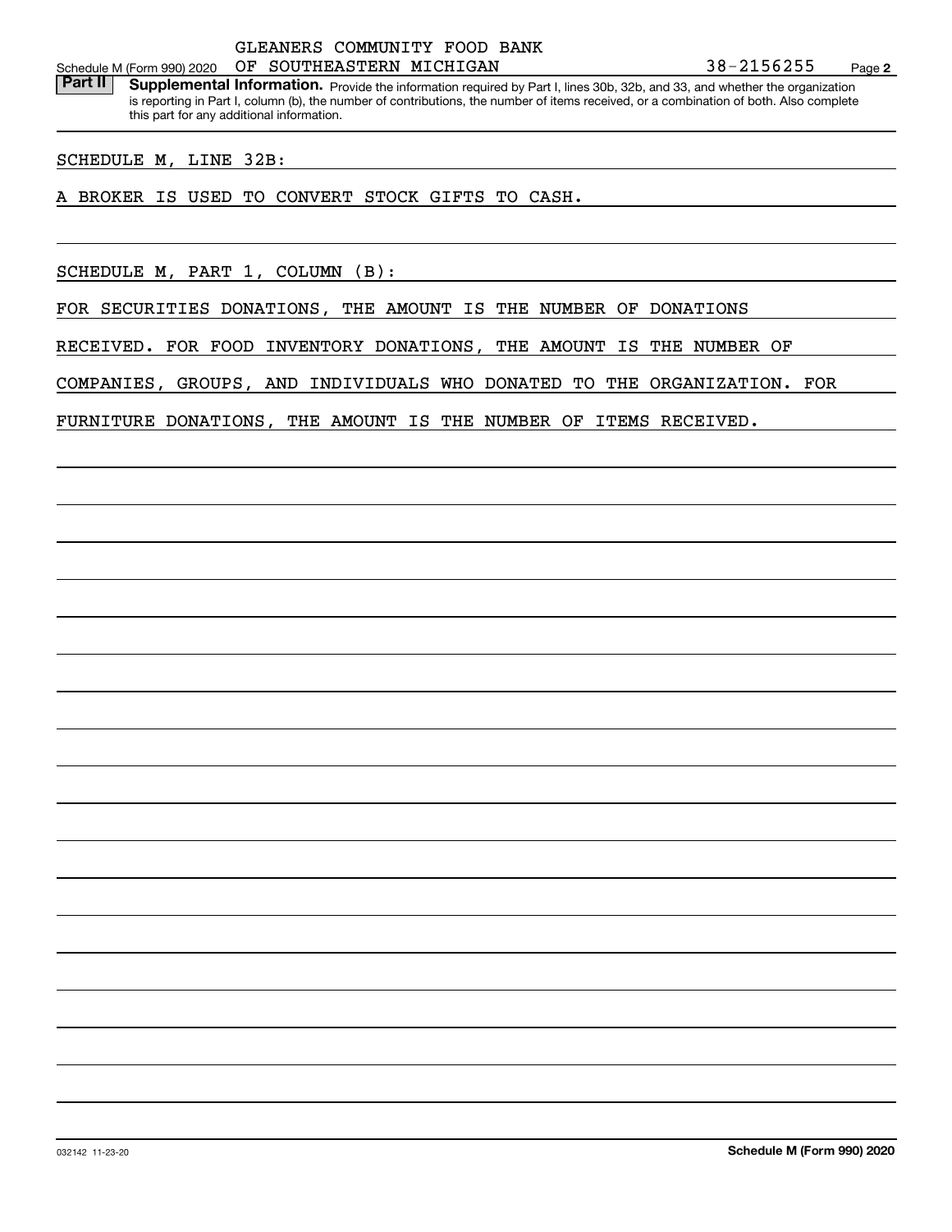GLEANERS COMMUNITY FOOD BANK OF SOUTHEASTERN MICHIGAN 38-2156255

**Part II** **Supplemental Information.** Provide the information required by Part I, lines 30b, 32b, and 33, and whether the organization is reporting in Part I, column (b), the number of contributions, the number of items received, or a combination of both. Also complete this part for any additional information.

SCHEDULE M, LINE 32B:

A BROKER IS USED TO CONVERT STOCK GIFTS TO CASH.

SCHEDULE M, PART 1, COLUMN (B):

FOR SECURITIES DONATIONS, THE AMOUNT IS THE NUMBER OF DONATIONS RECEIVED. FOR FOOD INVENTORY DONATIONS, THE AMOUNT IS THE NUMBER OF COMPANIES, GROUPS, AND INDIVIDUALS WHO DONATED TO THE ORGANIZATION. FOR FURNITURE DONATIONS, THE AMOUNT IS THE NUMBER OF ITEMS RECEIVED.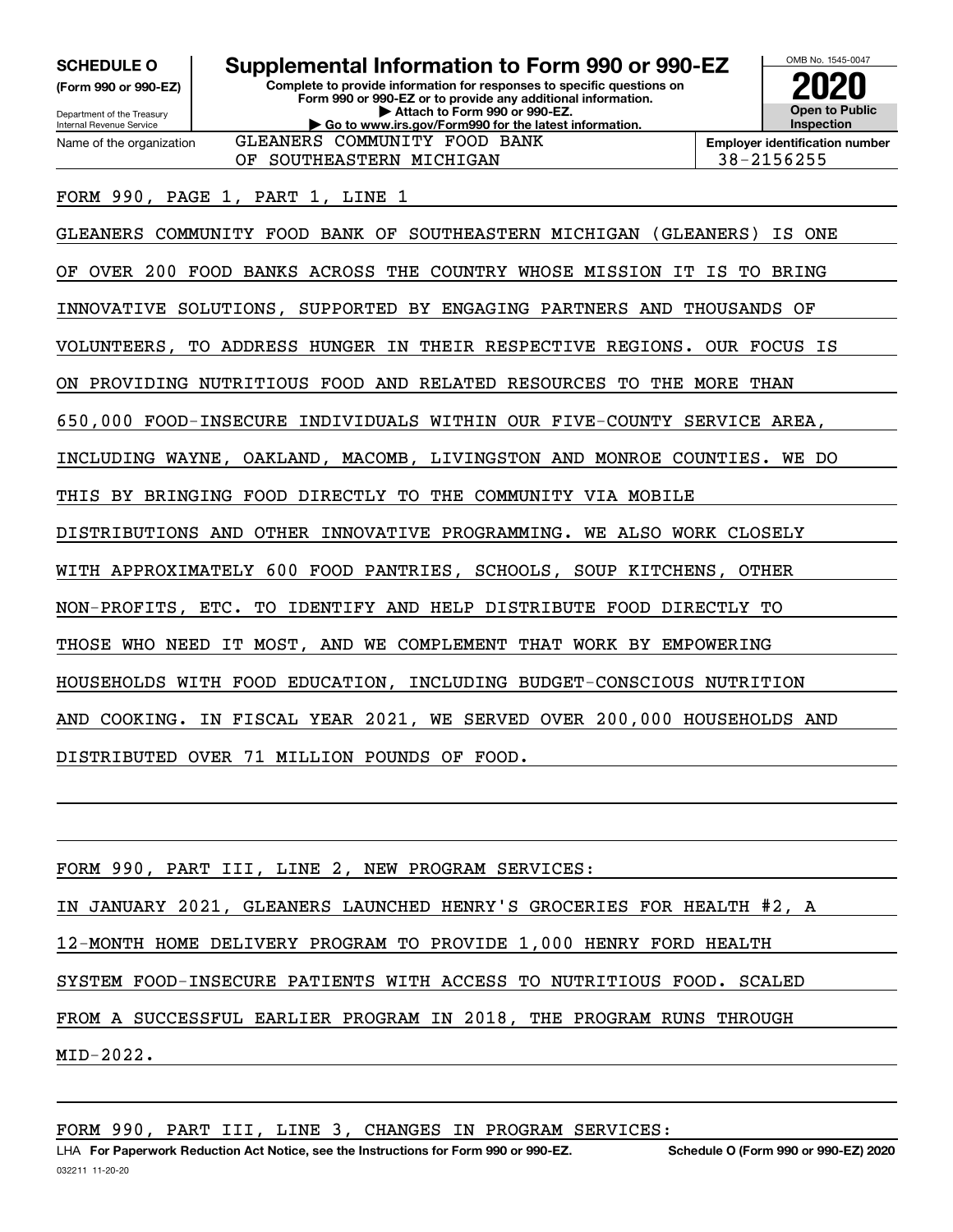**SCHEDULE O (Form 990 or 990-EZ)**

Department of the Treasury
Internal Revenue Service

# Supplemental Information to Form 990 or 990-EZ

**Complete to provide information for responses to specific questions on Form 990 or 990-EZ or to provide any additional information.**
**▶ Attach to Form 990 or 990-EZ.**
**▶ Go to www.irs.gov/Form990 for the latest information.**

OMB No. 1545-0047

**2020**

**Open to Public Inspection**

Name of the organization: GLEANERS COMMUNITY FOOD BANK OF SOUTHEASTERN MICHIGAN

**Employer identification number** 38-2156255

FORM 990, PAGE 1, PART 1, LINE 1

GLEANERS COMMUNITY FOOD BANK OF SOUTHEASTERN MICHIGAN (GLEANERS) IS ONE OF OVER 200 FOOD BANKS ACROSS THE COUNTRY WHOSE MISSION IT IS TO BRING INNOVATIVE SOLUTIONS, SUPPORTED BY ENGAGING PARTNERS AND THOUSANDS OF VOLUNTEERS, TO ADDRESS HUNGER IN THEIR RESPECTIVE REGIONS. OUR FOCUS IS ON PROVIDING NUTRITIOUS FOOD AND RELATED RESOURCES TO THE MORE THAN 650,000 FOOD-INSECURE INDIVIDUALS WITHIN OUR FIVE-COUNTY SERVICE AREA, INCLUDING WAYNE, OAKLAND, MACOMB, LIVINGSTON AND MONROE COUNTIES. WE DO THIS BY BRINGING FOOD DIRECTLY TO THE COMMUNITY VIA MOBILE DISTRIBUTIONS AND OTHER INNOVATIVE PROGRAMMING. WE ALSO WORK CLOSELY WITH APPROXIMATELY 600 FOOD PANTRIES, SCHOOLS, SOUP KITCHENS, OTHER NON-PROFITS, ETC. TO IDENTIFY AND HELP DISTRIBUTE FOOD DIRECTLY TO THOSE WHO NEED IT MOST, AND WE COMPLEMENT THAT WORK BY EMPOWERING HOUSEHOLDS WITH FOOD EDUCATION, INCLUDING BUDGET-CONSCIOUS NUTRITION AND COOKING. IN FISCAL YEAR 2021, WE SERVED OVER 200,000 HOUSEHOLDS AND DISTRIBUTED OVER 71 MILLION POUNDS OF FOOD.

FORM 990, PART III, LINE 2, NEW PROGRAM SERVICES:

IN JANUARY 2021, GLEANERS LAUNCHED HENRY'S GROCERIES FOR HEALTH #2, A 12-MONTH HOME DELIVERY PROGRAM TO PROVIDE 1,000 HENRY FORD HEALTH SYSTEM FOOD-INSECURE PATIENTS WITH ACCESS TO NUTRITIOUS FOOD. SCALED FROM A SUCCESSFUL EARLIER PROGRAM IN 2018, THE PROGRAM RUNS THROUGH MID-2022.

FORM 990, PART III, LINE 3, CHANGES IN PROGRAM SERVICES:

LHA **For Paperwork Reduction Act Notice, see the Instructions for Form 990 or 990-EZ.** **Schedule O (Form 990 or 990-EZ) 2020**

032211 11-20-20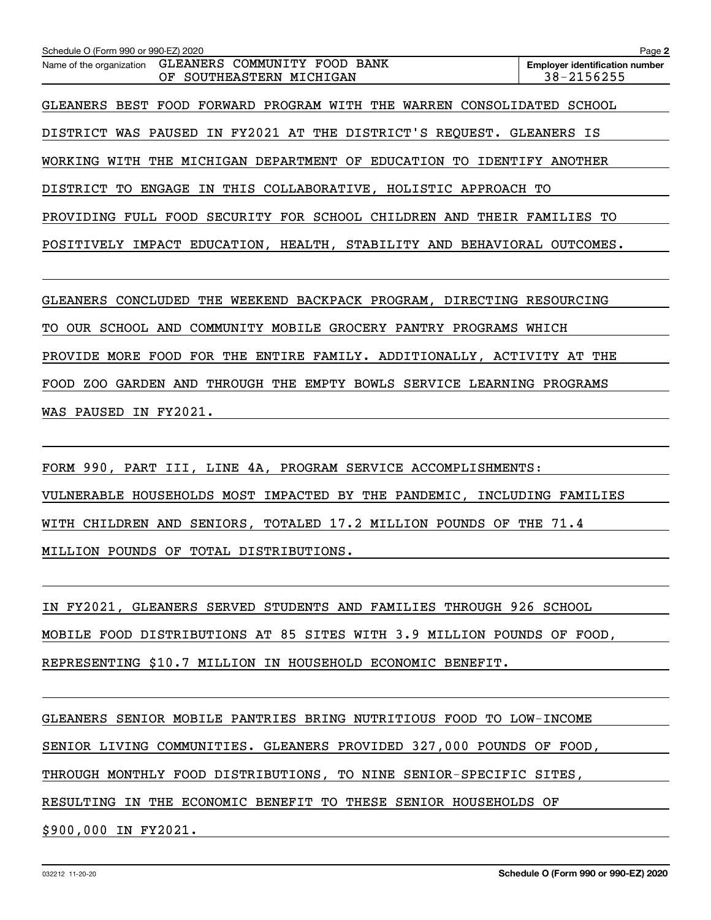Name of the organization GLEANERS COMMUNITY FOOD BANK OF SOUTHEASTERN MICHIGAN

Employer identification number 38-2156255

GLEANERS BEST FOOD FORWARD PROGRAM WITH THE WARREN CONSOLIDATED SCHOOL DISTRICT WAS PAUSED IN FY2021 AT THE DISTRICT'S REQUEST. GLEANERS IS WORKING WITH THE MICHIGAN DEPARTMENT OF EDUCATION TO IDENTIFY ANOTHER DISTRICT TO ENGAGE IN THIS COLLABORATIVE, HOLISTIC APPROACH TO PROVIDING FULL FOOD SECURITY FOR SCHOOL CHILDREN AND THEIR FAMILIES TO POSITIVELY IMPACT EDUCATION, HEALTH, STABILITY AND BEHAVIORAL OUTCOMES.

GLEANERS CONCLUDED THE WEEKEND BACKPACK PROGRAM, DIRECTING RESOURCING TO OUR SCHOOL AND COMMUNITY MOBILE GROCERY PANTRY PROGRAMS WHICH PROVIDE MORE FOOD FOR THE ENTIRE FAMILY. ADDITIONALLY, ACTIVITY AT THE FOOD ZOO GARDEN AND THROUGH THE EMPTY BOWLS SERVICE LEARNING PROGRAMS WAS PAUSED IN FY2021.

FORM 990, PART III, LINE 4A, PROGRAM SERVICE ACCOMPLISHMENTS:

VULNERABLE HOUSEHOLDS MOST IMPACTED BY THE PANDEMIC, INCLUDING FAMILIES WITH CHILDREN AND SENIORS, TOTALED 17.2 MILLION POUNDS OF THE 71.4 MILLION POUNDS OF TOTAL DISTRIBUTIONS.

IN FY2021, GLEANERS SERVED STUDENTS AND FAMILIES THROUGH 926 SCHOOL MOBILE FOOD DISTRIBUTIONS AT 85 SITES WITH 3.9 MILLION POUNDS OF FOOD, REPRESENTING $10.7 MILLION IN HOUSEHOLD ECONOMIC BENEFIT.

GLEANERS SENIOR MOBILE PANTRIES BRING NUTRITIOUS FOOD TO LOW-INCOME SENIOR LIVING COMMUNITIES. GLEANERS PROVIDED 327,000 POUNDS OF FOOD, THROUGH MONTHLY FOOD DISTRIBUTIONS, TO NINE SENIOR-SPECIFIC SITES, RESULTING IN THE ECONOMIC BENEFIT TO THESE SENIOR HOUSEHOLDS OF $900,000 IN FY2021.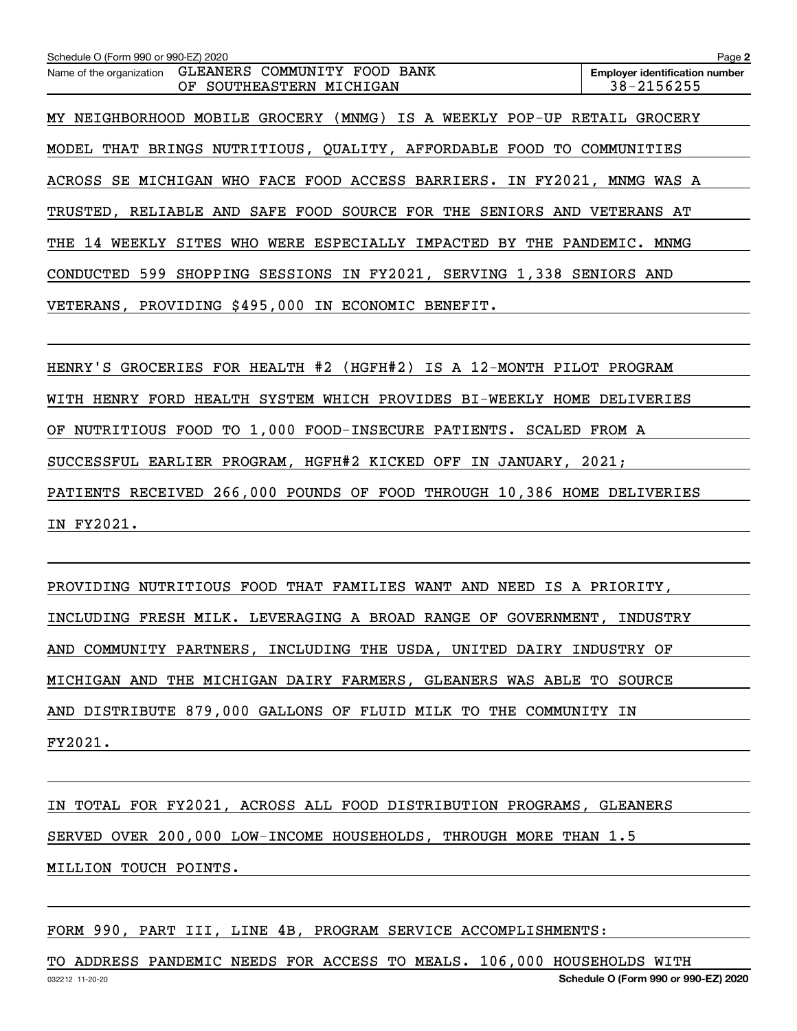Schedule O (Form 990 or 990-EZ) 2020

Name of the organization: GLEANERS COMMUNITY FOOD BANK OF SOUTHEASTERN MICHIGAN

Employer identification number: 38-2156255

MY NEIGHBORHOOD MOBILE GROCERY (MNMG) IS A WEEKLY POP-UP RETAIL GROCERY MODEL THAT BRINGS NUTRITIOUS, QUALITY, AFFORDABLE FOOD TO COMMUNITIES ACROSS SE MICHIGAN WHO FACE FOOD ACCESS BARRIERS. IN FY2021, MNMG WAS A TRUSTED, RELIABLE AND SAFE FOOD SOURCE FOR THE SENIORS AND VETERANS AT THE 14 WEEKLY SITES WHO WERE ESPECIALLY IMPACTED BY THE PANDEMIC. MNMG CONDUCTED 599 SHOPPING SESSIONS IN FY2021, SERVING 1,338 SENIORS AND VETERANS, PROVIDING $495,000 IN ECONOMIC BENEFIT.

HENRY'S GROCERIES FOR HEALTH #2 (HGFH#2) IS A 12-MONTH PILOT PROGRAM WITH HENRY FORD HEALTH SYSTEM WHICH PROVIDES BI-WEEKLY HOME DELIVERIES OF NUTRITIOUS FOOD TO 1,000 FOOD-INSECURE PATIENTS. SCALED FROM A SUCCESSFUL EARLIER PROGRAM, HGFH#2 KICKED OFF IN JANUARY, 2021; PATIENTS RECEIVED 266,000 POUNDS OF FOOD THROUGH 10,386 HOME DELIVERIES IN FY2021.

PROVIDING NUTRITIOUS FOOD THAT FAMILIES WANT AND NEED IS A PRIORITY, INCLUDING FRESH MILK. LEVERAGING A BROAD RANGE OF GOVERNMENT, INDUSTRY AND COMMUNITY PARTNERS, INCLUDING THE USDA, UNITED DAIRY INDUSTRY OF MICHIGAN AND THE MICHIGAN DAIRY FARMERS, GLEANERS WAS ABLE TO SOURCE AND DISTRIBUTE 879,000 GALLONS OF FLUID MILK TO THE COMMUNITY IN FY2021.

IN TOTAL FOR FY2021, ACROSS ALL FOOD DISTRIBUTION PROGRAMS, GLEANERS SERVED OVER 200,000 LOW-INCOME HOUSEHOLDS, THROUGH MORE THAN 1.5 MILLION TOUCH POINTS.

FORM 990, PART III, LINE 4B, PROGRAM SERVICE ACCOMPLISHMENTS:

TO ADDRESS PANDEMIC NEEDS FOR ACCESS TO MEALS. 106,000 HOUSEHOLDS WITH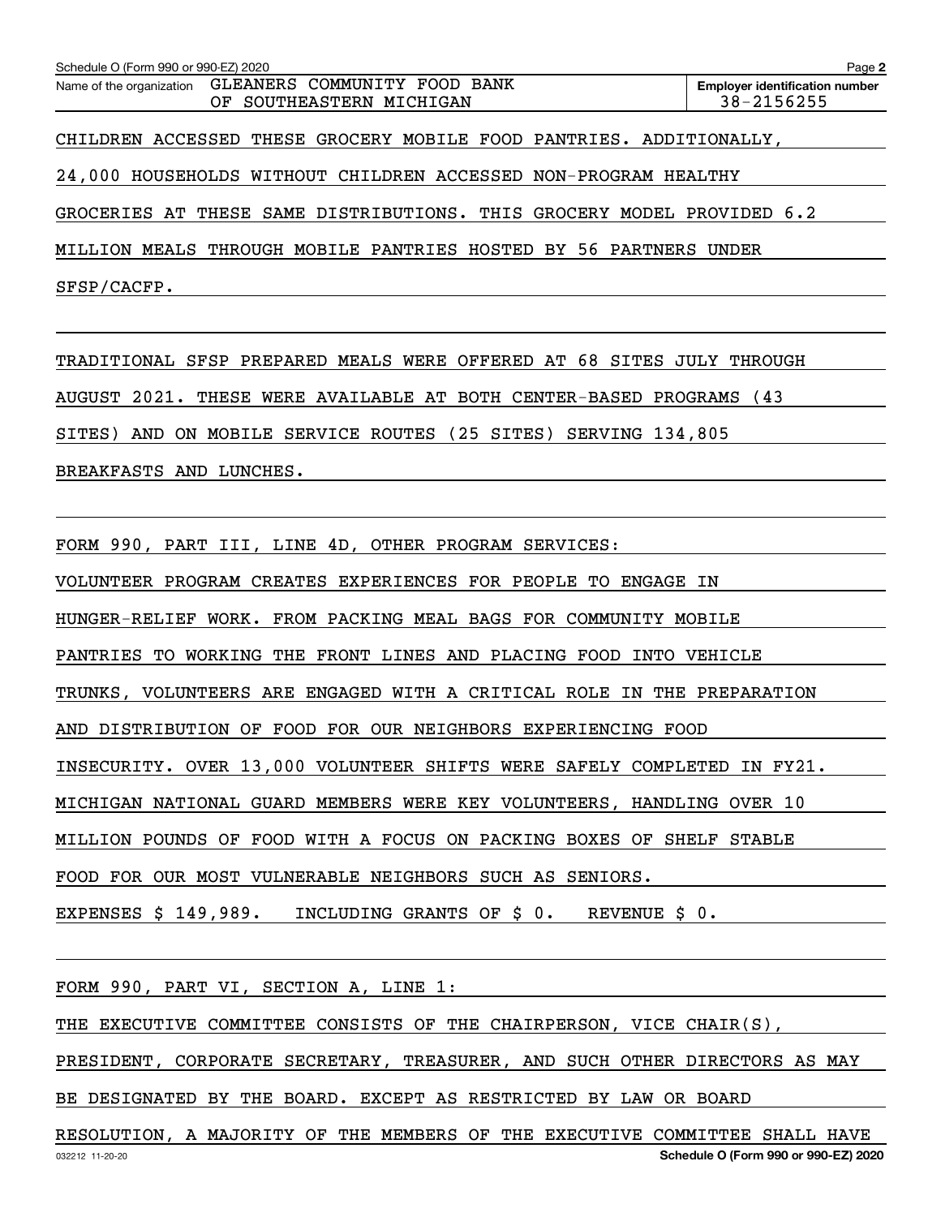Name of the organization GLEANERS COMMUNITY FOOD BANK OF SOUTHEASTERN MICHIGAN

Employer identification number 38-2156255

CHILDREN ACCESSED THESE GROCERY MOBILE FOOD PANTRIES. ADDITIONALLY, 24,000 HOUSEHOLDS WITHOUT CHILDREN ACCESSED NON-PROGRAM HEALTHY GROCERIES AT THESE SAME DISTRIBUTIONS. THIS GROCERY MODEL PROVIDED 6.2 MILLION MEALS THROUGH MOBILE PANTRIES HOSTED BY 56 PARTNERS UNDER SFSP/CACFP.

TRADITIONAL SFSP PREPARED MEALS WERE OFFERED AT 68 SITES JULY THROUGH AUGUST 2021. THESE WERE AVAILABLE AT BOTH CENTER-BASED PROGRAMS (43 SITES) AND ON MOBILE SERVICE ROUTES (25 SITES) SERVING 134,805 BREAKFASTS AND LUNCHES.

FORM 990, PART III, LINE 4D, OTHER PROGRAM SERVICES:

VOLUNTEER PROGRAM CREATES EXPERIENCES FOR PEOPLE TO ENGAGE IN HUNGER-RELIEF WORK. FROM PACKING MEAL BAGS FOR COMMUNITY MOBILE PANTRIES TO WORKING THE FRONT LINES AND PLACING FOOD INTO VEHICLE TRUNKS, VOLUNTEERS ARE ENGAGED WITH A CRITICAL ROLE IN THE PREPARATION AND DISTRIBUTION OF FOOD FOR OUR NEIGHBORS EXPERIENCING FOOD INSECURITY. OVER 13,000 VOLUNTEER SHIFTS WERE SAFELY COMPLETED IN FY21. MICHIGAN NATIONAL GUARD MEMBERS WERE KEY VOLUNTEERS, HANDLING OVER 10 MILLION POUNDS OF FOOD WITH A FOCUS ON PACKING BOXES OF SHELF STABLE FOOD FOR OUR MOST VULNERABLE NEIGHBORS SUCH AS SENIORS.

EXPENSES $ 149,989. INCLUDING GRANTS OF $ 0. REVENUE $ 0.

FORM 990, PART VI, SECTION A, LINE 1:

THE EXECUTIVE COMMITTEE CONSISTS OF THE CHAIRPERSON, VICE CHAIR(S), PRESIDENT, CORPORATE SECRETARY, TREASURER, AND SUCH OTHER DIRECTORS AS MAY BE DESIGNATED BY THE BOARD. EXCEPT AS RESTRICTED BY LAW OR BOARD RESOLUTION, A MAJORITY OF THE MEMBERS OF THE EXECUTIVE COMMITTEE SHALL HAVE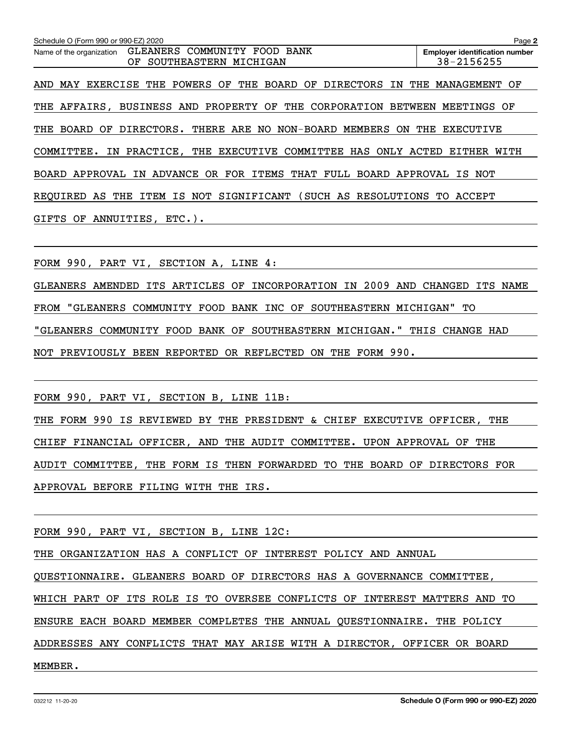Schedule O (Form 990 or 990-EZ) 2020 Page **2**

| Name of the organization | Employer identification number |
|---|---|
| GLEANERS COMMUNITY FOOD BANK OF SOUTHEASTERN MICHIGAN | 38-2156255 |

AND MAY EXERCISE THE POWERS OF THE BOARD OF DIRECTORS IN THE MANAGEMENT OF THE AFFAIRS, BUSINESS AND PROPERTY OF THE CORPORATION BETWEEN MEETINGS OF THE BOARD OF DIRECTORS. THERE ARE NO NON-BOARD MEMBERS ON THE EXECUTIVE COMMITTEE. IN PRACTICE, THE EXECUTIVE COMMITTEE HAS ONLY ACTED EITHER WITH BOARD APPROVAL IN ADVANCE OR FOR ITEMS THAT FULL BOARD APPROVAL IS NOT REQUIRED AS THE ITEM IS NOT SIGNIFICANT (SUCH AS RESOLUTIONS TO ACCEPT GIFTS OF ANNUITIES, ETC.).

FORM 990, PART VI, SECTION A, LINE 4:

GLEANERS AMENDED ITS ARTICLES OF INCORPORATION IN 2009 AND CHANGED ITS NAME FROM "GLEANERS COMMUNITY FOOD BANK INC OF SOUTHEASTERN MICHIGAN" TO "GLEANERS COMMUNITY FOOD BANK OF SOUTHEASTERN MICHIGAN." THIS CHANGE HAD NOT PREVIOUSLY BEEN REPORTED OR REFLECTED ON THE FORM 990.

FORM 990, PART VI, SECTION B, LINE 11B:

THE FORM 990 IS REVIEWED BY THE PRESIDENT & CHIEF EXECUTIVE OFFICER, THE CHIEF FINANCIAL OFFICER, AND THE AUDIT COMMITTEE. UPON APPROVAL OF THE AUDIT COMMITTEE, THE FORM IS THEN FORWARDED TO THE BOARD OF DIRECTORS FOR APPROVAL BEFORE FILING WITH THE IRS.

FORM 990, PART VI, SECTION B, LINE 12C:

THE ORGANIZATION HAS A CONFLICT OF INTEREST POLICY AND ANNUAL QUESTIONNAIRE. GLEANERS BOARD OF DIRECTORS HAS A GOVERNANCE COMMITTEE, WHICH PART OF ITS ROLE IS TO OVERSEE CONFLICTS OF INTEREST MATTERS AND TO ENSURE EACH BOARD MEMBER COMPLETES THE ANNUAL QUESTIONNAIRE. THE POLICY ADDRESSES ANY CONFLICTS THAT MAY ARISE WITH A DIRECTOR, OFFICER OR BOARD MEMBER.

032212 11-20-20 **Schedule O (Form 990 or 990-EZ) 2020**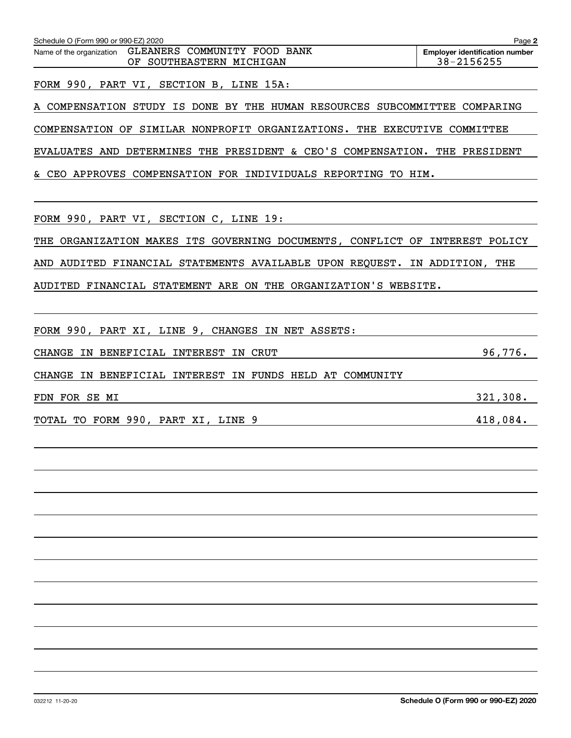Schedule O (Form 990 or 990-EZ) 2020

Name of the organization: GLEANERS COMMUNITY FOOD BANK OF SOUTHEASTERN MICHIGAN

Employer identification number: 38-2156255

FORM 990, PART VI, SECTION B, LINE 15A:

A COMPENSATION STUDY IS DONE BY THE HUMAN RESOURCES SUBCOMMITTEE COMPARING COMPENSATION OF SIMILAR NONPROFIT ORGANIZATIONS. THE EXECUTIVE COMMITTEE EVALUATES AND DETERMINES THE PRESIDENT & CEO'S COMPENSATION. THE PRESIDENT & CEO APPROVES COMPENSATION FOR INDIVIDUALS REPORTING TO HIM.

FORM 990, PART VI, SECTION C, LINE 19:

THE ORGANIZATION MAKES ITS GOVERNING DOCUMENTS, CONFLICT OF INTEREST POLICY AND AUDITED FINANCIAL STATEMENTS AVAILABLE UPON REQUEST. IN ADDITION, THE AUDITED FINANCIAL STATEMENT ARE ON THE ORGANIZATION'S WEBSITE.

FORM 990, PART XI, LINE 9, CHANGES IN NET ASSETS:

| | |
|---|---|
| CHANGE IN BENEFICIAL INTEREST IN CRUT | 96,776. |
| CHANGE IN BENEFICIAL INTEREST IN FUNDS HELD AT COMMUNITY FDN FOR SE MI | 321,308. |
| TOTAL TO FORM 990, PART XI, LINE 9 | 418,084. |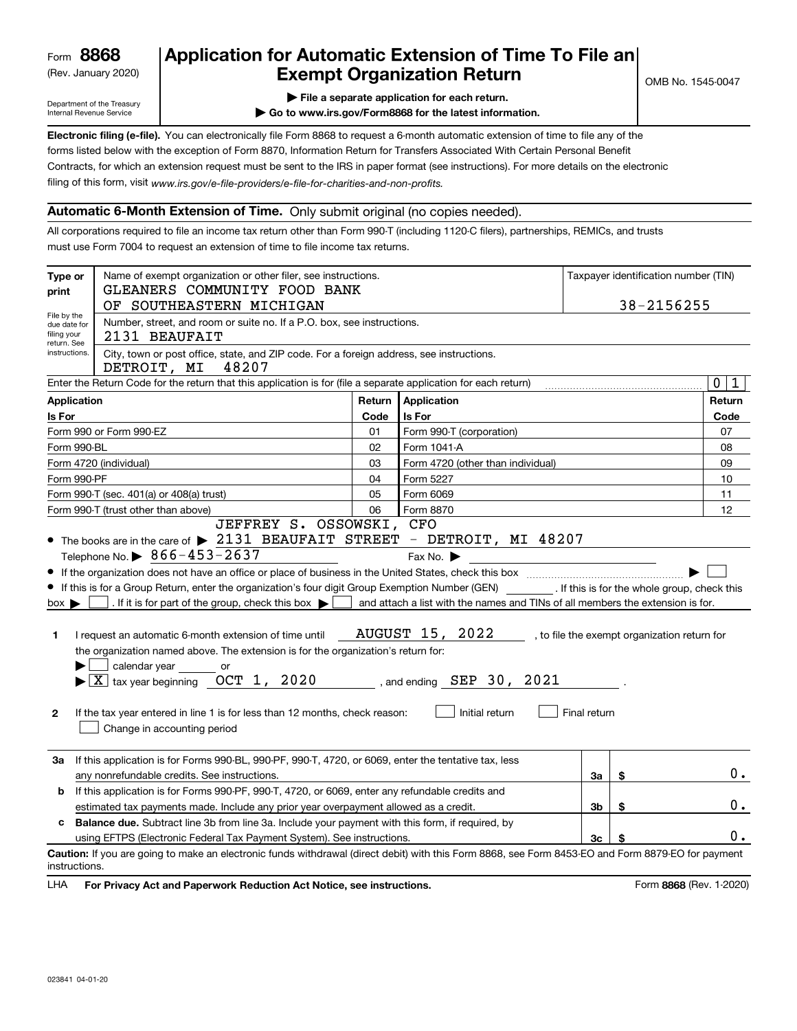Form **8868**
(Rev. January 2020)

Department of the Treasury
Internal Revenue Service

# Application for Automatic Extension of Time To File an Exempt Organization Return

OMB No. 1545-0047

▶ File a separate application for each return.

▶ Go to www.irs.gov/Form8868 for the latest information.

**Electronic filing (e-file).** You can electronically file Form 8868 to request a 6-month automatic extension of time to file any of the forms listed below with the exception of Form 8870, Information Return for Transfers Associated With Certain Personal Benefit Contracts, for which an extension request must be sent to the IRS in paper format (see instructions). For more details on the electronic filing of this form, visit *www.irs.gov/e-file-providers/e-file-for-charities-and-non-profits.*

## Automatic 6-Month Extension of Time. Only submit original (no copies needed).

All corporations required to file an income tax return other than Form 990-T (including 1120-C filers), partnerships, REMICs, and trusts must use Form 7004 to request an extension of time to file income tax returns.

**Type or print**

File by the due date for filing your return. See instructions.

Name of exempt organization or other filer, see instructions.
GLEANERS COMMUNITY FOOD BANK
OF SOUTHEASTERN MICHIGAN

Taxpayer identification number (TIN)
38-2156255

Number, street, and room or suite no. If a P.O. box, see instructions.
2131 BEAUFAIT

City, town or post office, state, and ZIP code. For a foreign address, see instructions.
DETROIT, MI 48207

Enter the Return Code for the return that this application is for (file a separate application for each return) 0 1

| Application Is For | Return Code | Application Is For | Return Code |
|---|---|---|---|
| Form 990 or Form 990-EZ | 01 | Form 990-T (corporation) | 07 |
| Form 990-BL | 02 | Form 1041-A | 08 |
| Form 4720 (individual) | 03 | Form 4720 (other than individual) | 09 |
| Form 990-PF | 04 | Form 5227 | 10 |
| Form 990-T (sec. 401(a) or 408(a) trust) | 05 | Form 6069 | 11 |
| Form 990-T (trust other than above) | 06 | Form 8870 | 12 |

- The books are in the care of ▶ JEFFREY S. OSSOWSKI, CFO 2131 BEAUFAIT STREET - DETROIT, MI 48207

  Telephone No. ▶ 866-453-2637 Fax No. ▶
- If the organization does not have an office or place of business in the United States, check this box ▶ ☐
- If this is for a Group Return, enter the organization's four digit Group Exemption Number (GEN) ______ . If this is for the whole group, check this box ▶ ☐ . If it is for part of the group, check this box ▶ ☐ and attach a list with the names and TINs of all members the extension is for.

**1** I request an automatic 6-month extension of time until AUGUST 15, 2022 , to file the exempt organization return for the organization named above. The extension is for the organization's return for:

▶ ☐ calendar year ______ or

▶ ☒ tax year beginning OCT 1, 2020 , and ending SEP 30, 2021 .

**2** If the tax year entered in line 1 is for less than 12 months, check reason: ☐ Initial return ☐ Final return ☐ Change in accounting period

| | | | |
|---|---|---|---|
| **3a** If this application is for Forms 990-BL, 990-PF, 990-T, 4720, or 6069, enter the tentative tax, less any nonrefundable credits. See instructions. | 3a | $ | 0. |
| **b** If this application is for Forms 990-PF, 990-T, 4720, or 6069, enter any refundable credits and estimated tax payments made. Include any prior year overpayment allowed as a credit. | 3b | $ | 0. |
| **c** **Balance due.** Subtract line 3b from line 3a. Include your payment with this form, if required, by using EFTPS (Electronic Federal Tax Payment System). See instructions. | 3c | $ | 0. |

**Caution:** If you are going to make an electronic funds withdrawal (direct debit) with this Form 8868, see Form 8453-EO and Form 8879-EO for payment instructions.

LHA **For Privacy Act and Paperwork Reduction Act Notice, see instructions.** Form **8868** (Rev. 1-2020)

023841 04-01-20